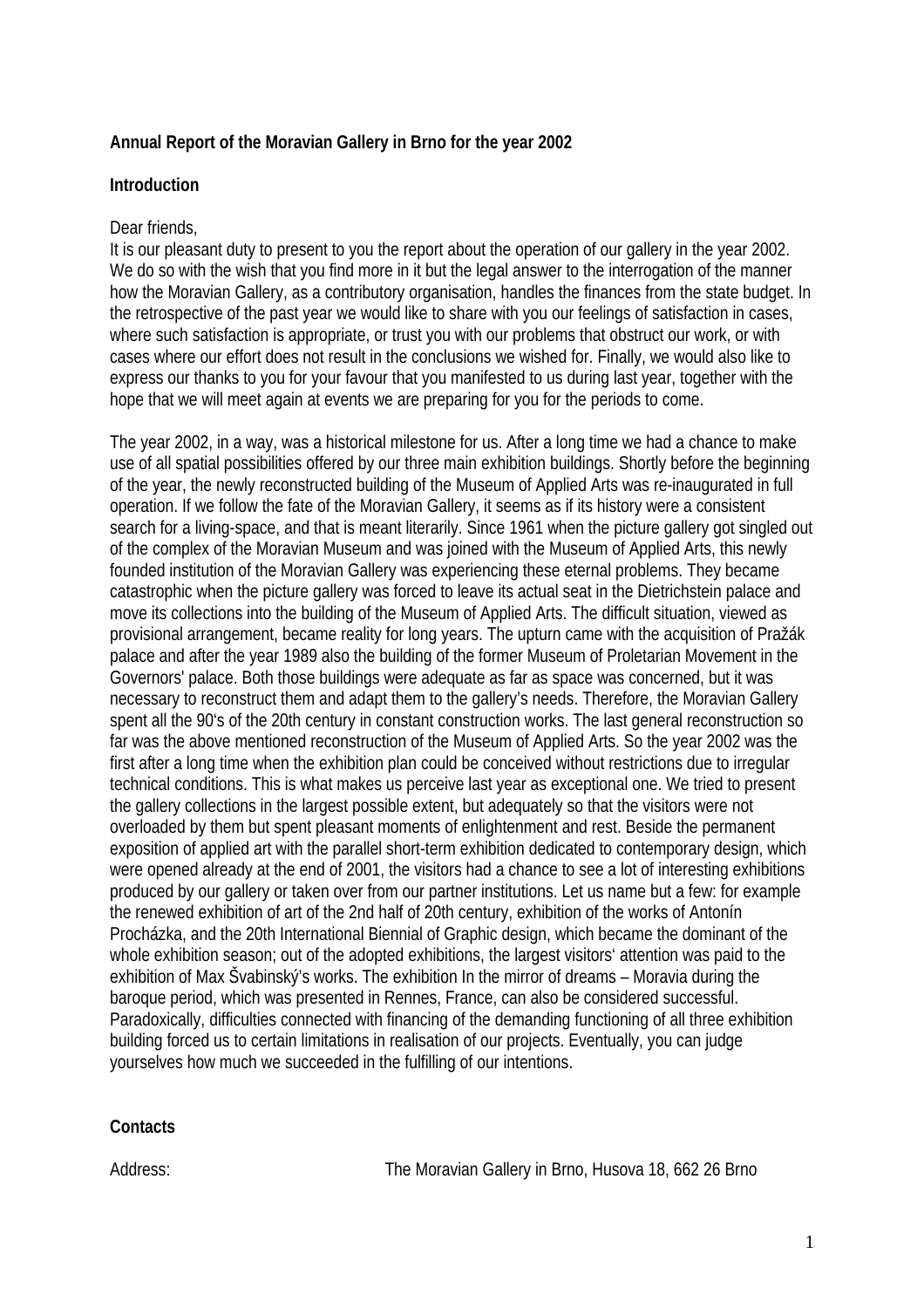# Annual Report of the Moravian Gallery in Brno for the year 2002

## Introduction

Dear friends,
It is our pleasant duty to present to you the report about the operation of our gallery in the year 2002. We do so with the wish that you find more in it but the legal answer to the interrogation of the manner how the Moravian Gallery, as a contributory organisation, handles the finances from the state budget. In the retrospective of the past year we would like to share with you our feelings of satisfaction in cases, where such satisfaction is appropriate, or trust you with our problems that obstruct our work, or with cases where our effort does not result in the conclusions we wished for. Finally, we would also like to express our thanks to you for your favour that you manifested to us during last year, together with the hope that we will meet again at events we are preparing for you for the periods to come.

The year 2002, in a way, was a historical milestone for us. After a long time we had a chance to make use of all spatial possibilities offered by our three main exhibition buildings. Shortly before the beginning of the year, the newly reconstructed building of the Museum of Applied Arts was re-inaugurated in full operation. If we follow the fate of the Moravian Gallery, it seems as if its history were a consistent search for a living-space, and that is meant literarily. Since 1961 when the picture gallery got singled out of the complex of the Moravian Museum and was joined with the Museum of Applied Arts, this newly founded institution of the Moravian Gallery was experiencing these eternal problems. They became catastrophic when the picture gallery was forced to leave its actual seat in the Dietrichstein palace and move its collections into the building of the Museum of Applied Arts. The difficult situation, viewed as provisional arrangement, became reality for long years. The upturn came with the acquisition of Pražák palace and after the year 1989 also the building of the former Museum of Proletarian Movement in the Governors' palace. Both those buildings were adequate as far as space was concerned, but it was necessary to reconstruct them and adapt them to the gallery's needs. Therefore, the Moravian Gallery spent all the 90's of the 20th century in constant construction works. The last general reconstruction so far was the above mentioned reconstruction of the Museum of Applied Arts. So the year 2002 was the first after a long time when the exhibition plan could be conceived without restrictions due to irregular technical conditions. This is what makes us perceive last year as exceptional one. We tried to present the gallery collections in the largest possible extent, but adequately so that the visitors were not overloaded by them but spent pleasant moments of enlightenment and rest. Beside the permanent exposition of applied art with the parallel short-term exhibition dedicated to contemporary design, which were opened already at the end of 2001, the visitors had a chance to see a lot of interesting exhibitions produced by our gallery or taken over from our partner institutions. Let us name but a few: for example the renewed exhibition of art of the 2nd half of 20th century, exhibition of the works of Antonín Procházka, and the 20th International Biennial of Graphic design, which became the dominant of the whole exhibition season; out of the adopted exhibitions, the largest visitors' attention was paid to the exhibition of Max Švabinský's works. The exhibition In the mirror of dreams – Moravia during the baroque period, which was presented in Rennes, France, can also be considered successful. Paradoxically, difficulties connected with financing of the demanding functioning of all three exhibition building forced us to certain limitations in realisation of our projects. Eventually, you can judge yourselves how much we succeeded in the fulfilling of our intentions.

## Contacts

Address: The Moravian Gallery in Brno, Husova 18, 662 26 Brno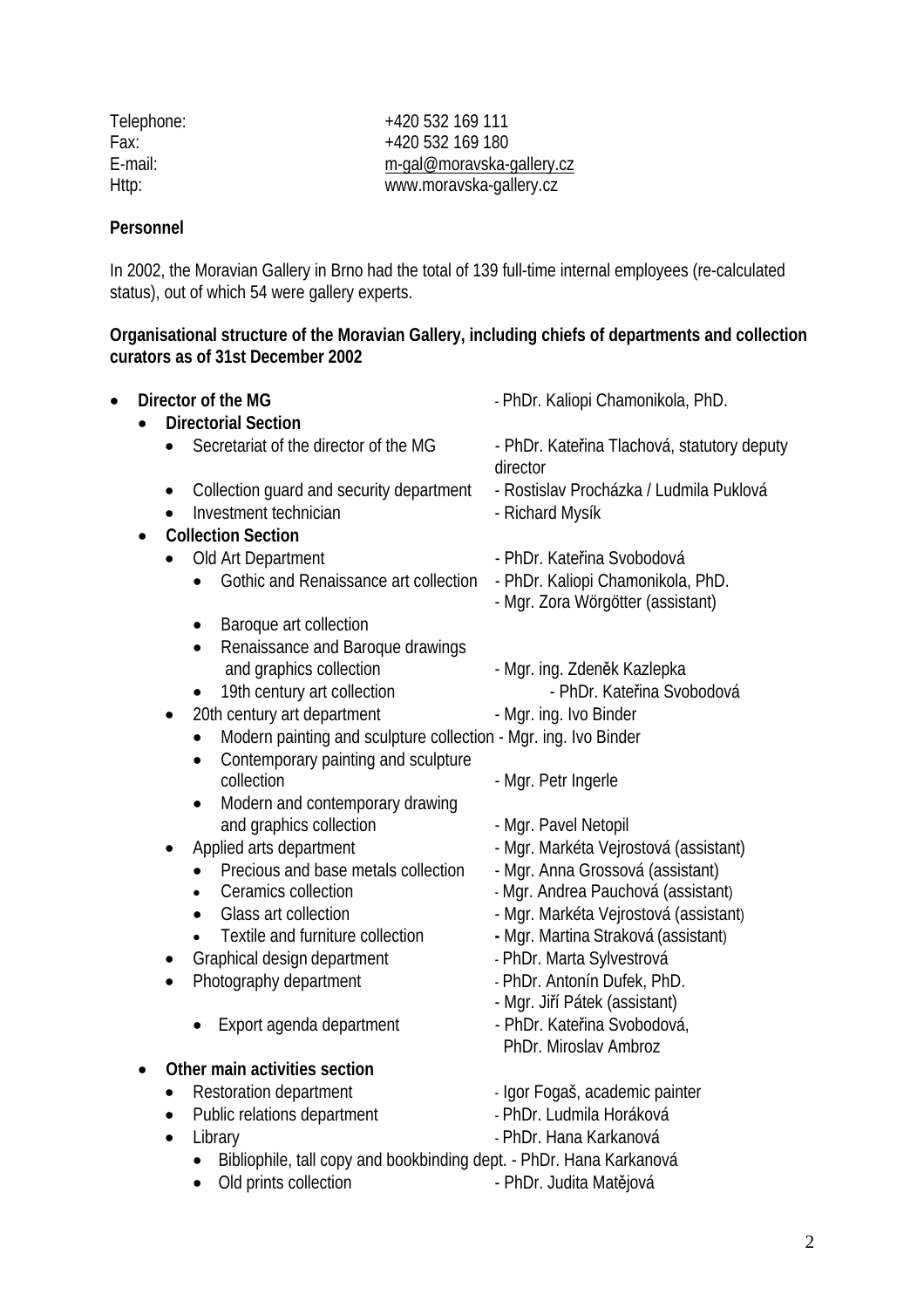Telephone: +420 532 169 111
Fax: +420 532 169 180
E-mail: m-gal@moravska-gallery.cz
Http: www.moravska-gallery.cz

**Personnel**

In 2002, the Moravian Gallery in Brno had the total of 139 full-time internal employees (re-calculated status), out of which 54 were gallery experts.

**Organisational structure of the Moravian Gallery, including chiefs of departments and collection curators as of 31st December 2002**

- **Director of the MG** - PhDr. Kaliopi Chamonikola, PhD.
  - **Directorial Section**
    - Secretariat of the director of the MG - PhDr. Kateřina Tlachová, statutory deputy director
    - Collection guard and security department - Rostislav Procházka / Ludmila Puklová
    - Investment technician - Richard Mysík
  - **Collection Section**
    - Old Art Department - PhDr. Kateřina Svobodová
      - Gothic and Renaissance art collection - PhDr. Kaliopi Chamonikola, PhD. - Mgr. Zora Wörgötter (assistant)
      - Baroque art collection
      - Renaissance and Baroque drawings and graphics collection - Mgr. ing. Zdeněk Kazlepka
      - 19th century art collection - PhDr. Kateřina Svobodová
    - 20th century art department - Mgr. ing. Ivo Binder
      - Modern painting and sculpture collection - Mgr. ing. Ivo Binder
      - Contemporary painting and sculpture collection - Mgr. Petr Ingerle
      - Modern and contemporary drawing and graphics collection - Mgr. Pavel Netopil
    - Applied arts department - Mgr. Markéta Vejrostová (assistant)
      - Precious and base metals collection - Mgr. Anna Grossová (assistant)
      - Ceramics collection - Mgr. Andrea Pauchová (assistant)
      - Glass art collection - Mgr. Markéta Vejrostová (assistant)
      - Textile and furniture collection - Mgr. Martina Straková (assistant)
    - Graphical design department - PhDr. Marta Sylvestrová
    - Photography department - PhDr. Antonín Dufek, PhD. - Mgr. Jiří Pátek (assistant)
      - Export agenda department - PhDr. Kateřina Svobodová, PhDr. Miroslav Ambroz
  - **Other main activities section**
    - Restoration department - Igor Fogaš, academic painter
    - Public relations department - PhDr. Ludmila Horáková
    - Library - PhDr. Hana Karkanová
      - Bibliophile, tall copy and bookbinding dept. - PhDr. Hana Karkanová
      - Old prints collection - PhDr. Judita Matějová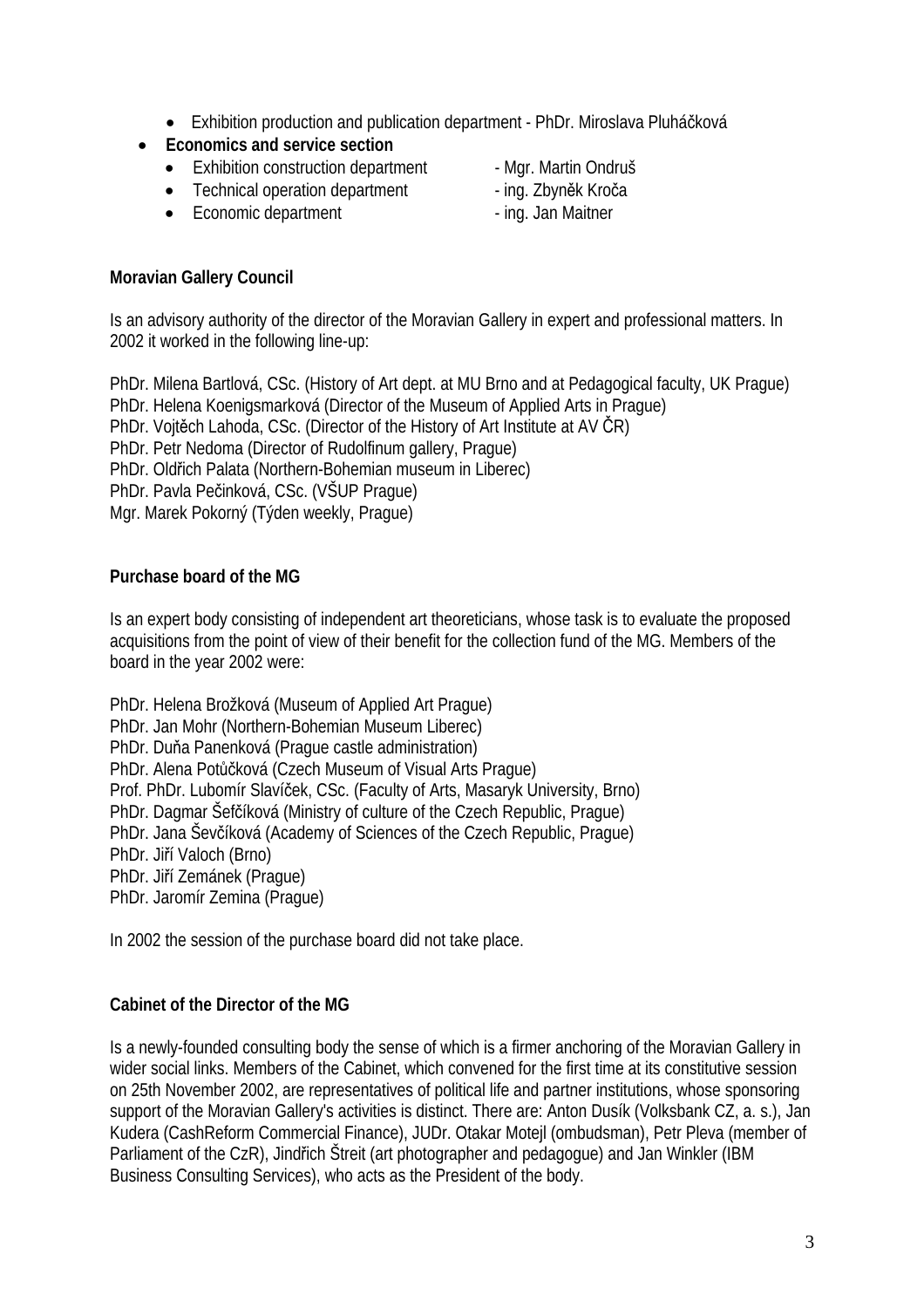- Exhibition production and publication department - PhDr. Miroslava Pluháčková
- **Economics and service section**
   - Exhibition construction department - Mgr. Martin Ondruš
   - Technical operation department - ing. Zbyněk Kroča
   - Economic department - ing. Jan Maitner

**Moravian Gallery Council**

Is an advisory authority of the director of the Moravian Gallery in expert and professional matters. In 2002 it worked in the following line-up:

PhDr. Milena Bartlová, CSc. (History of Art dept. at MU Brno and at Pedagogical faculty, UK Prague)
PhDr. Helena Koenigsmarková (Director of the Museum of Applied Arts in Prague)
PhDr. Vojtěch Lahoda, CSc. (Director of the History of Art Institute at AV ČR)
PhDr. Petr Nedoma (Director of Rudolfinum gallery, Prague)
PhDr. Oldřich Palata (Northern-Bohemian museum in Liberec)
PhDr. Pavla Pečinková, CSc. (VŠUP Prague)
Mgr. Marek Pokorný (Týden weekly, Prague)

**Purchase board of the MG**

Is an expert body consisting of independent art theoreticians, whose task is to evaluate the proposed acquisitions from the point of view of their benefit for the collection fund of the MG. Members of the board in the year 2002 were:

PhDr. Helena Brožková (Museum of Applied Art Prague)
PhDr. Jan Mohr (Northern-Bohemian Museum Liberec)
PhDr. Duňa Panenková (Prague castle administration)
PhDr. Alena Potůčková (Czech Museum of Visual Arts Prague)
Prof. PhDr. Lubomír Slavíček, CSc. (Faculty of Arts, Masaryk University, Brno)
PhDr. Dagmar Šefčíková (Ministry of culture of the Czech Republic, Prague)
PhDr. Jana Ševčíková (Academy of Sciences of the Czech Republic, Prague)
PhDr. Jiří Valoch (Brno)
PhDr. Jiří Zemánek (Prague)
PhDr. Jaromír Zemina (Prague)

In 2002 the session of the purchase board did not take place.

**Cabinet of the Director of the MG**

Is a newly-founded consulting body the sense of which is a firmer anchoring of the Moravian Gallery in wider social links. Members of the Cabinet, which convened for the first time at its constitutive session on 25th November 2002, are representatives of political life and partner institutions, whose sponsoring support of the Moravian Gallery's activities is distinct. There are: Anton Dusík (Volksbank CZ, a. s.), Jan Kudera (CashReform Commercial Finance), JUDr. Otakar Motejl (ombudsman), Petr Pleva (member of Parliament of the CzR), Jindřich Štreit (art photographer and pedagogue) and Jan Winkler (IBM Business Consulting Services), who acts as the President of the body.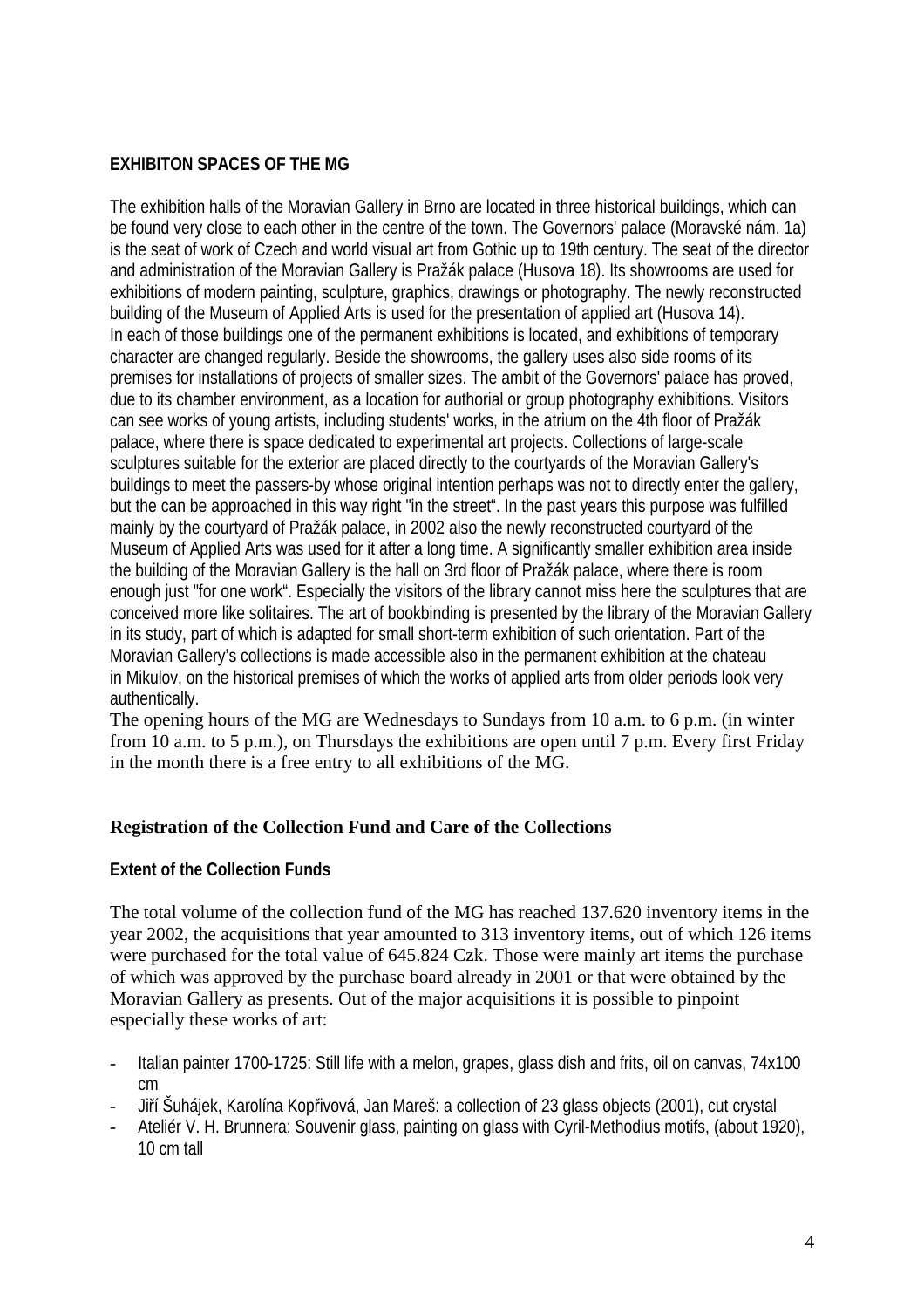**EXHIBITON SPACES OF THE MG**

The exhibition halls of the Moravian Gallery in Brno are located in three historical buildings, which can be found very close to each other in the centre of the town. The Governors' palace (Moravské nám. 1a) is the seat of work of Czech and world visual art from Gothic up to 19th century. The seat of the director and administration of the Moravian Gallery is Pražák palace (Husova 18). Its showrooms are used for exhibitions of modern painting, sculpture, graphics, drawings or photography. The newly reconstructed building of the Museum of Applied Arts is used for the presentation of applied art (Husova 14).
In each of those buildings one of the permanent exhibitions is located, and exhibitions of temporary character are changed regularly. Beside the showrooms, the gallery uses also side rooms of its premises for installations of projects of smaller sizes. The ambit of the Governors' palace has proved, due to its chamber environment, as a location for authorial or group photography exhibitions. Visitors can see works of young artists, including students' works, in the atrium on the 4th floor of Pražák palace, where there is space dedicated to experimental art projects. Collections of large-scale sculptures suitable for the exterior are placed directly to the courtyards of the Moravian Gallery's buildings to meet the passers-by whose original intention perhaps was not to directly enter the gallery, but the can be approached in this way right "in the street". In the past years this purpose was fulfilled mainly by the courtyard of Pražák palace, in 2002 also the newly reconstructed courtyard of the Museum of Applied Arts was used for it after a long time. A significantly smaller exhibition area inside the building of the Moravian Gallery is the hall on 3rd floor of Pražák palace, where there is room enough just "for one work". Especially the visitors of the library cannot miss here the sculptures that are conceived more like solitaires. The art of bookbinding is presented by the library of the Moravian Gallery in its study, part of which is adapted for small short-term exhibition of such orientation. Part of the Moravian Gallery's collections is made accessible also in the permanent exhibition at the chateau in Mikulov, on the historical premises of which the works of applied arts from older periods look very authentically.
The opening hours of the MG are Wednesdays to Sundays from 10 a.m. to 6 p.m. (in winter from 10 a.m. to 5 p.m.), on Thursdays the exhibitions are open until 7 p.m. Every first Friday in the month there is a free entry to all exhibitions of the MG.

## Registration of the Collection Fund and Care of the Collections

### Extent of the Collection Funds

The total volume of the collection fund of the MG has reached 137.620 inventory items in the year 2002, the acquisitions that year amounted to 313 inventory items, out of which 126 items were purchased for the total value of 645.824 Czk. Those were mainly art items the purchase of which was approved by the purchase board already in 2001 or that were obtained by the Moravian Gallery as presents. Out of the major acquisitions it is possible to pinpoint especially these works of art:

- Italian painter 1700-1725: Still life with a melon, grapes, glass dish and frits, oil on canvas, 74x100 cm
- Jiří Šuhájek, Karolína Kopřivová, Jan Mareš: a collection of 23 glass objects (2001), cut crystal
- Ateliér V. H. Brunnera: Souvenir glass, painting on glass with Cyril-Methodius motifs, (about 1920), 10 cm tall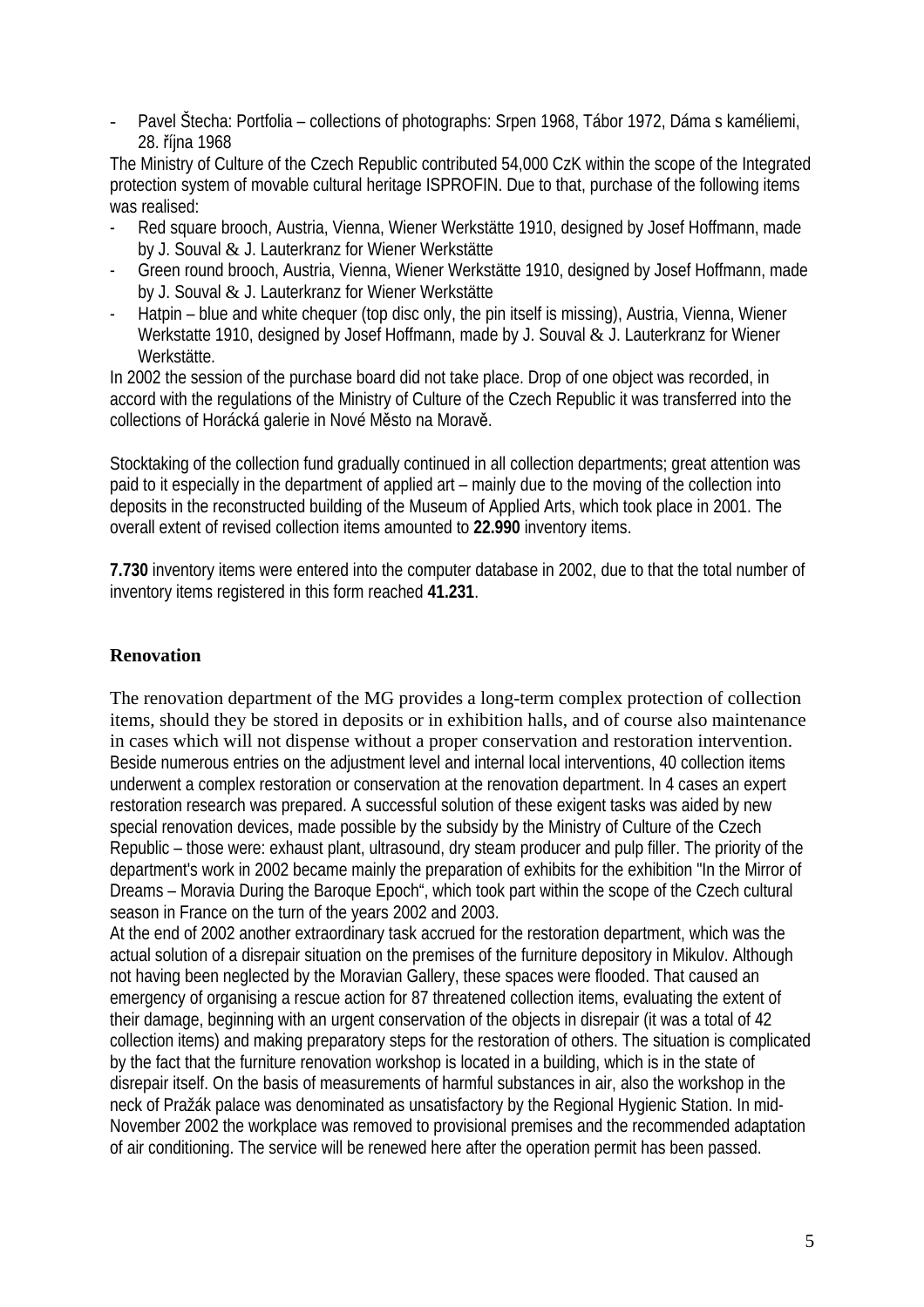- Pavel Štecha: Portfolia – collections of photographs: Srpen 1968, Tábor 1972, Dáma s kaméliemi, 28. října 1968

The Ministry of Culture of the Czech Republic contributed 54,000 CzK within the scope of the Integrated protection system of movable cultural heritage ISPROFIN. Due to that, purchase of the following items was realised:

- Red square brooch, Austria, Vienna, Wiener Werkstätte 1910, designed by Josef Hoffmann, made by J. Souval & J. Lauterkranz for Wiener Werkstätte
- Green round brooch, Austria, Vienna, Wiener Werkstätte 1910, designed by Josef Hoffmann, made by J. Souval & J. Lauterkranz for Wiener Werkstätte
- Hatpin – blue and white chequer (top disc only, the pin itself is missing), Austria, Vienna, Wiener Werkstatte 1910, designed by Josef Hoffmann, made by J. Souval & J. Lauterkranz for Wiener Werkstätte.

In 2002 the session of the purchase board did not take place. Drop of one object was recorded, in accord with the regulations of the Ministry of Culture of the Czech Republic it was transferred into the collections of Horácká galerie in Nové Město na Moravě.

Stocktaking of the collection fund gradually continued in all collection departments; great attention was paid to it especially in the department of applied art – mainly due to the moving of the collection into deposits in the reconstructed building of the Museum of Applied Arts, which took place in 2001. The overall extent of revised collection items amounted to **22.990** inventory items.

**7.730** inventory items were entered into the computer database in 2002, due to that the total number of inventory items registered in this form reached **41.231**.

## Renovation

The renovation department of the MG provides a long-term complex protection of collection items, should they be stored in deposits or in exhibition halls, and of course also maintenance in cases which will not dispense without a proper conservation and restoration intervention. Beside numerous entries on the adjustment level and internal local interventions, 40 collection items underwent a complex restoration or conservation at the renovation department. In 4 cases an expert restoration research was prepared. A successful solution of these exigent tasks was aided by new special renovation devices, made possible by the subsidy by the Ministry of Culture of the Czech Republic – those were: exhaust plant, ultrasound, dry steam producer and pulp filler. The priority of the department's work in 2002 became mainly the preparation of exhibits for the exhibition "In the Mirror of Dreams – Moravia During the Baroque Epoch", which took part within the scope of the Czech cultural season in France on the turn of the years 2002 and 2003.

At the end of 2002 another extraordinary task accrued for the restoration department, which was the actual solution of a disrepair situation on the premises of the furniture depository in Mikulov. Although not having been neglected by the Moravian Gallery, these spaces were flooded. That caused an emergency of organising a rescue action for 87 threatened collection items, evaluating the extent of their damage, beginning with an urgent conservation of the objects in disrepair (it was a total of 42 collection items) and making preparatory steps for the restoration of others. The situation is complicated by the fact that the furniture renovation workshop is located in a building, which is in the state of disrepair itself. On the basis of measurements of harmful substances in air, also the workshop in the neck of Pražák palace was denominated as unsatisfactory by the Regional Hygienic Station. In mid-November 2002 the workplace was removed to provisional premises and the recommended adaptation of air conditioning. The service will be renewed here after the operation permit has been passed.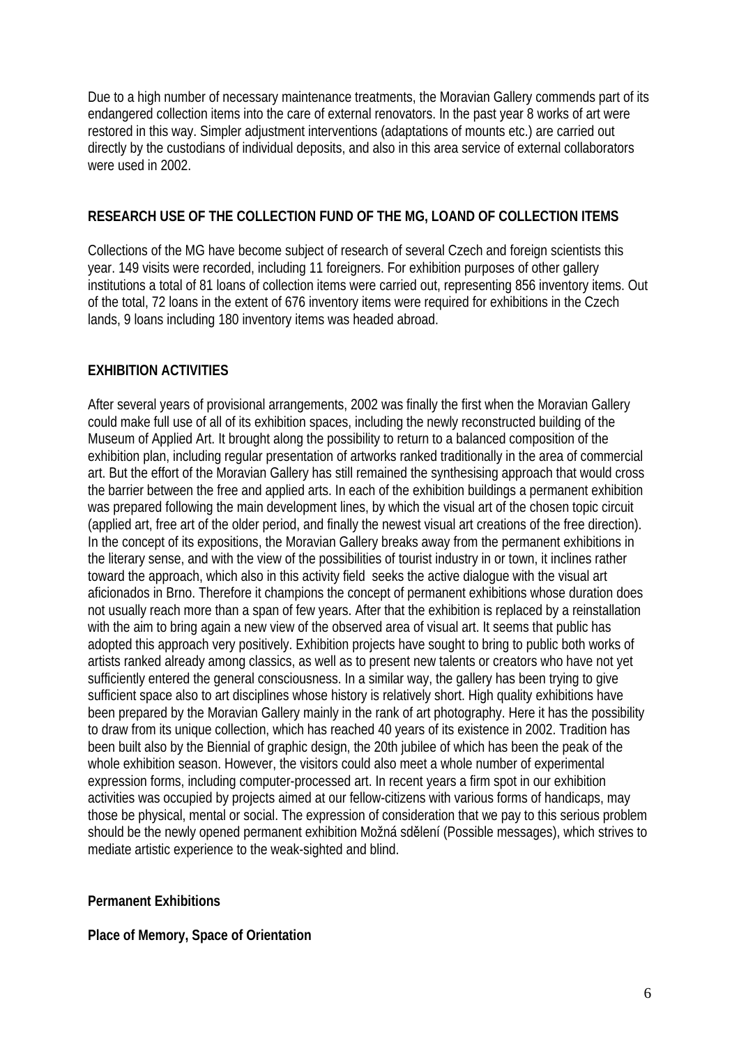Due to a high number of necessary maintenance treatments, the Moravian Gallery commends part of its endangered collection items into the care of external renovators. In the past year 8 works of art were restored in this way. Simpler adjustment interventions (adaptations of mounts etc.) are carried out directly by the custodians of individual deposits, and also in this area service of external collaborators were used in 2002.

## RESEARCH USE OF THE COLLECTION FUND OF THE MG, LOAND OF COLLECTION ITEMS

Collections of the MG have become subject of research of several Czech and foreign scientists this year. 149 visits were recorded, including 11 foreigners. For exhibition purposes of other gallery institutions a total of 81 loans of collection items were carried out, representing 856 inventory items. Out of the total, 72 loans in the extent of 676 inventory items were required for exhibitions in the Czech lands, 9 loans including 180 inventory items was headed abroad.

## EXHIBITION ACTIVITIES

After several years of provisional arrangements, 2002 was finally the first when the Moravian Gallery could make full use of all of its exhibition spaces, including the newly reconstructed building of the Museum of Applied Art. It brought along the possibility to return to a balanced composition of the exhibition plan, including regular presentation of artworks ranked traditionally in the area of commercial art. But the effort of the Moravian Gallery has still remained the synthesising approach that would cross the barrier between the free and applied arts. In each of the exhibition buildings a permanent exhibition was prepared following the main development lines, by which the visual art of the chosen topic circuit (applied art, free art of the older period, and finally the newest visual art creations of the free direction). In the concept of its expositions, the Moravian Gallery breaks away from the permanent exhibitions in the literary sense, and with the view of the possibilities of tourist industry in or town, it inclines rather toward the approach, which also in this activity field seeks the active dialogue with the visual art aficionados in Brno. Therefore it champions the concept of permanent exhibitions whose duration does not usually reach more than a span of few years. After that the exhibition is replaced by a reinstallation with the aim to bring again a new view of the observed area of visual art. It seems that public has adopted this approach very positively. Exhibition projects have sought to bring to public both works of artists ranked already among classics, as well as to present new talents or creators who have not yet sufficiently entered the general consciousness. In a similar way, the gallery has been trying to give sufficient space also to art disciplines whose history is relatively short. High quality exhibitions have been prepared by the Moravian Gallery mainly in the rank of art photography. Here it has the possibility to draw from its unique collection, which has reached 40 years of its existence in 2002. Tradition has been built also by the Biennial of graphic design, the 20th jubilee of which has been the peak of the whole exhibition season. However, the visitors could also meet a whole number of experimental expression forms, including computer-processed art. In recent years a firm spot in our exhibition activities was occupied by projects aimed at our fellow-citizens with various forms of handicaps, may those be physical, mental or social. The expression of consideration that we pay to this serious problem should be the newly opened permanent exhibition Možná sdělení (Possible messages), which strives to mediate artistic experience to the weak-sighted and blind.

### Permanent Exhibitions

**Place of Memory, Space of Orientation**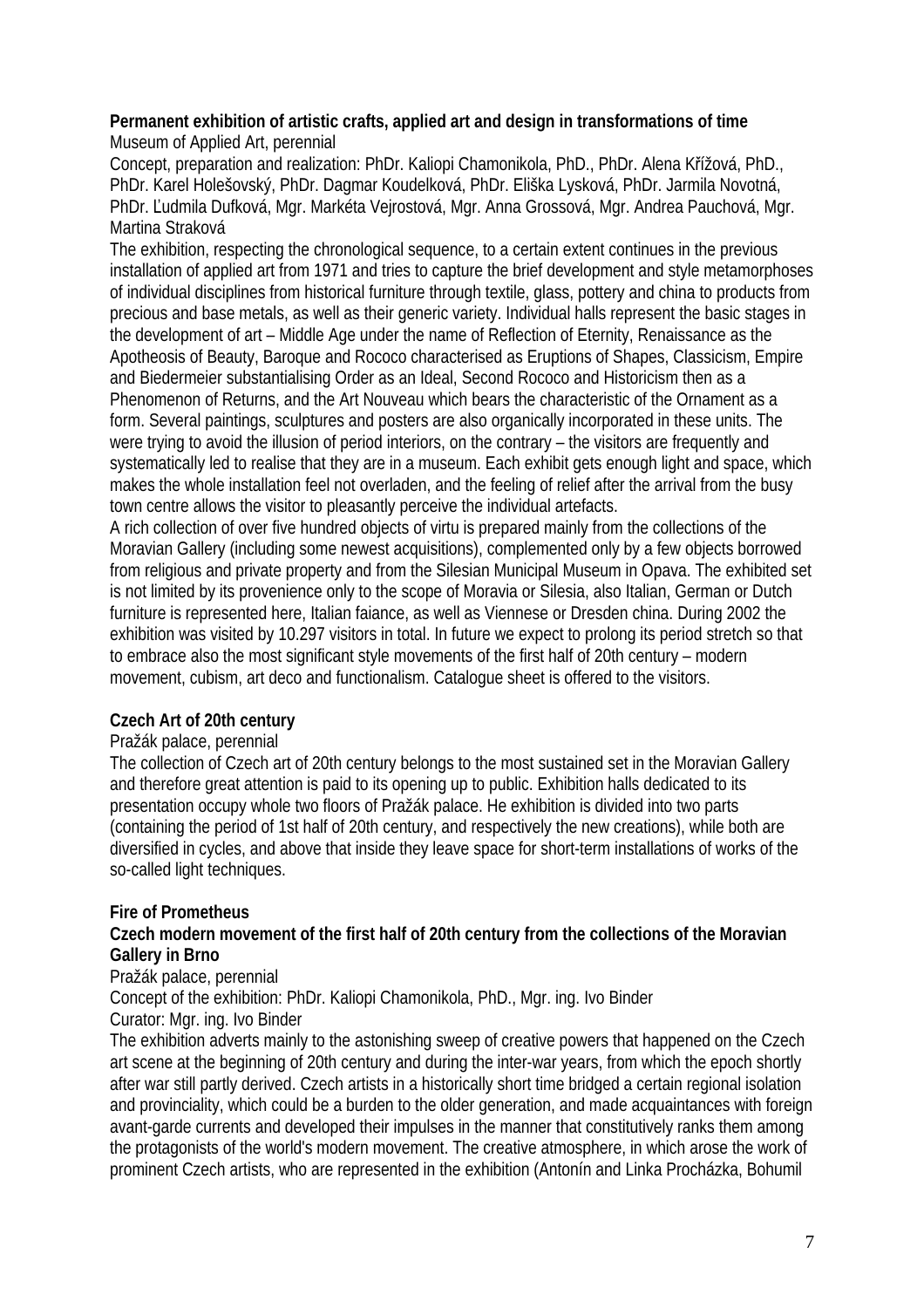**Permanent exhibition of artistic crafts, applied art and design in transformations of time**
Museum of Applied Art, perennial
Concept, preparation and realization: PhDr. Kaliopi Chamonikola, PhD., PhDr. Alena Křížová, PhD., PhDr. Karel Holešovský, PhDr. Dagmar Koudelková, PhDr. Eliška Lysková, PhDr. Jarmila Novotná, PhDr. Ľudmila Dufková, Mgr. Markéta Vejrostová, Mgr. Anna Grossová, Mgr. Andrea Pauchová, Mgr. Martina Straková
The exhibition, respecting the chronological sequence, to a certain extent continues in the previous installation of applied art from 1971 and tries to capture the brief development and style metamorphoses of individual disciplines from historical furniture through textile, glass, pottery and china to products from precious and base metals, as well as their generic variety. Individual halls represent the basic stages in the development of art – Middle Age under the name of Reflection of Eternity, Renaissance as the Apotheosis of Beauty, Baroque and Rococo characterised as Eruptions of Shapes, Classicism, Empire and Biedermeier substantialising Order as an Ideal, Second Rococo and Historicism then as a Phenomenon of Returns, and the Art Nouveau which bears the characteristic of the Ornament as a form. Several paintings, sculptures and posters are also organically incorporated in these units. The were trying to avoid the illusion of period interiors, on the contrary – the visitors are frequently and systematically led to realise that they are in a museum. Each exhibit gets enough light and space, which makes the whole installation feel not overladen, and the feeling of relief after the arrival from the busy town centre allows the visitor to pleasantly perceive the individual artefacts.
A rich collection of over five hundred objects of virtu is prepared mainly from the collections of the Moravian Gallery (including some newest acquisitions), complemented only by a few objects borrowed from religious and private property and from the Silesian Municipal Museum in Opava. The exhibited set is not limited by its provenience only to the scope of Moravia or Silesia, also Italian, German or Dutch furniture is represented here, Italian faiance, as well as Viennese or Dresden china. During 2002 the exhibition was visited by 10.297 visitors in total. In future we expect to prolong its period stretch so that to embrace also the most significant style movements of the first half of 20th century – modern movement, cubism, art deco and functionalism. Catalogue sheet is offered to the visitors.

**Czech Art of 20th century**
Pražák palace, perennial
The collection of Czech art of 20th century belongs to the most sustained set in the Moravian Gallery and therefore great attention is paid to its opening up to public. Exhibition halls dedicated to its presentation occupy whole two floors of Pražák palace. He exhibition is divided into two parts (containing the period of 1st half of 20th century, and respectively the new creations), while both are diversified in cycles, and above that inside they leave space for short-term installations of works of the so-called light techniques.

**Fire of Prometheus**
**Czech modern movement of the first half of 20th century from the collections of the Moravian Gallery in Brno**
Pražák palace, perennial
Concept of the exhibition: PhDr. Kaliopi Chamonikola, PhD., Mgr. ing. Ivo Binder
Curator: Mgr. ing. Ivo Binder
The exhibition adverts mainly to the astonishing sweep of creative powers that happened on the Czech art scene at the beginning of 20th century and during the inter-war years, from which the epoch shortly after war still partly derived. Czech artists in a historically short time bridged a certain regional isolation and provinciality, which could be a burden to the older generation, and made acquaintances with foreign avant-garde currents and developed their impulses in the manner that constitutively ranks them among the protagonists of the world's modern movement. The creative atmosphere, in which arose the work of prominent Czech artists, who are represented in the exhibition (Antonín and Linka Procházka, Bohumil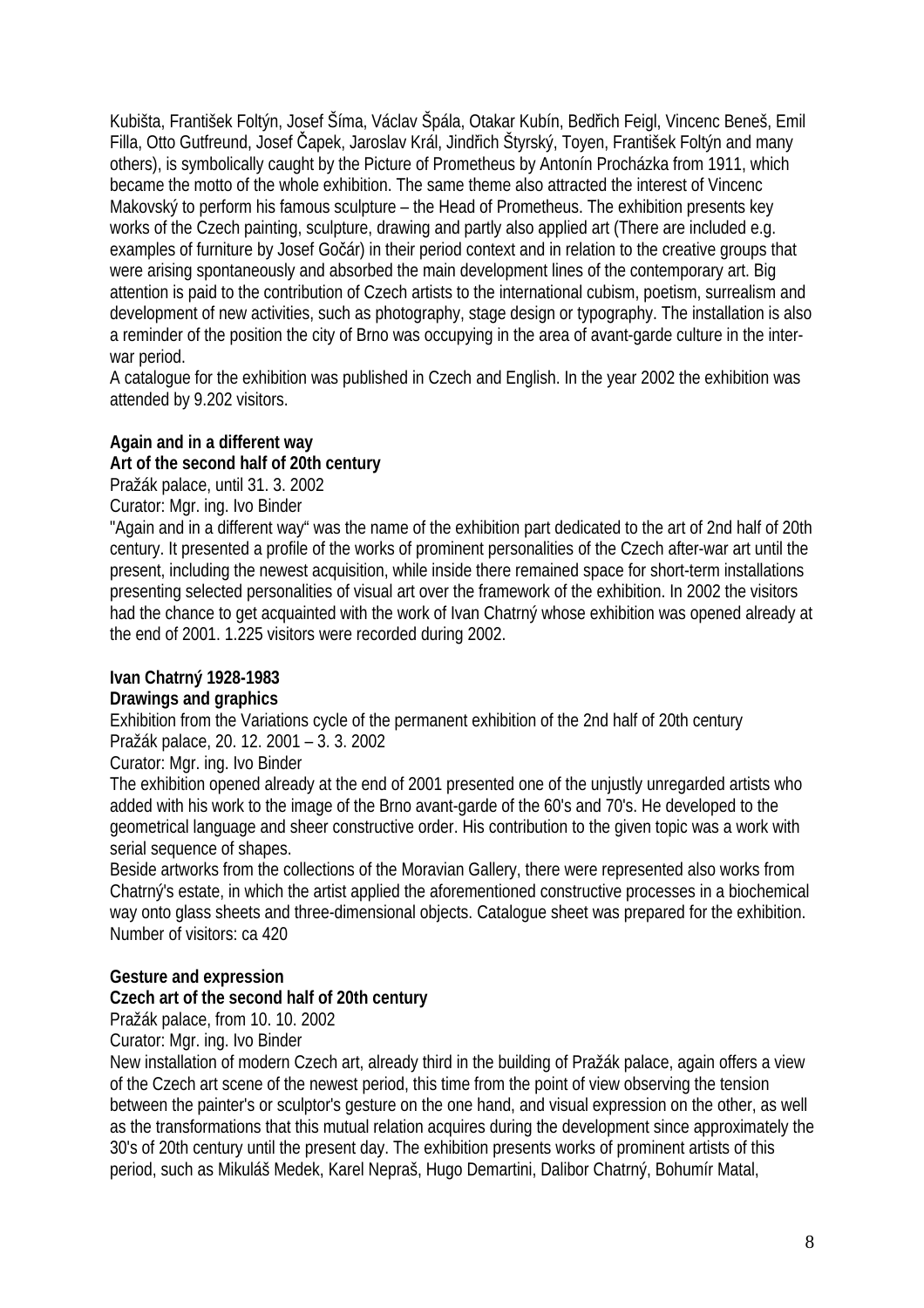Kubišta, František Foltýn, Josef Šíma, Václav Špála, Otakar Kubín, Bedřich Feigl, Vincenc Beneš, Emil Filla, Otto Gutfreund, Josef Čapek, Jaroslav Král, Jindřich Štyrský, Toyen, František Foltýn and many others), is symbolically caught by the Picture of Prometheus by Antonín Procházka from 1911, which became the motto of the whole exhibition. The same theme also attracted the interest of Vincenc Makovský to perform his famous sculpture – the Head of Prometheus. The exhibition presents key works of the Czech painting, sculpture, drawing and partly also applied art (There are included e.g. examples of furniture by Josef Gočár) in their period context and in relation to the creative groups that were arising spontaneously and absorbed the main development lines of the contemporary art. Big attention is paid to the contribution of Czech artists to the international cubism, poetism, surrealism and development of new activities, such as photography, stage design or typography. The installation is also a reminder of the position the city of Brno was occupying in the area of avant-garde culture in the inter-war period.

A catalogue for the exhibition was published in Czech and English. In the year 2002 the exhibition was attended by 9.202 visitors.

**Again and in a different way**
**Art of the second half of 20th century**

Pražák palace, until 31. 3. 2002

Curator: Mgr. ing. Ivo Binder

"Again and in a different way" was the name of the exhibition part dedicated to the art of 2nd half of 20th century. It presented a profile of the works of prominent personalities of the Czech after-war art until the present, including the newest acquisition, while inside there remained space for short-term installations presenting selected personalities of visual art over the framework of the exhibition. In 2002 the visitors had the chance to get acquainted with the work of Ivan Chatrný whose exhibition was opened already at the end of 2001. 1.225 visitors were recorded during 2002.

**Ivan Chatrný 1928-1983**
**Drawings and graphics**

Exhibition from the Variations cycle of the permanent exhibition of the 2nd half of 20th century

Pražák palace, 20. 12. 2001 – 3. 3. 2002

Curator: Mgr. ing. Ivo Binder

The exhibition opened already at the end of 2001 presented one of the unjustly unregarded artists who added with his work to the image of the Brno avant-garde of the 60's and 70's. He developed to the geometrical language and sheer constructive order. His contribution to the given topic was a work with serial sequence of shapes.

Beside artworks from the collections of the Moravian Gallery, there were represented also works from Chatrný's estate, in which the artist applied the aforementioned constructive processes in a biochemical way onto glass sheets and three-dimensional objects. Catalogue sheet was prepared for the exhibition. Number of visitors: ca 420

**Gesture and expression**
**Czech art of the second half of 20th century**

Pražák palace, from 10. 10. 2002

Curator: Mgr. ing. Ivo Binder

New installation of modern Czech art, already third in the building of Pražák palace, again offers a view of the Czech art scene of the newest period, this time from the point of view observing the tension between the painter's or sculptor's gesture on the one hand, and visual expression on the other, as well as the transformations that this mutual relation acquires during the development since approximately the 30's of 20th century until the present day. The exhibition presents works of prominent artists of this period, such as Mikuláš Medek, Karel Nepraš, Hugo Demartini, Dalibor Chatrný, Bohumír Matal,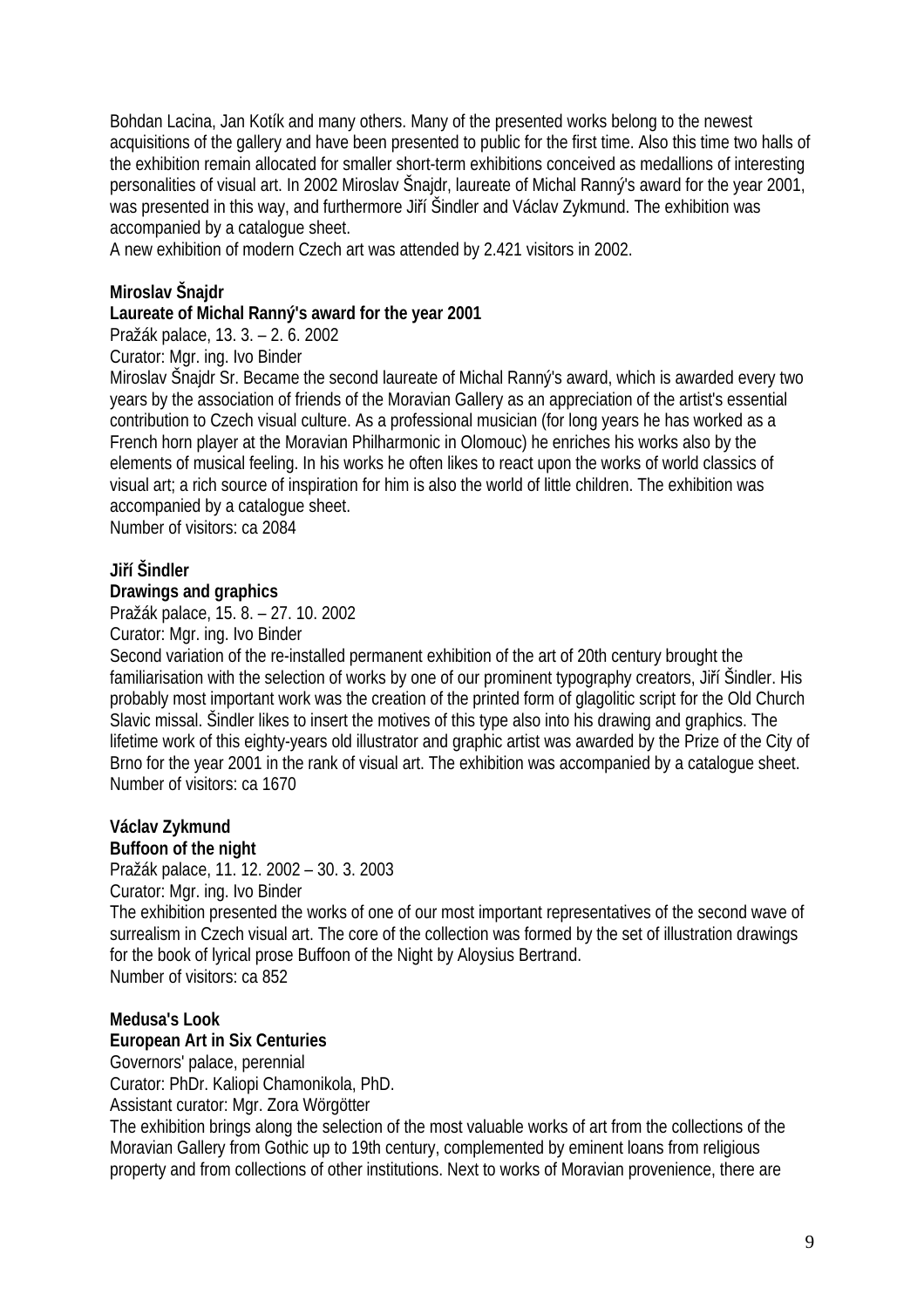Bohdan Lacina, Jan Kotík and many others. Many of the presented works belong to the newest acquisitions of the gallery and have been presented to public for the first time. Also this time two halls of the exhibition remain allocated for smaller short-term exhibitions conceived as medallions of interesting personalities of visual art. In 2002 Miroslav Šnajdr, laureate of Michal Ranný's award for the year 2001, was presented in this way, and furthermore Jiří Šindler and Václav Zykmund. The exhibition was accompanied by a catalogue sheet.
A new exhibition of modern Czech art was attended by 2.421 visitors in 2002.

**Miroslav Šnajdr**
**Laureate of Michal Ranný's award for the year 2001**
Pražák palace, 13. 3. – 2. 6. 2002
Curator: Mgr. ing. Ivo Binder
Miroslav Šnajdr Sr. Became the second laureate of Michal Ranný's award, which is awarded every two years by the association of friends of the Moravian Gallery as an appreciation of the artist's essential contribution to Czech visual culture. As a professional musician (for long years he has worked as a French horn player at the Moravian Philharmonic in Olomouc) he enriches his works also by the elements of musical feeling. In his works he often likes to react upon the works of world classics of visual art; a rich source of inspiration for him is also the world of little children. The exhibition was accompanied by a catalogue sheet.
Number of visitors: ca 2084

**Jiří Šindler**
**Drawings and graphics**
Pražák palace, 15. 8. – 27. 10. 2002
Curator: Mgr. ing. Ivo Binder
Second variation of the re-installed permanent exhibition of the art of 20th century brought the familiarisation with the selection of works by one of our prominent typography creators, Jiří Šindler. His probably most important work was the creation of the printed form of glagolitic script for the Old Church Slavic missal. Šindler likes to insert the motives of this type also into his drawing and graphics. The lifetime work of this eighty-years old illustrator and graphic artist was awarded by the Prize of the City of Brno for the year 2001 in the rank of visual art. The exhibition was accompanied by a catalogue sheet.
Number of visitors: ca 1670

**Václav Zykmund**
**Buffoon of the night**
Pražák palace, 11. 12. 2002 – 30. 3. 2003
Curator: Mgr. ing. Ivo Binder
The exhibition presented the works of one of our most important representatives of the second wave of surrealism in Czech visual art. The core of the collection was formed by the set of illustration drawings for the book of lyrical prose Buffoon of the Night by Aloysius Bertrand.
Number of visitors: ca 852

**Medusa's Look**
**European Art in Six Centuries**
Governors' palace, perennial
Curator: PhDr. Kaliopi Chamonikola, PhD.
Assistant curator: Mgr. Zora Wörgötter
The exhibition brings along the selection of the most valuable works of art from the collections of the Moravian Gallery from Gothic up to 19th century, complemented by eminent loans from religious property and from collections of other institutions. Next to works of Moravian provenience, there are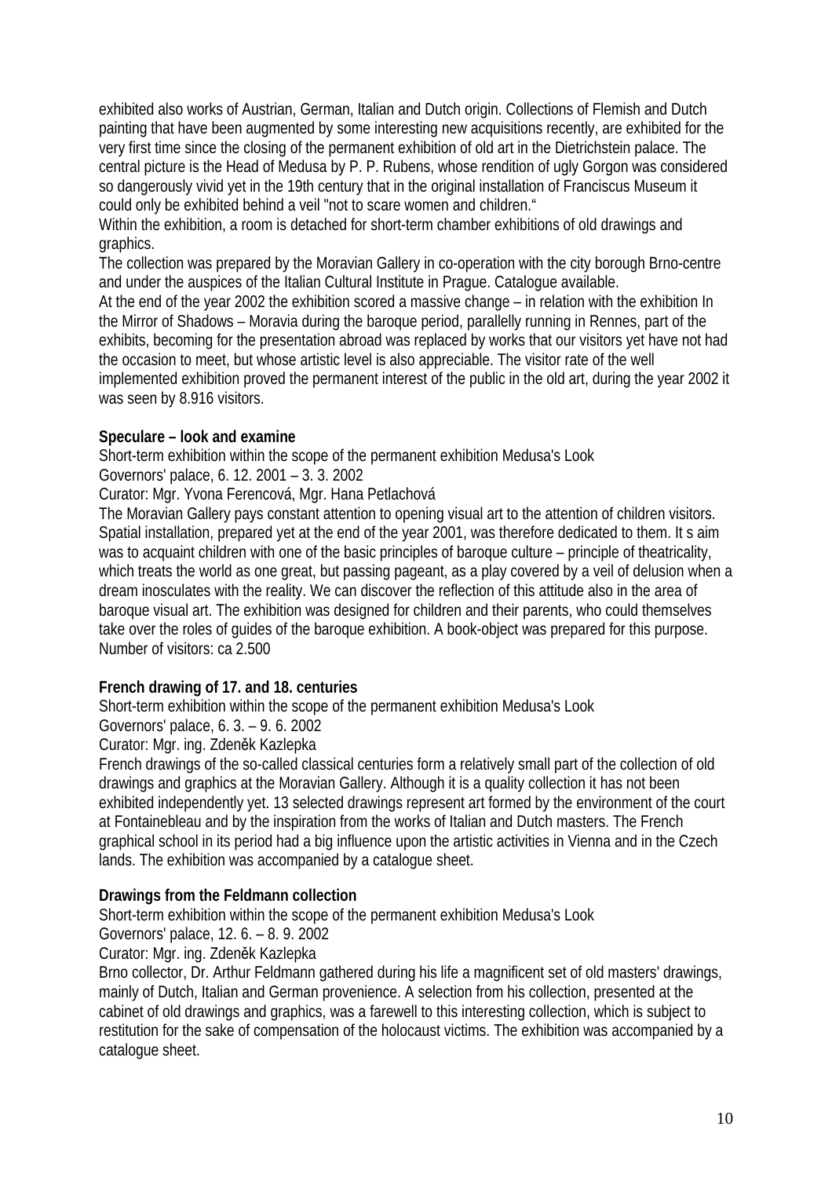exhibited also works of Austrian, German, Italian and Dutch origin. Collections of Flemish and Dutch painting that have been augmented by some interesting new acquisitions recently, are exhibited for the very first time since the closing of the permanent exhibition of old art in the Dietrichstein palace. The central picture is the Head of Medusa by P. P. Rubens, whose rendition of ugly Gorgon was considered so dangerously vivid yet in the 19th century that in the original installation of Franciscus Museum it could only be exhibited behind a veil "not to scare women and children."

Within the exhibition, a room is detached for short-term chamber exhibitions of old drawings and graphics.

The collection was prepared by the Moravian Gallery in co-operation with the city borough Brno-centre and under the auspices of the Italian Cultural Institute in Prague. Catalogue available.

At the end of the year 2002 the exhibition scored a massive change – in relation with the exhibition In the Mirror of Shadows – Moravia during the baroque period, parallelly running in Rennes, part of the exhibits, becoming for the presentation abroad was replaced by works that our visitors yet have not had the occasion to meet, but whose artistic level is also appreciable. The visitor rate of the well implemented exhibition proved the permanent interest of the public in the old art, during the year 2002 it was seen by 8.916 visitors.

**Speculare – look and examine**

Short-term exhibition within the scope of the permanent exhibition Medusa's Look
Governors' palace, 6. 12. 2001 – 3. 3. 2002
Curator: Mgr. Yvona Ferencová, Mgr. Hana Petlachová

The Moravian Gallery pays constant attention to opening visual art to the attention of children visitors. Spatial installation, prepared yet at the end of the year 2001, was therefore dedicated to them. It s aim was to acquaint children with one of the basic principles of baroque culture – principle of theatricality, which treats the world as one great, but passing pageant, as a play covered by a veil of delusion when a dream inosculates with the reality. We can discover the reflection of this attitude also in the area of baroque visual art. The exhibition was designed for children and their parents, who could themselves take over the roles of guides of the baroque exhibition. A book-object was prepared for this purpose.
Number of visitors: ca 2.500

**French drawing of 17. and 18. centuries**

Short-term exhibition within the scope of the permanent exhibition Medusa's Look
Governors' palace, 6. 3. – 9. 6. 2002
Curator: Mgr. ing. Zdeněk Kazlepka

French drawings of the so-called classical centuries form a relatively small part of the collection of old drawings and graphics at the Moravian Gallery. Although it is a quality collection it has not been exhibited independently yet. 13 selected drawings represent art formed by the environment of the court at Fontainebleau and by the inspiration from the works of Italian and Dutch masters. The French graphical school in its period had a big influence upon the artistic activities in Vienna and in the Czech lands. The exhibition was accompanied by a catalogue sheet.

**Drawings from the Feldmann collection**

Short-term exhibition within the scope of the permanent exhibition Medusa's Look
Governors' palace, 12. 6. – 8. 9. 2002
Curator: Mgr. ing. Zdeněk Kazlepka

Brno collector, Dr. Arthur Feldmann gathered during his life a magnificent set of old masters' drawings, mainly of Dutch, Italian and German provenience. A selection from his collection, presented at the cabinet of old drawings and graphics, was a farewell to this interesting collection, which is subject to restitution for the sake of compensation of the holocaust victims. The exhibition was accompanied by a catalogue sheet.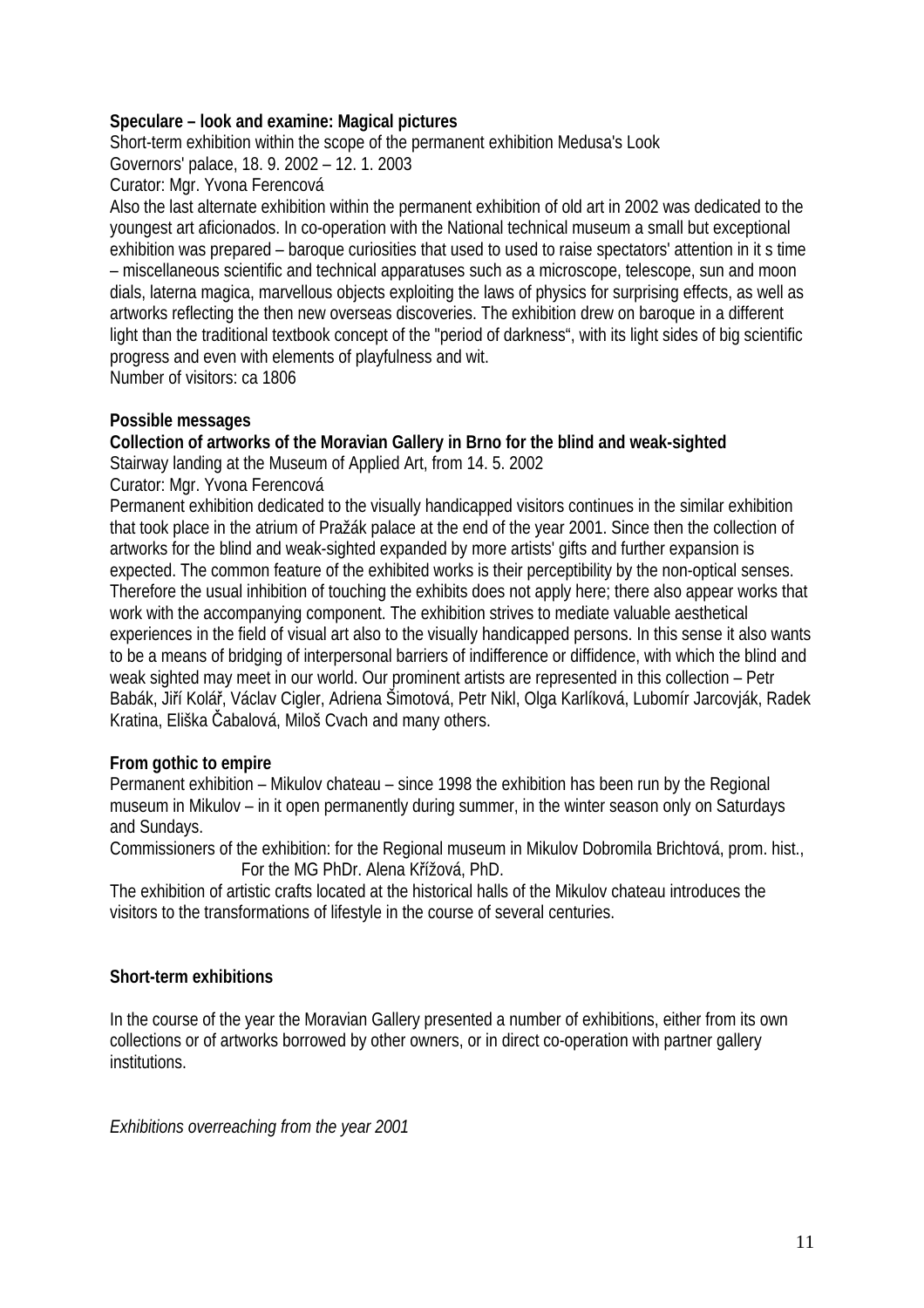**Speculare – look and examine: Magical pictures**

Short-term exhibition within the scope of the permanent exhibition Medusa's Look

Governors' palace, 18. 9. 2002 – 12. 1. 2003

Curator: Mgr. Yvona Ferencová

Also the last alternate exhibition within the permanent exhibition of old art in 2002 was dedicated to the youngest art aficionados. In co-operation with the National technical museum a small but exceptional exhibition was prepared – baroque curiosities that used to used to raise spectators' attention in it s time – miscellaneous scientific and technical apparatuses such as a microscope, telescope, sun and moon dials, laterna magica, marvellous objects exploiting the laws of physics for surprising effects, as well as artworks reflecting the then new overseas discoveries. The exhibition drew on baroque in a different light than the traditional textbook concept of the "period of darkness“, with its light sides of big scientific progress and even with elements of playfulness and wit.

Number of visitors: ca 1806

**Possible messages**

**Collection of artworks of the Moravian Gallery in Brno for the blind and weak-sighted**

Stairway landing at the Museum of Applied Art, from 14. 5. 2002

Curator: Mgr. Yvona Ferencová

Permanent exhibition dedicated to the visually handicapped visitors continues in the similar exhibition that took place in the atrium of Pražák palace at the end of the year 2001. Since then the collection of artworks for the blind and weak-sighted expanded by more artists' gifts and further expansion is expected. The common feature of the exhibited works is their perceptibility by the non-optical senses. Therefore the usual inhibition of touching the exhibits does not apply here; there also appear works that work with the accompanying component. The exhibition strives to mediate valuable aesthetical experiences in the field of visual art also to the visually handicapped persons. In this sense it also wants to be a means of bridging of interpersonal barriers of indifference or diffidence, with which the blind and weak sighted may meet in our world. Our prominent artists are represented in this collection – Petr Babák, Jiří Kolář, Václav Cigler, Adriena Šimotová, Petr Nikl, Olga Karlíková, Lubomír Jarcovják, Radek Kratina, Eliška Čabalová, Miloš Cvach and many others.

**From gothic to empire**

Permanent exhibition – Mikulov chateau – since 1998 the exhibition has been run by the Regional museum in Mikulov – in it open permanently during summer, in the winter season only on Saturdays and Sundays.

Commissioners of the exhibition: for the Regional museum in Mikulov Dobromila Brichtová, prom. hist., For the MG PhDr. Alena Křížová, PhD.

The exhibition of artistic crafts located at the historical halls of the Mikulov chateau introduces the visitors to the transformations of lifestyle in the course of several centuries.

**Short-term exhibitions**

In the course of the year the Moravian Gallery presented a number of exhibitions, either from its own collections or of artworks borrowed by other owners, or in direct co-operation with partner gallery institutions.

*Exhibitions overreaching from the year 2001*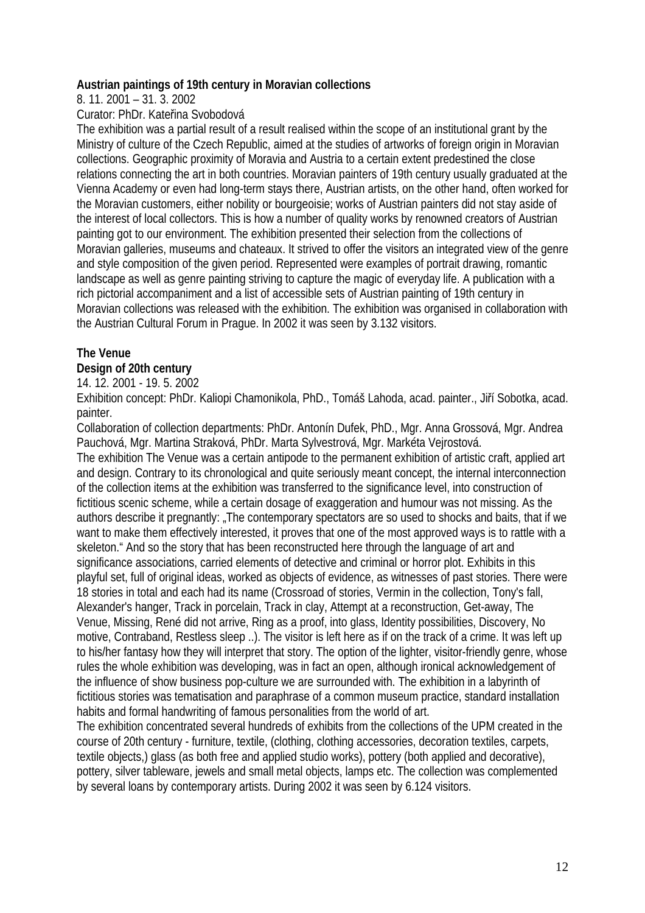**Austrian paintings of 19th century in Moravian collections**

8. 11. 2001 – 31. 3. 2002

Curator: PhDr. Kateřina Svobodová

The exhibition was a partial result of a result realised within the scope of an institutional grant by the Ministry of culture of the Czech Republic, aimed at the studies of artworks of foreign origin in Moravian collections. Geographic proximity of Moravia and Austria to a certain extent predestined the close relations connecting the art in both countries. Moravian painters of 19th century usually graduated at the Vienna Academy or even had long-term stays there, Austrian artists, on the other hand, often worked for the Moravian customers, either nobility or bourgeoisie; works of Austrian painters did not stay aside of the interest of local collectors. This is how a number of quality works by renowned creators of Austrian painting got to our environment. The exhibition presented their selection from the collections of Moravian galleries, museums and chateaux. It strived to offer the visitors an integrated view of the genre and style composition of the given period. Represented were examples of portrait drawing, romantic landscape as well as genre painting striving to capture the magic of everyday life. A publication with a rich pictorial accompaniment and a list of accessible sets of Austrian painting of 19th century in Moravian collections was released with the exhibition. The exhibition was organised in collaboration with the Austrian Cultural Forum in Prague. In 2002 it was seen by 3.132 visitors.

**The Venue**

**Design of 20th century**

14. 12. 2001 - 19. 5. 2002

Exhibition concept: PhDr. Kaliopi Chamonikola, PhD., Tomáš Lahoda, acad. painter., Jiří Sobotka, acad. painter.

Collaboration of collection departments: PhDr. Antonín Dufek, PhD., Mgr. Anna Grossová, Mgr. Andrea Pauchová, Mgr. Martina Straková, PhDr. Marta Sylvestrová, Mgr. Markéta Vejrostová.

The exhibition The Venue was a certain antipode to the permanent exhibition of artistic craft, applied art and design. Contrary to its chronological and quite seriously meant concept, the internal interconnection of the collection items at the exhibition was transferred to the significance level, into construction of fictitious scenic scheme, while a certain dosage of exaggeration and humour was not missing. As the authors describe it pregnantly: „The contemporary spectators are so used to shocks and baits, that if we want to make them effectively interested, it proves that one of the most approved ways is to rattle with a skeleton." And so the story that has been reconstructed here through the language of art and significance associations, carried elements of detective and criminal or horror plot. Exhibits in this playful set, full of original ideas, worked as objects of evidence, as witnesses of past stories. There were 18 stories in total and each had its name (Crossroad of stories, Vermin in the collection, Tony's fall, Alexander's hanger, Track in porcelain, Track in clay, Attempt at a reconstruction, Get-away, The Venue, Missing, René did not arrive, Ring as a proof, into glass, Identity possibilities, Discovery, No motive, Contraband, Restless sleep ..). The visitor is left here as if on the track of a crime. It was left up to his/her fantasy how they will interpret that story. The option of the lighter, visitor-friendly genre, whose rules the whole exhibition was developing, was in fact an open, although ironical acknowledgement of the influence of show business pop-culture we are surrounded with. The exhibition in a labyrinth of fictitious stories was tematisation and paraphrase of a common museum practice, standard installation habits and formal handwriting of famous personalities from the world of art.

The exhibition concentrated several hundreds of exhibits from the collections of the UPM created in the course of 20th century - furniture, textile, (clothing, clothing accessories, decoration textiles, carpets, textile objects,) glass (as both free and applied studio works), pottery (both applied and decorative), pottery, silver tableware, jewels and small metal objects, lamps etc. The collection was complemented by several loans by contemporary artists. During 2002 it was seen by 6.124 visitors.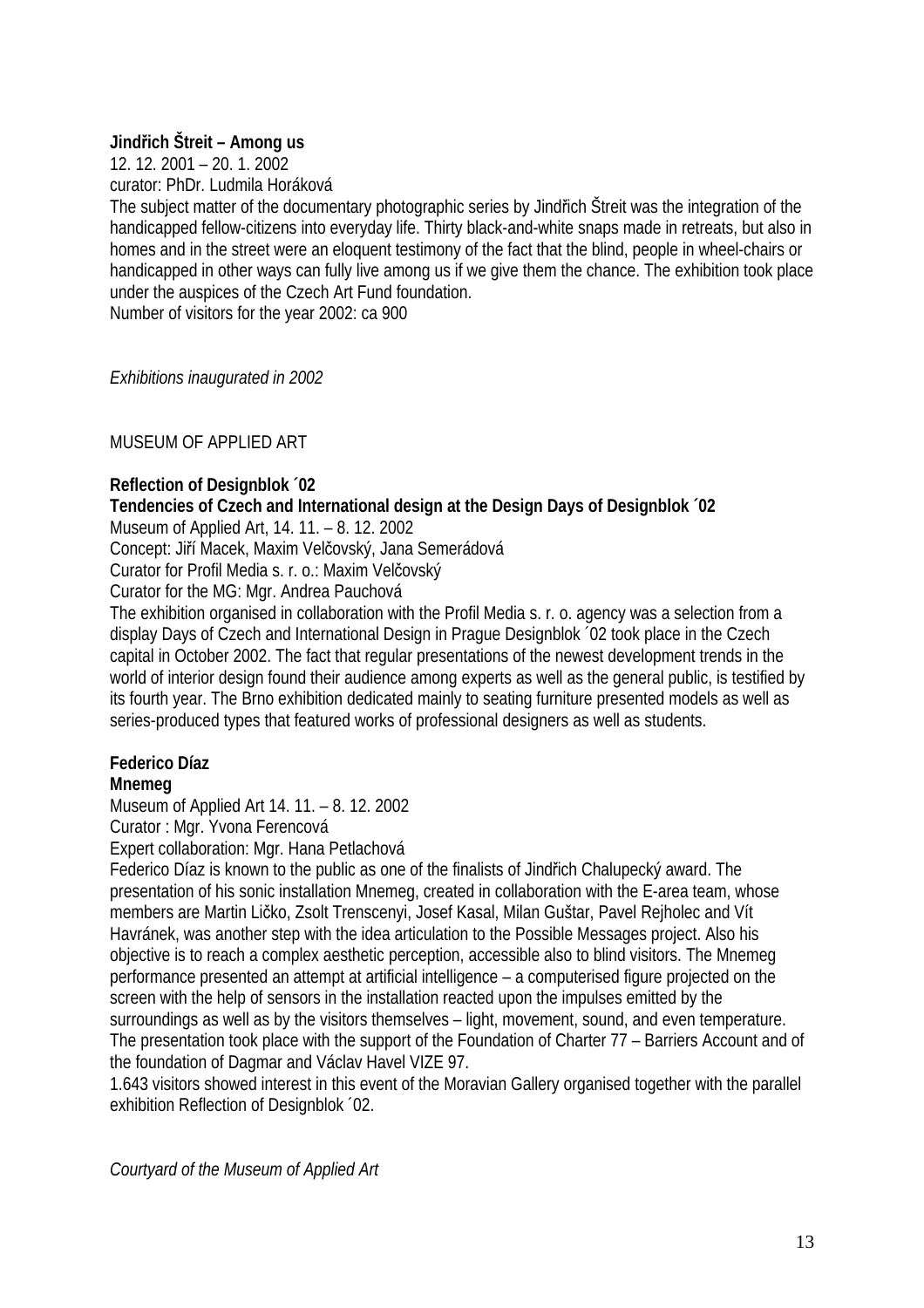**Jindřich Štreit – Among us**
12. 12. 2001 – 20. 1. 2002
curator: PhDr. Ludmila Horáková
The subject matter of the documentary photographic series by Jindřich Štreit was the integration of the handicapped fellow-citizens into everyday life. Thirty black-and-white snaps made in retreats, but also in homes and in the street were an eloquent testimony of the fact that the blind, people in wheel-chairs or handicapped in other ways can fully live among us if we give them the chance. The exhibition took place under the auspices of the Czech Art Fund foundation.
Number of visitors for the year 2002: ca 900

*Exhibitions inaugurated in 2002*

MUSEUM OF APPLIED ART

**Reflection of Designblok ´02**
**Tendencies of Czech and International design at the Design Days of Designblok ´02**
Museum of Applied Art, 14. 11. – 8. 12. 2002
Concept: Jiří Macek, Maxim Velčovský, Jana Semerádová
Curator for Profil Media s. r. o.: Maxim Velčovský
Curator for the MG: Mgr. Andrea Pauchová
The exhibition organised in collaboration with the Profil Media s. r. o. agency was a selection from a display Days of Czech and International Design in Prague Designblok ´02 took place in the Czech capital in October 2002. The fact that regular presentations of the newest development trends in the world of interior design found their audience among experts as well as the general public, is testified by its fourth year. The Brno exhibition dedicated mainly to seating furniture presented models as well as series-produced types that featured works of professional designers as well as students.

**Federico Díaz**
**Mnemeg**
Museum of Applied Art 14. 11. – 8. 12. 2002
Curator : Mgr. Yvona Ferencová
Expert collaboration: Mgr. Hana Petlachová
Federico Díaz is known to the public as one of the finalists of Jindřich Chalupecký award. The presentation of his sonic installation Mnemeg, created in collaboration with the E-area team, whose members are Martin Ličko, Zsolt Trenscenyi, Josef Kasal, Milan Guštar, Pavel Rejholec and Vít Havránek, was another step with the idea articulation to the Possible Messages project. Also his objective is to reach a complex aesthetic perception, accessible also to blind visitors. The Mnemeg performance presented an attempt at artificial intelligence – a computerised figure projected on the screen with the help of sensors in the installation reacted upon the impulses emitted by the surroundings as well as by the visitors themselves – light, movement, sound, and even temperature. The presentation took place with the support of the Foundation of Charter 77 – Barriers Account and of the foundation of Dagmar and Václav Havel VIZE 97.
1.643 visitors showed interest in this event of the Moravian Gallery organised together with the parallel exhibition Reflection of Designblok ´02.

*Courtyard of the Museum of Applied Art*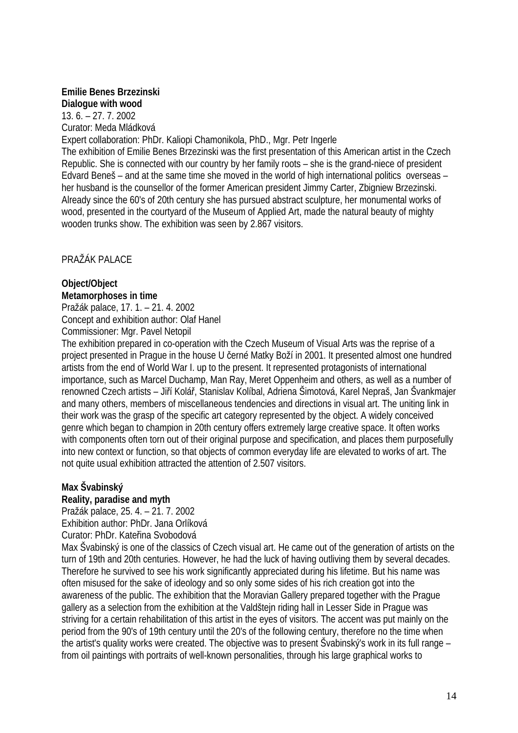**Emilie Benes Brzezinski**
**Dialogue with wood**
13. 6. – 27. 7. 2002
Curator: Meda Mládková
Expert collaboration: PhDr. Kaliopi Chamonikola, PhD., Mgr. Petr Ingerle
The exhibition of Emilie Benes Brzezinski was the first presentation of this American artist in the Czech Republic. She is connected with our country by her family roots – she is the grand-niece of president Edvard Beneš – and at the same time she moved in the world of high international politics overseas – her husband is the counsellor of the former American president Jimmy Carter, Zbigniew Brzezinski. Already since the 60's of 20th century she has pursued abstract sculpture, her monumental works of wood, presented in the courtyard of the Museum of Applied Art, made the natural beauty of mighty wooden trunks show. The exhibition was seen by 2.867 visitors.

## PRAŽÁK PALACE

**Object/Object**
**Metamorphoses in time**
Pražák palace, 17. 1. – 21. 4. 2002
Concept and exhibition author: Olaf Hanel
Commissioner: Mgr. Pavel Netopil
The exhibition prepared in co-operation with the Czech Museum of Visual Arts was the reprise of a project presented in Prague in the house U černé Matky Boží in 2001. It presented almost one hundred artists from the end of World War I. up to the present. It represented protagonists of international importance, such as Marcel Duchamp, Man Ray, Meret Oppenheim and others, as well as a number of renowned Czech artists – Jiří Kolář, Stanislav Kolíbal, Adriena Šimotová, Karel Nepraš, Jan Švankmajer and many others, members of miscellaneous tendencies and directions in visual art. The uniting link in their work was the grasp of the specific art category represented by the object. A widely conceived genre which began to champion in 20th century offers extremely large creative space. It often works with components often torn out of their original purpose and specification, and places them purposefully into new context or function, so that objects of common everyday life are elevated to works of art. The not quite usual exhibition attracted the attention of 2.507 visitors.

**Max Švabinský**
**Reality, paradise and myth**
Pražák palace, 25. 4. – 21. 7. 2002
Exhibition author: PhDr. Jana Orlíková
Curator: PhDr. Kateřina Svobodová
Max Švabinský is one of the classics of Czech visual art. He came out of the generation of artists on the turn of 19th and 20th centuries. However, he had the luck of having outliving them by several decades. Therefore he survived to see his work significantly appreciated during his lifetime. But his name was often misused for the sake of ideology and so only some sides of his rich creation got into the awareness of the public. The exhibition that the Moravian Gallery prepared together with the Prague gallery as a selection from the exhibition at the Valdštejn riding hall in Lesser Side in Prague was striving for a certain rehabilitation of this artist in the eyes of visitors. The accent was put mainly on the period from the 90's of 19th century until the 20's of the following century, therefore no the time when the artist's quality works were created. The objective was to present Švabinský's work in its full range – from oil paintings with portraits of well-known personalities, through his large graphical works to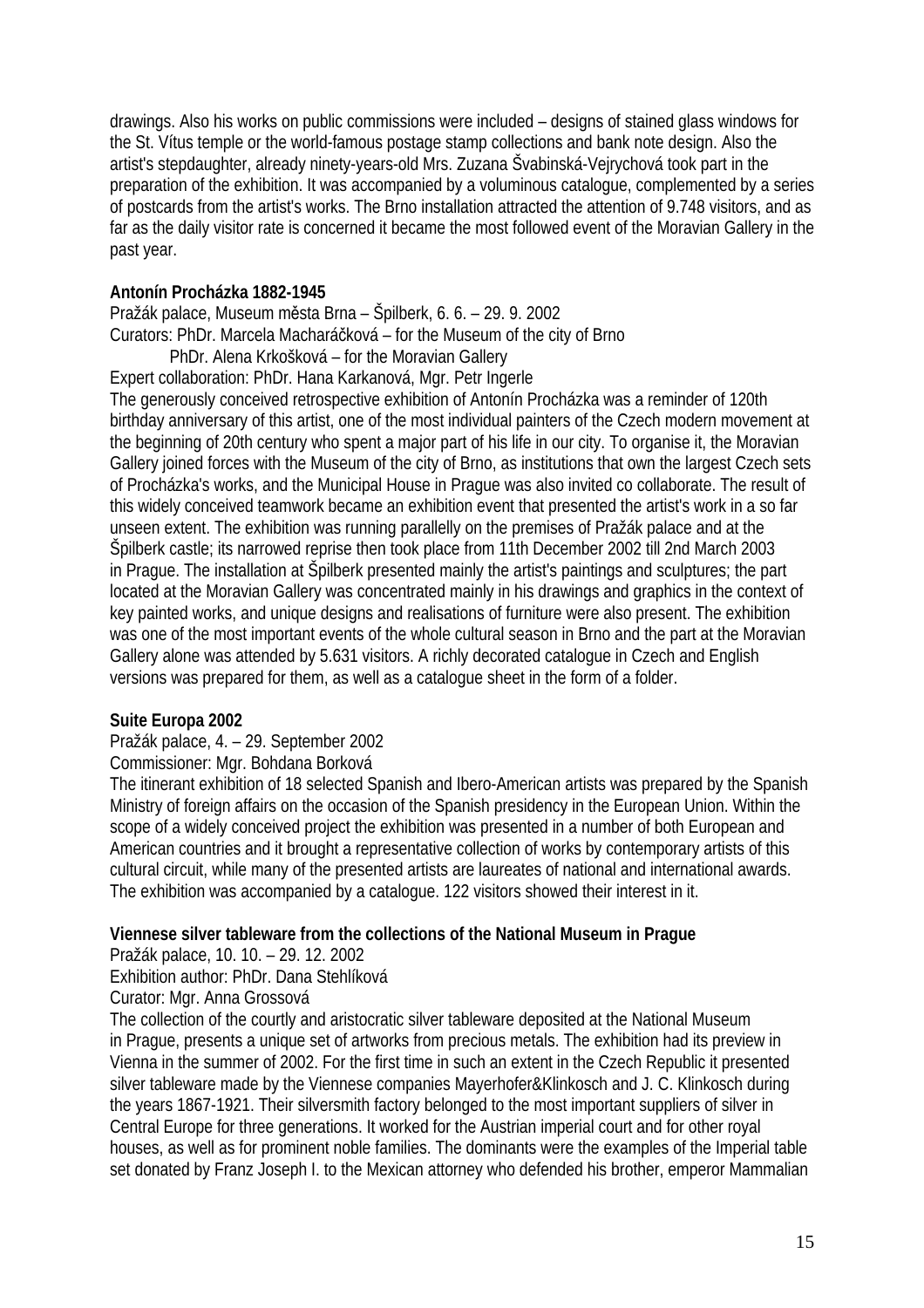drawings. Also his works on public commissions were included – designs of stained glass windows for the St. Vítus temple or the world-famous postage stamp collections and bank note design. Also the artist's stepdaughter, already ninety-years-old Mrs. Zuzana Švabinská-Vejrychová took part in the preparation of the exhibition. It was accompanied by a voluminous catalogue, complemented by a series of postcards from the artist's works. The Brno installation attracted the attention of 9.748 visitors, and as far as the daily visitor rate is concerned it became the most followed event of the Moravian Gallery in the past year.

**Antonín Procházka 1882-1945**

Pražák palace, Museum města Brna – Špilberk, 6. 6. – 29. 9. 2002
Curators: PhDr. Marcela Macharáčková – for the Museum of the city of Brno
PhDr. Alena Krkošková – for the Moravian Gallery
Expert collaboration: PhDr. Hana Karkanová, Mgr. Petr Ingerle
The generously conceived retrospective exhibition of Antonín Procházka was a reminder of 120th birthday anniversary of this artist, one of the most individual painters of the Czech modern movement at the beginning of 20th century who spent a major part of his life in our city. To organise it, the Moravian Gallery joined forces with the Museum of the city of Brno, as institutions that own the largest Czech sets of Procházka's works, and the Municipal House in Prague was also invited co collaborate. The result of this widely conceived teamwork became an exhibition event that presented the artist's work in a so far unseen extent. The exhibition was running parallelly on the premises of Pražák palace and at the Špilberk castle; its narrowed reprise then took place from 11th December 2002 till 2nd March 2003 in Prague. The installation at Špilberk presented mainly the artist's paintings and sculptures; the part located at the Moravian Gallery was concentrated mainly in his drawings and graphics in the context of key painted works, and unique designs and realisations of furniture were also present. The exhibition was one of the most important events of the whole cultural season in Brno and the part at the Moravian Gallery alone was attended by 5.631 visitors. A richly decorated catalogue in Czech and English versions was prepared for them, as well as a catalogue sheet in the form of a folder.

**Suite Europa 2002**

Pražák palace, 4. – 29. September 2002
Commissioner: Mgr. Bohdana Borková
The itinerant exhibition of 18 selected Spanish and Ibero-American artists was prepared by the Spanish Ministry of foreign affairs on the occasion of the Spanish presidency in the European Union. Within the scope of a widely conceived project the exhibition was presented in a number of both European and American countries and it brought a representative collection of works by contemporary artists of this cultural circuit, while many of the presented artists are laureates of national and international awards. The exhibition was accompanied by a catalogue. 122 visitors showed their interest in it.

**Viennese silver tableware from the collections of the National Museum in Prague**

Pražák palace, 10. 10. – 29. 12. 2002
Exhibition author: PhDr. Dana Stehlíková
Curator: Mgr. Anna Grossová
The collection of the courtly and aristocratic silver tableware deposited at the National Museum in Prague, presents a unique set of artworks from precious metals. The exhibition had its preview in Vienna in the summer of 2002. For the first time in such an extent in the Czech Republic it presented silver tableware made by the Viennese companies Mayerhofer&Klinkosch and J. C. Klinkosch during the years 1867-1921. Their silversmith factory belonged to the most important suppliers of silver in Central Europe for three generations. It worked for the Austrian imperial court and for other royal houses, as well as for prominent noble families. The dominants were the examples of the Imperial table set donated by Franz Joseph I. to the Mexican attorney who defended his brother, emperor Mammalian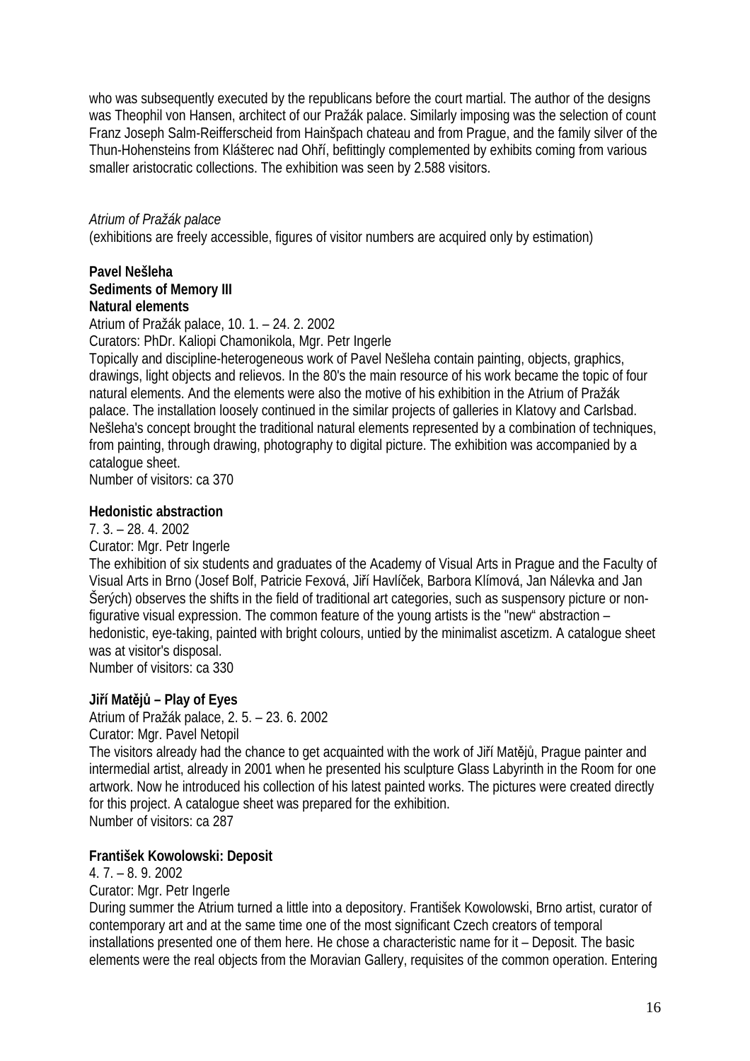who was subsequently executed by the republicans before the court martial. The author of the designs was Theophil von Hansen, architect of our Pražák palace. Similarly imposing was the selection of count Franz Joseph Salm-Reifferscheid from Hainšpach chateau and from Prague, and the family silver of the Thun-Hohensteins from Klášterec nad Ohří, befittingly complemented by exhibits coming from various smaller aristocratic collections. The exhibition was seen by 2.588 visitors.

*Atrium of Pražák palace*
(exhibitions are freely accessible, figures of visitor numbers are acquired only by estimation)

**Pavel Nešleha**
**Sediments of Memory III**
**Natural elements**
Atrium of Pražák palace, 10. 1. – 24. 2. 2002
Curators: PhDr. Kaliopi Chamonikola, Mgr. Petr Ingerle
Topically and discipline-heterogeneous work of Pavel Nešleha contain painting, objects, graphics, drawings, light objects and relievos. In the 80's the main resource of his work became the topic of four natural elements. And the elements were also the motive of his exhibition in the Atrium of Pražák palace. The installation loosely continued in the similar projects of galleries in Klatovy and Carlsbad. Nešleha's concept brought the traditional natural elements represented by a combination of techniques, from painting, through drawing, photography to digital picture. The exhibition was accompanied by a catalogue sheet.
Number of visitors: ca 370

**Hedonistic abstraction**
7. 3. – 28. 4. 2002
Curator: Mgr. Petr Ingerle
The exhibition of six students and graduates of the Academy of Visual Arts in Prague and the Faculty of Visual Arts in Brno (Josef Bolf, Patricie Fexová, Jiří Havlíček, Barbora Klímová, Jan Nálevka and Jan Šerých) observes the shifts in the field of traditional art categories, such as suspensory picture or non-figurative visual expression. The common feature of the young artists is the "new" abstraction – hedonistic, eye-taking, painted with bright colours, untied by the minimalist ascetizm. A catalogue sheet was at visitor's disposal.
Number of visitors: ca 330

**Jiří Matějů – Play of Eyes**
Atrium of Pražák palace, 2. 5. – 23. 6. 2002
Curator: Mgr. Pavel Netopil
The visitors already had the chance to get acquainted with the work of Jiří Matějů, Prague painter and intermedial artist, already in 2001 when he presented his sculpture Glass Labyrinth in the Room for one artwork. Now he introduced his collection of his latest painted works. The pictures were created directly for this project. A catalogue sheet was prepared for the exhibition.
Number of visitors: ca 287

**František Kowolowski: Deposit**
4. 7. – 8. 9. 2002
Curator: Mgr. Petr Ingerle
During summer the Atrium turned a little into a depository. František Kowolowski, Brno artist, curator of contemporary art and at the same time one of the most significant Czech creators of temporal installations presented one of them here. He chose a characteristic name for it – Deposit. The basic elements were the real objects from the Moravian Gallery, requisites of the common operation. Entering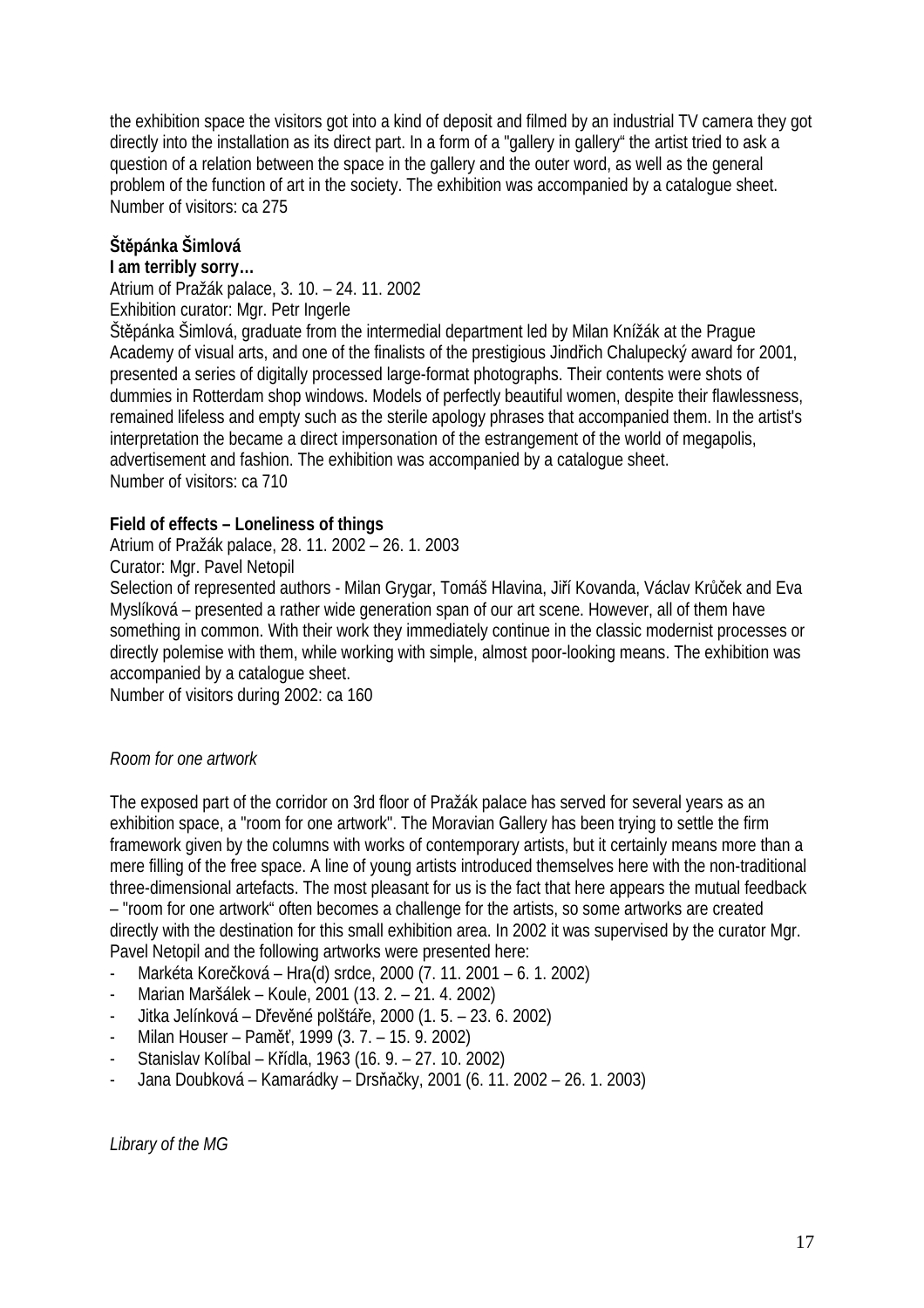the exhibition space the visitors got into a kind of deposit and filmed by an industrial TV camera they got directly into the installation as its direct part. In a form of a "gallery in gallery" the artist tried to ask a question of a relation between the space in the gallery and the outer word, as well as the general problem of the function of art in the society. The exhibition was accompanied by a catalogue sheet.
Number of visitors: ca 275

**Štěpánka Šimlová**
**I am terribly sorry…**
Atrium of Pražák palace, 3. 10. – 24. 11. 2002
Exhibition curator: Mgr. Petr Ingerle
Štěpánka Šimlová, graduate from the intermedial department led by Milan Knížák at the Prague Academy of visual arts, and one of the finalists of the prestigious Jindřich Chalupecký award for 2001, presented a series of digitally processed large-format photographs. Their contents were shots of dummies in Rotterdam shop windows. Models of perfectly beautiful women, despite their flawlessness, remained lifeless and empty such as the sterile apology phrases that accompanied them. In the artist's interpretation the became a direct impersonation of the estrangement of the world of megapolis, advertisement and fashion. The exhibition was accompanied by a catalogue sheet.
Number of visitors: ca 710

**Field of effects – Loneliness of things**
Atrium of Pražák palace, 28. 11. 2002 – 26. 1. 2003
Curator: Mgr. Pavel Netopil
Selection of represented authors - Milan Grygar, Tomáš Hlavina, Jiří Kovanda, Václav Krůček and Eva Myslíková – presented a rather wide generation span of our art scene. However, all of them have something in common. With their work they immediately continue in the classic modernist processes or directly polemise with them, while working with simple, almost poor-looking means. The exhibition was accompanied by a catalogue sheet.
Number of visitors during 2002: ca 160

*Room for one artwork*

The exposed part of the corridor on 3rd floor of Pražák palace has served for several years as an exhibition space, a "room for one artwork". The Moravian Gallery has been trying to settle the firm framework given by the columns with works of contemporary artists, but it certainly means more than a mere filling of the free space. A line of young artists introduced themselves here with the non-traditional three-dimensional artefacts. The most pleasant for us is the fact that here appears the mutual feedback – "room for one artwork" often becomes a challenge for the artists, so some artworks are created directly with the destination for this small exhibition area. In 2002 it was supervised by the curator Mgr. Pavel Netopil and the following artworks were presented here:

- Markéta Korečková – Hra(d) srdce, 2000 (7. 11. 2001 – 6. 1. 2002)
- Marian Maršálek – Koule, 2001 (13. 2. – 21. 4. 2002)
- Jitka Jelínková – Dřevěné polštáře, 2000 (1. 5. – 23. 6. 2002)
- Milan Houser – Paměť, 1999 (3. 7. – 15. 9. 2002)
- Stanislav Kolíbal – Křídla, 1963 (16. 9. – 27. 10. 2002)
- Jana Doubková – Kamarádky – Drsňačky, 2001 (6. 11. 2002 – 26. 1. 2003)

*Library of the MG*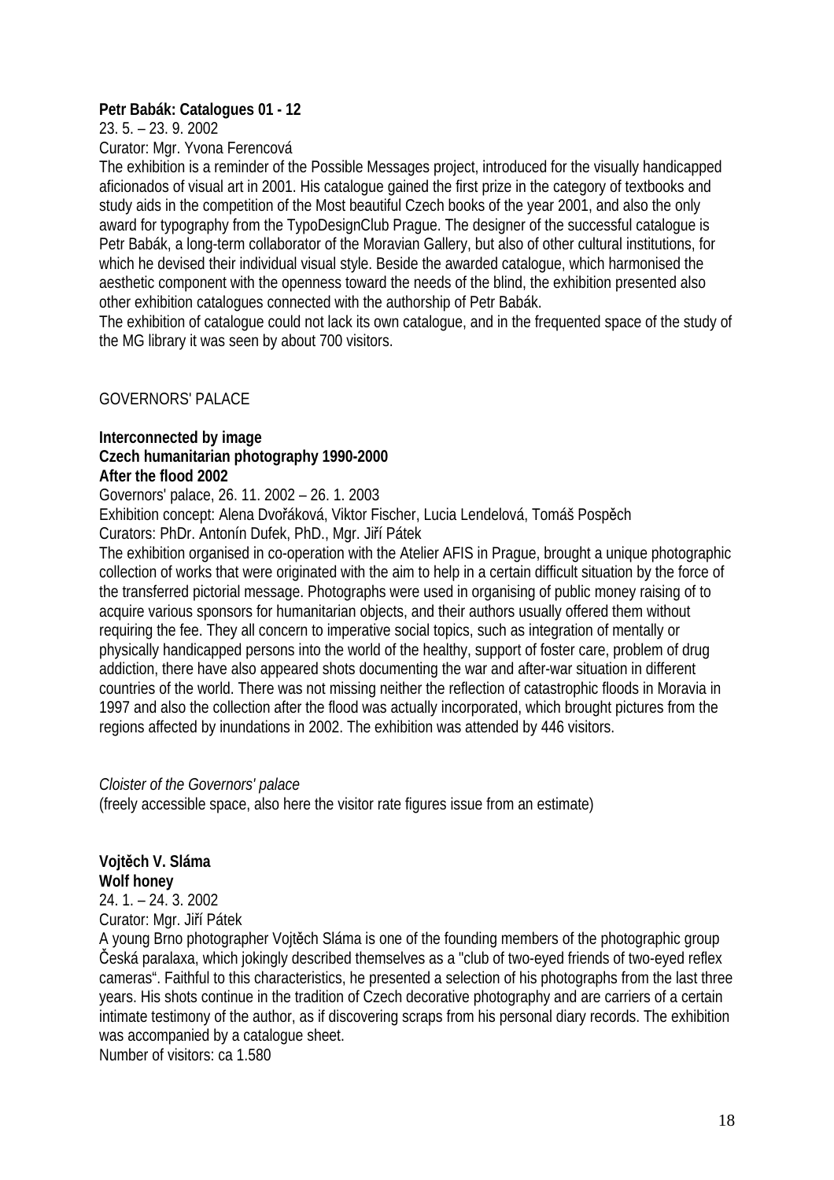**Petr Babák: Catalogues 01 - 12**

23. 5. – 23. 9. 2002

Curator: Mgr. Yvona Ferencová

The exhibition is a reminder of the Possible Messages project, introduced for the visually handicapped aficionados of visual art in 2001. His catalogue gained the first prize in the category of textbooks and study aids in the competition of the Most beautiful Czech books of the year 2001, and also the only award for typography from the TypoDesignClub Prague. The designer of the successful catalogue is Petr Babák, a long-term collaborator of the Moravian Gallery, but also of other cultural institutions, for which he devised their individual visual style. Beside the awarded catalogue, which harmonised the aesthetic component with the openness toward the needs of the blind, the exhibition presented also other exhibition catalogues connected with the authorship of Petr Babák.

The exhibition of catalogue could not lack its own catalogue, and in the frequented space of the study of the MG library it was seen by about 700 visitors.

GOVERNORS' PALACE

**Interconnected by image**
**Czech humanitarian photography 1990-2000**
**After the flood 2002**

Governors' palace, 26. 11. 2002 – 26. 1. 2003

Exhibition concept: Alena Dvořáková, Viktor Fischer, Lucia Lendelová, Tomáš Pospěch

Curators: PhDr. Antonín Dufek, PhD., Mgr. Jiří Pátek

The exhibition organised in co-operation with the Atelier AFIS in Prague, brought a unique photographic collection of works that were originated with the aim to help in a certain difficult situation by the force of the transferred pictorial message. Photographs were used in organising of public money raising of to acquire various sponsors for humanitarian objects, and their authors usually offered them without requiring the fee. They all concern to imperative social topics, such as integration of mentally or physically handicapped persons into the world of the healthy, support of foster care, problem of drug addiction, there have also appeared shots documenting the war and after-war situation in different countries of the world. There was not missing neither the reflection of catastrophic floods in Moravia in 1997 and also the collection after the flood was actually incorporated, which brought pictures from the regions affected by inundations in 2002. The exhibition was attended by 446 visitors.

*Cloister of the Governors' palace*

(freely accessible space, also here the visitor rate figures issue from an estimate)

**Vojtěch V. Sláma**
**Wolf honey**

24. 1. – 24. 3. 2002

Curator: Mgr. Jiří Pátek

A young Brno photographer Vojtěch Sláma is one of the founding members of the photographic group Česká paralaxa, which jokingly described themselves as a "club of two-eyed friends of two-eyed reflex cameras". Faithful to this characteristics, he presented a selection of his photographs from the last three years. His shots continue in the tradition of Czech decorative photography and are carriers of a certain intimate testimony of the author, as if discovering scraps from his personal diary records. The exhibition was accompanied by a catalogue sheet.

Number of visitors: ca 1.580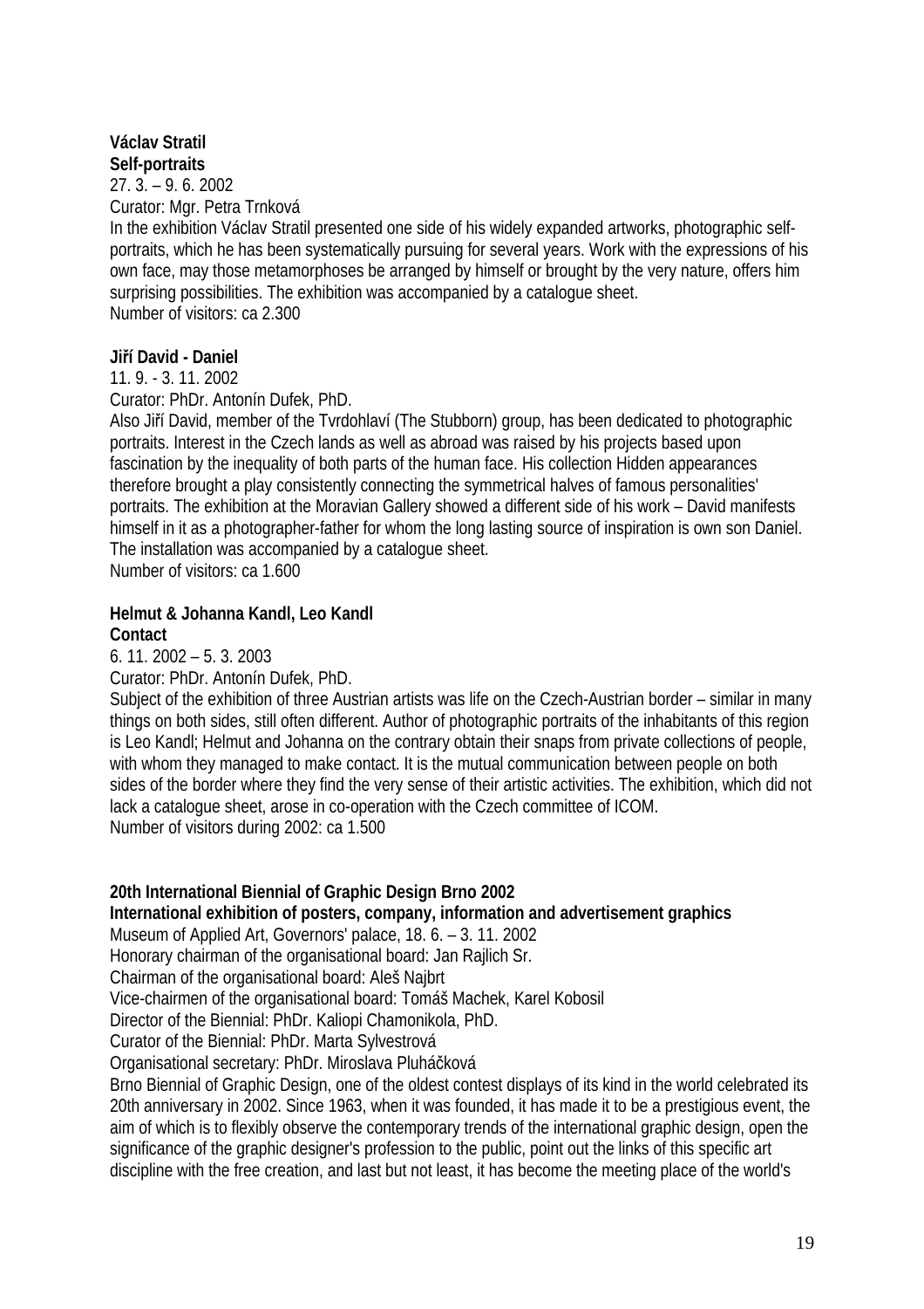**Václav Stratil**
**Self-portraits**
27. 3. – 9. 6. 2002
Curator: Mgr. Petra Trnková
In the exhibition Václav Stratil presented one side of his widely expanded artworks, photographic self-portraits, which he has been systematically pursuing for several years. Work with the expressions of his own face, may those metamorphoses be arranged by himself or brought by the very nature, offers him surprising possibilities. The exhibition was accompanied by a catalogue sheet.
Number of visitors: ca 2.300

**Jiří David - Daniel**
11. 9. - 3. 11. 2002
Curator: PhDr. Antonín Dufek, PhD.
Also Jiří David, member of the Tvrdohlaví (The Stubborn) group, has been dedicated to photographic portraits. Interest in the Czech lands as well as abroad was raised by his projects based upon fascination by the inequality of both parts of the human face. His collection Hidden appearances therefore brought a play consistently connecting the symmetrical halves of famous personalities' portraits. The exhibition at the Moravian Gallery showed a different side of his work – David manifests himself in it as a photographer-father for whom the long lasting source of inspiration is own son Daniel. The installation was accompanied by a catalogue sheet.
Number of visitors: ca 1.600

**Helmut & Johanna Kandl, Leo Kandl**
**Contact**
6. 11. 2002 – 5. 3. 2003
Curator: PhDr. Antonín Dufek, PhD.
Subject of the exhibition of three Austrian artists was life on the Czech-Austrian border – similar in many things on both sides, still often different. Author of photographic portraits of the inhabitants of this region is Leo Kandl; Helmut and Johanna on the contrary obtain their snaps from private collections of people, with whom they managed to make contact. It is the mutual communication between people on both sides of the border where they find the very sense of their artistic activities. The exhibition, which did not lack a catalogue sheet, arose in co-operation with the Czech committee of ICOM.
Number of visitors during 2002: ca 1.500

**20th International Biennial of Graphic Design Brno 2002**
**International exhibition of posters, company, information and advertisement graphics**
Museum of Applied Art, Governors' palace, 18. 6. – 3. 11. 2002
Honorary chairman of the organisational board: Jan Rajlich Sr.
Chairman of the organisational board: Aleš Najbrt
Vice-chairmen of the organisational board: Tomáš Machek, Karel Kobosil
Director of the Biennial: PhDr. Kaliopi Chamonikola, PhD.
Curator of the Biennial: PhDr. Marta Sylvestrová
Organisational secretary: PhDr. Miroslava Pluháčková
Brno Biennial of Graphic Design, one of the oldest contest displays of its kind in the world celebrated its 20th anniversary in 2002. Since 1963, when it was founded, it has made it to be a prestigious event, the aim of which is to flexibly observe the contemporary trends of the international graphic design, open the significance of the graphic designer's profession to the public, point out the links of this specific art discipline with the free creation, and last but not least, it has become the meeting place of the world's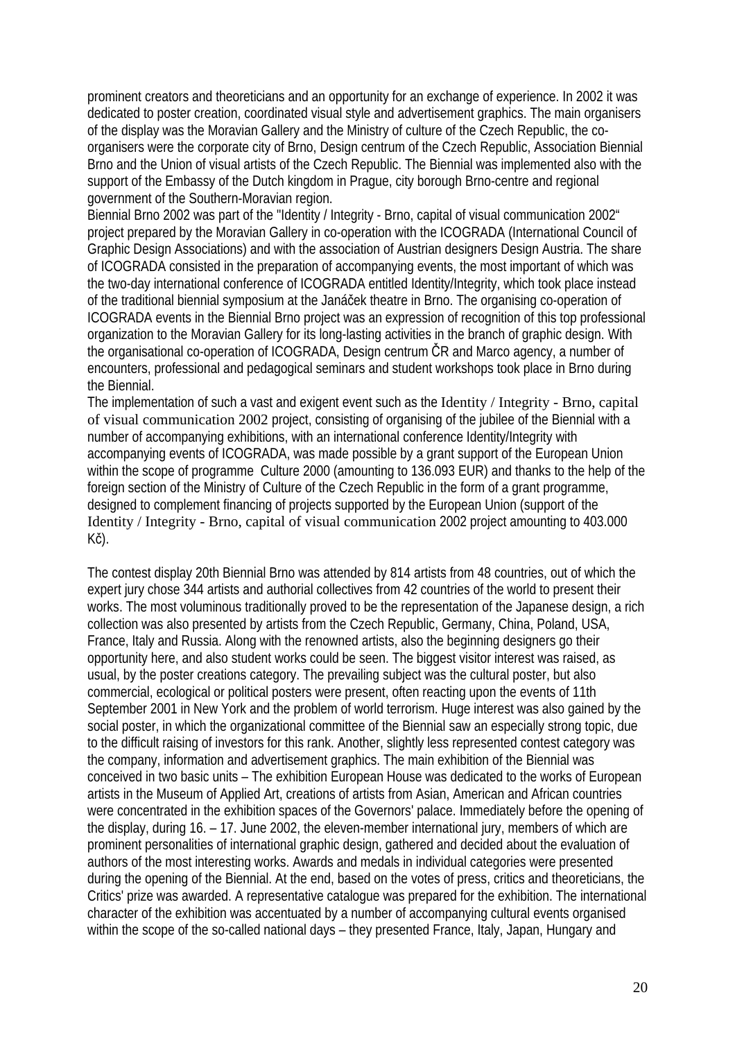prominent creators and theoreticians and an opportunity for an exchange of experience. In 2002 it was dedicated to poster creation, coordinated visual style and advertisement graphics. The main organisers of the display was the Moravian Gallery and the Ministry of culture of the Czech Republic, the co-organisers were the corporate city of Brno, Design centrum of the Czech Republic, Association Biennial Brno and the Union of visual artists of the Czech Republic. The Biennial was implemented also with the support of the Embassy of the Dutch kingdom in Prague, city borough Brno-centre and regional government of the Southern-Moravian region.
Biennial Brno 2002 was part of the "Identity / Integrity - Brno, capital of visual communication 2002“ project prepared by the Moravian Gallery in co-operation with the ICOGRADA (International Council of Graphic Design Associations) and with the association of Austrian designers Design Austria. The share of ICOGRADA consisted in the preparation of accompanying events, the most important of which was the two-day international conference of ICOGRADA entitled Identity/Integrity, which took place instead of the traditional biennial symposium at the Janáček theatre in Brno. The organising co-operation of ICOGRADA events in the Biennial Brno project was an expression of recognition of this top professional organization to the Moravian Gallery for its long-lasting activities in the branch of graphic design. With the organisational co-operation of ICOGRADA, Design centrum ČR and Marco agency, a number of encounters, professional and pedagogical seminars and student workshops took place in Brno during the Biennial.
The implementation of such a vast and exigent event such as the Identity / Integrity - Brno, capital of visual communication 2002 project, consisting of organising of the jubilee of the Biennial with a number of accompanying exhibitions, with an international conference Identity/Integrity with accompanying events of ICOGRADA, was made possible by a grant support of the European Union within the scope of programme Culture 2000 (amounting to 136.093 EUR) and thanks to the help of the foreign section of the Ministry of Culture of the Czech Republic in the form of a grant programme, designed to complement financing of projects supported by the European Union (support of the Identity / Integrity - Brno, capital of visual communication 2002 project amounting to 403.000 Kč).

The contest display 20th Biennial Brno was attended by 814 artists from 48 countries, out of which the expert jury chose 344 artists and authorial collectives from 42 countries of the world to present their works. The most voluminous traditionally proved to be the representation of the Japanese design, a rich collection was also presented by artists from the Czech Republic, Germany, China, Poland, USA, France, Italy and Russia. Along with the renowned artists, also the beginning designers go their opportunity here, and also student works could be seen. The biggest visitor interest was raised, as usual, by the poster creations category. The prevailing subject was the cultural poster, but also commercial, ecological or political posters were present, often reacting upon the events of 11th September 2001 in New York and the problem of world terrorism. Huge interest was also gained by the social poster, in which the organizational committee of the Biennial saw an especially strong topic, due to the difficult raising of investors for this rank. Another, slightly less represented contest category was the company, information and advertisement graphics. The main exhibition of the Biennial was conceived in two basic units – The exhibition European House was dedicated to the works of European artists in the Museum of Applied Art, creations of artists from Asian, American and African countries were concentrated in the exhibition spaces of the Governors' palace. Immediately before the opening of the display, during 16. – 17. June 2002, the eleven-member international jury, members of which are prominent personalities of international graphic design, gathered and decided about the evaluation of authors of the most interesting works. Awards and medals in individual categories were presented during the opening of the Biennial. At the end, based on the votes of press, critics and theoreticians, the Critics' prize was awarded. A representative catalogue was prepared for the exhibition. The international character of the exhibition was accentuated by a number of accompanying cultural events organised within the scope of the so-called national days – they presented France, Italy, Japan, Hungary and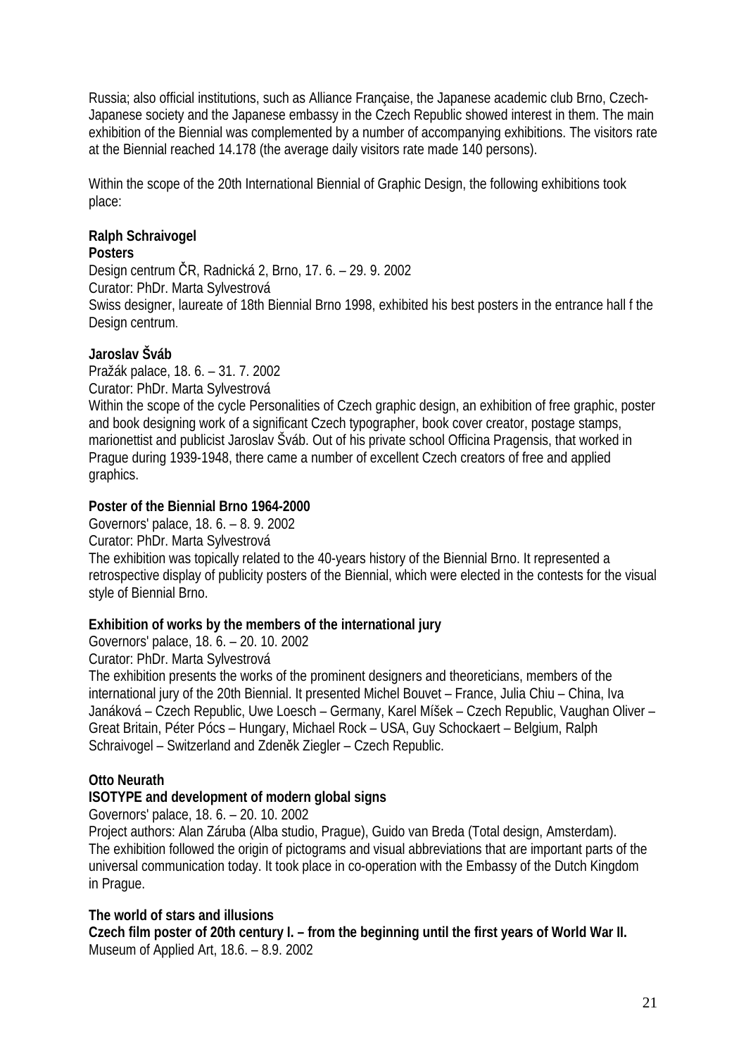Russia; also official institutions, such as Alliance Française, the Japanese academic club Brno, Czech-Japanese society and the Japanese embassy in the Czech Republic showed interest in them. The main exhibition of the Biennial was complemented by a number of accompanying exhibitions. The visitors rate at the Biennial reached 14.178 (the average daily visitors rate made 140 persons).

Within the scope of the 20th International Biennial of Graphic Design, the following exhibitions took place:

**Ralph Schraivogel**
**Posters**
Design centrum ČR, Radnická 2, Brno, 17. 6. – 29. 9. 2002
Curator: PhDr. Marta Sylvestrová
Swiss designer, laureate of 18th Biennial Brno 1998, exhibited his best posters in the entrance hall f the Design centrum.

**Jaroslav Šváb**
Pražák palace, 18. 6. – 31. 7. 2002
Curator: PhDr. Marta Sylvestrová
Within the scope of the cycle Personalities of Czech graphic design, an exhibition of free graphic, poster and book designing work of a significant Czech typographer, book cover creator, postage stamps, marionettist and publicist Jaroslav Šváb. Out of his private school Officina Pragensis, that worked in Prague during 1939-1948, there came a number of excellent Czech creators of free and applied graphics.

**Poster of the Biennial Brno 1964-2000**
Governors' palace, 18. 6. – 8. 9. 2002
Curator: PhDr. Marta Sylvestrová
The exhibition was topically related to the 40-years history of the Biennial Brno. It represented a retrospective display of publicity posters of the Biennial, which were elected in the contests for the visual style of Biennial Brno.

**Exhibition of works by the members of the international jury**
Governors' palace, 18. 6. – 20. 10. 2002
Curator: PhDr. Marta Sylvestrová
The exhibition presents the works of the prominent designers and theoreticians, members of the international jury of the 20th Biennial. It presented Michel Bouvet – France, Julia Chiu – China, Iva Janáková – Czech Republic, Uwe Loesch – Germany, Karel Míšek – Czech Republic, Vaughan Oliver – Great Britain, Péter Pócs – Hungary, Michael Rock – USA, Guy Schockaert – Belgium, Ralph Schraivogel – Switzerland and Zdeněk Ziegler – Czech Republic.

**Otto Neurath**
**ISOTYPE and development of modern global signs**
Governors' palace, 18. 6. – 20. 10. 2002
Project authors: Alan Záruba (Alba studio, Prague), Guido van Breda (Total design, Amsterdam).
The exhibition followed the origin of pictograms and visual abbreviations that are important parts of the universal communication today. It took place in co-operation with the Embassy of the Dutch Kingdom in Prague.

**The world of stars and illusions**
**Czech film poster of 20th century I. – from the beginning until the first years of World War II.**
Museum of Applied Art, 18.6. – 8.9. 2002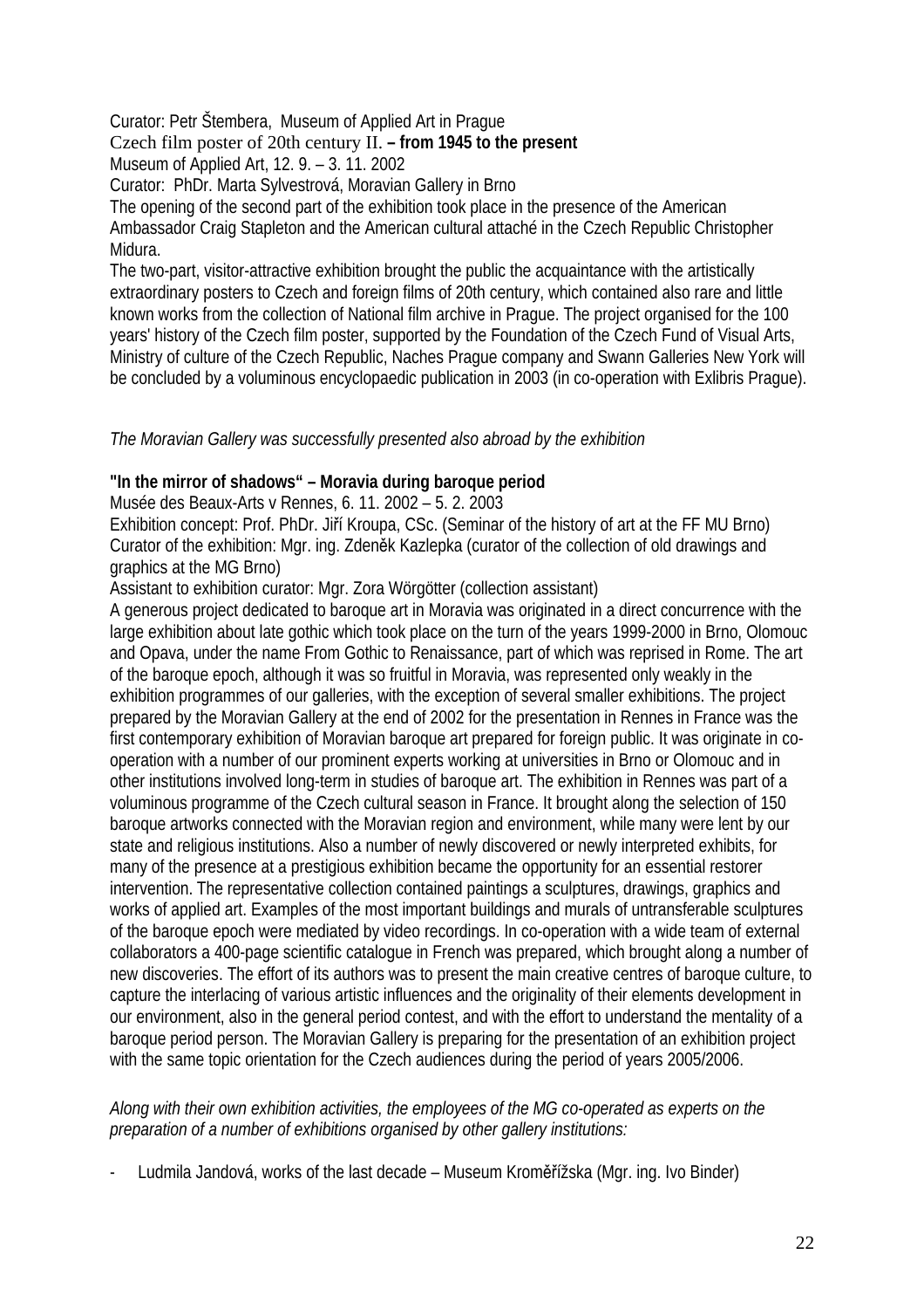Curator: Petr Štembera, Museum of Applied Art in Prague

Czech film poster of 20th century II. **– from 1945 to the present**

Museum of Applied Art, 12. 9. – 3. 11. 2002

Curator: PhDr. Marta Sylvestrová, Moravian Gallery in Brno

The opening of the second part of the exhibition took place in the presence of the American Ambassador Craig Stapleton and the American cultural attaché in the Czech Republic Christopher Midura.

The two-part, visitor-attractive exhibition brought the public the acquaintance with the artistically extraordinary posters to Czech and foreign films of 20th century, which contained also rare and little known works from the collection of National film archive in Prague. The project organised for the 100 years' history of the Czech film poster, supported by the Foundation of the Czech Fund of Visual Arts, Ministry of culture of the Czech Republic, Naches Prague company and Swann Galleries New York will be concluded by a voluminous encyclopaedic publication in 2003 (in co-operation with Exlibris Prague).

*The Moravian Gallery was successfully presented also abroad by the exhibition*

**"In the mirror of shadows" – Moravia during baroque period**

Musée des Beaux-Arts v Rennes, 6. 11. 2002 – 5. 2. 2003

Exhibition concept: Prof. PhDr. Jiří Kroupa, CSc. (Seminar of the history of art at the FF MU Brno)

Curator of the exhibition: Mgr. ing. Zdeněk Kazlepka (curator of the collection of old drawings and graphics at the MG Brno)

Assistant to exhibition curator: Mgr. Zora Wörgötter (collection assistant)

A generous project dedicated to baroque art in Moravia was originated in a direct concurrence with the large exhibition about late gothic which took place on the turn of the years 1999-2000 in Brno, Olomouc and Opava, under the name From Gothic to Renaissance, part of which was reprised in Rome. The art of the baroque epoch, although it was so fruitful in Moravia, was represented only weakly in the exhibition programmes of our galleries, with the exception of several smaller exhibitions. The project prepared by the Moravian Gallery at the end of 2002 for the presentation in Rennes in France was the first contemporary exhibition of Moravian baroque art prepared for foreign public. It was originate in co-operation with a number of our prominent experts working at universities in Brno or Olomouc and in other institutions involved long-term in studies of baroque art. The exhibition in Rennes was part of a voluminous programme of the Czech cultural season in France. It brought along the selection of 150 baroque artworks connected with the Moravian region and environment, while many were lent by our state and religious institutions. Also a number of newly discovered or newly interpreted exhibits, for many of the presence at a prestigious exhibition became the opportunity for an essential restorer intervention. The representative collection contained paintings a sculptures, drawings, graphics and works of applied art. Examples of the most important buildings and murals of untransferable sculptures of the baroque epoch were mediated by video recordings. In co-operation with a wide team of external collaborators a 400-page scientific catalogue in French was prepared, which brought along a number of new discoveries. The effort of its authors was to present the main creative centres of baroque culture, to capture the interlacing of various artistic influences and the originality of their elements development in our environment, also in the general period contest, and with the effort to understand the mentality of a baroque period person. The Moravian Gallery is preparing for the presentation of an exhibition project with the same topic orientation for the Czech audiences during the period of years 2005/2006.

*Along with their own exhibition activities, the employees of the MG co-operated as experts on the preparation of a number of exhibitions organised by other gallery institutions:*

- Ludmila Jandová, works of the last decade – Museum Kroměřížska (Mgr. ing. Ivo Binder)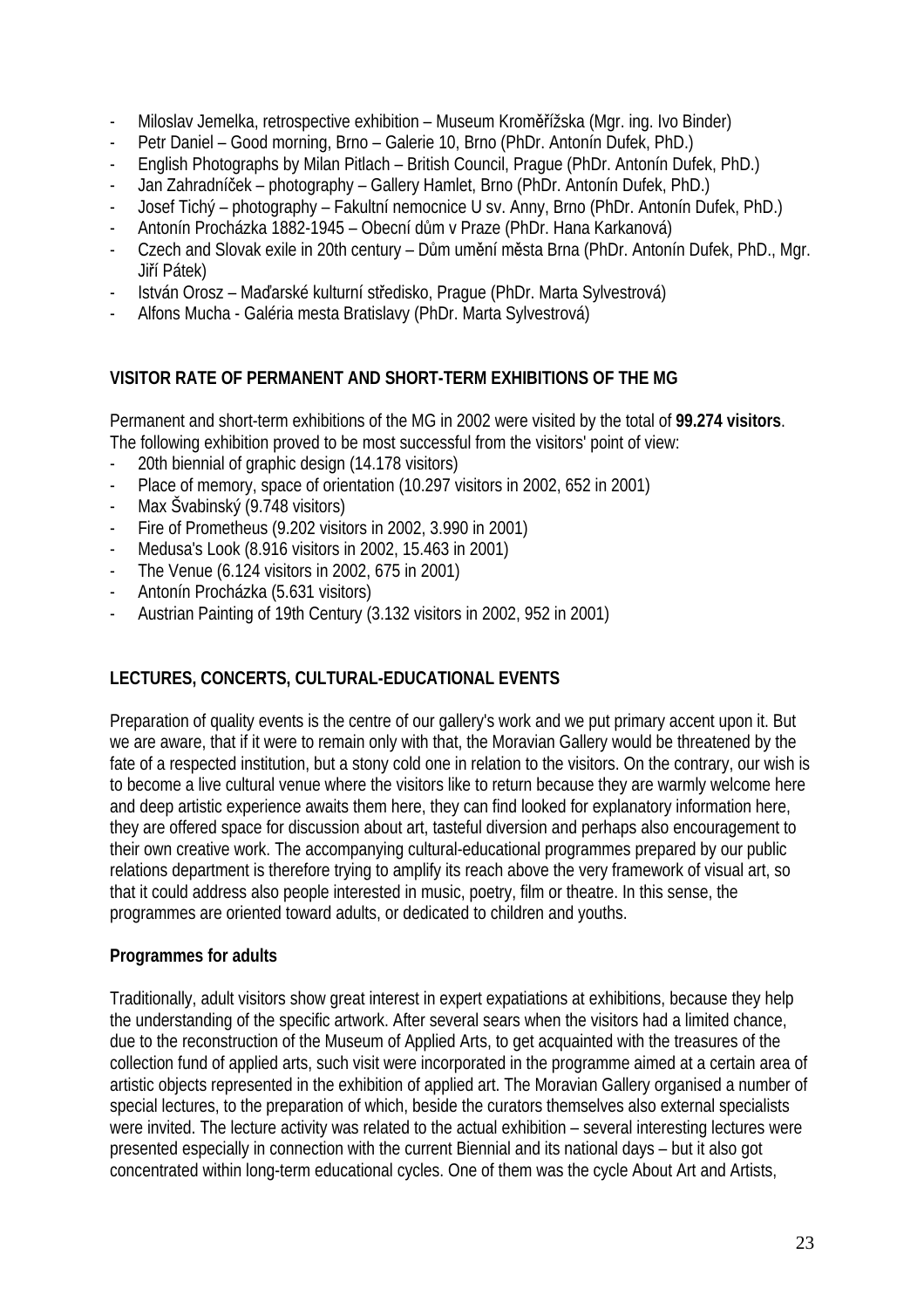- Miloslav Jemelka, retrospective exhibition – Museum Kroměřížska (Mgr. ing. Ivo Binder)
- Petr Daniel – Good morning, Brno – Galerie 10, Brno (PhDr. Antonín Dufek, PhD.)
- English Photographs by Milan Pitlach – British Council, Prague (PhDr. Antonín Dufek, PhD.)
- Jan Zahradníček – photography – Gallery Hamlet, Brno (PhDr. Antonín Dufek, PhD.)
- Josef Tichý – photography – Fakultní nemocnice U sv. Anny, Brno (PhDr. Antonín Dufek, PhD.)
- Antonín Procházka 1882-1945 – Obecní dům v Praze (PhDr. Hana Karkanová)
- Czech and Slovak exile in 20th century – Dům umění města Brna (PhDr. Antonín Dufek, PhD., Mgr. Jiří Pátek)
- István Orosz – Maďarské kulturní středisko, Prague (PhDr. Marta Sylvestrová)
- Alfons Mucha - Galéria mesta Bratislavy (PhDr. Marta Sylvestrová)

## VISITOR RATE OF PERMANENT AND SHORT-TERM EXHIBITIONS OF THE MG

Permanent and short-term exhibitions of the MG in 2002 were visited by the total of **99.274 visitors**. The following exhibition proved to be most successful from the visitors' point of view:

- 20th biennial of graphic design (14.178 visitors)
- Place of memory, space of orientation (10.297 visitors in 2002, 652 in 2001)
- Max Švabinský (9.748 visitors)
- Fire of Prometheus (9.202 visitors in 2002, 3.990 in 2001)
- Medusa's Look (8.916 visitors in 2002, 15.463 in 2001)
- The Venue (6.124 visitors in 2002, 675 in 2001)
- Antonín Procházka (5.631 visitors)
- Austrian Painting of 19th Century (3.132 visitors in 2002, 952 in 2001)

## LECTURES, CONCERTS, CULTURAL-EDUCATIONAL EVENTS

Preparation of quality events is the centre of our gallery's work and we put primary accent upon it. But we are aware, that if it were to remain only with that, the Moravian Gallery would be threatened by the fate of a respected institution, but a stony cold one in relation to the visitors. On the contrary, our wish is to become a live cultural venue where the visitors like to return because they are warmly welcome here and deep artistic experience awaits them here, they can find looked for explanatory information here, they are offered space for discussion about art, tasteful diversion and perhaps also encouragement to their own creative work. The accompanying cultural-educational programmes prepared by our public relations department is therefore trying to amplify its reach above the very framework of visual art, so that it could address also people interested in music, poetry, film or theatre. In this sense, the programmes are oriented toward adults, or dedicated to children and youths.

### Programmes for adults

Traditionally, adult visitors show great interest in expert expatiations at exhibitions, because they help the understanding of the specific artwork. After several sears when the visitors had a limited chance, due to the reconstruction of the Museum of Applied Arts, to get acquainted with the treasures of the collection fund of applied arts, such visit were incorporated in the programme aimed at a certain area of artistic objects represented in the exhibition of applied art. The Moravian Gallery organised a number of special lectures, to the preparation of which, beside the curators themselves also external specialists were invited. The lecture activity was related to the actual exhibition – several interesting lectures were presented especially in connection with the current Biennial and its national days – but it also got concentrated within long-term educational cycles. One of them was the cycle About Art and Artists,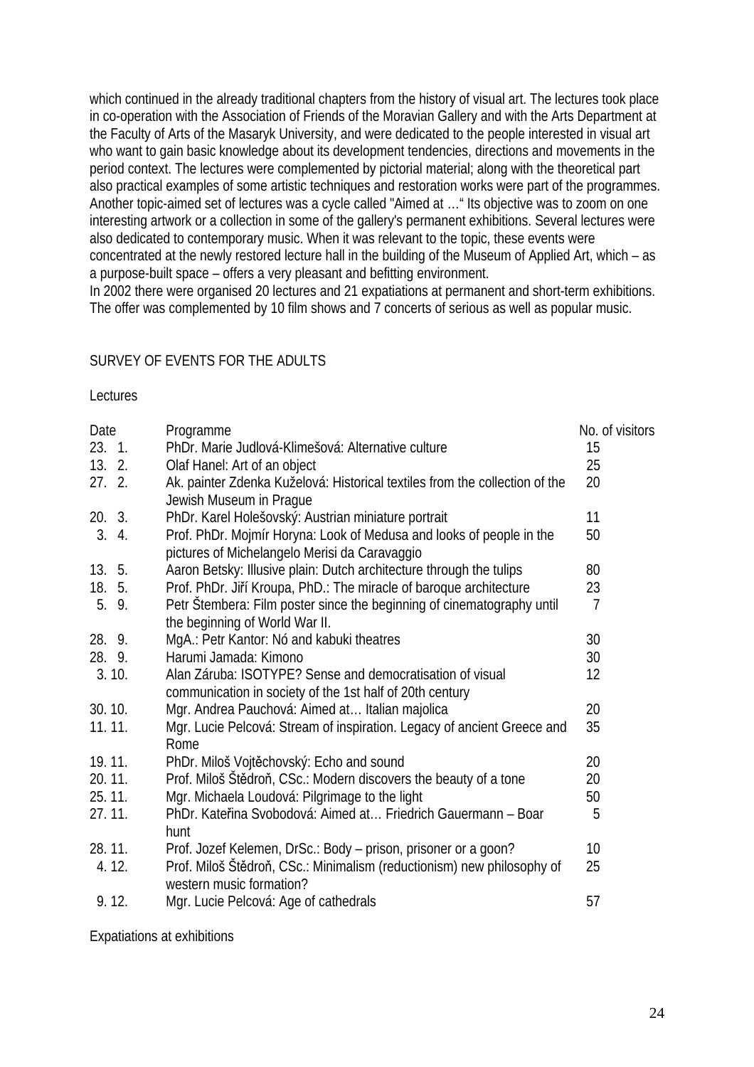which continued in the already traditional chapters from the history of visual art. The lectures took place in co-operation with the Association of Friends of the Moravian Gallery and with the Arts Department at the Faculty of Arts of the Masaryk University, and were dedicated to the people interested in visual art who want to gain basic knowledge about its development tendencies, directions and movements in the period context. The lectures were complemented by pictorial material; along with the theoretical part also practical examples of some artistic techniques and restoration works were part of the programmes. Another topic-aimed set of lectures was a cycle called "Aimed at …" Its objective was to zoom on one interesting artwork or a collection in some of the gallery's permanent exhibitions. Several lectures were also dedicated to contemporary music. When it was relevant to the topic, these events were concentrated at the newly restored lecture hall in the building of the Museum of Applied Art, which – as a purpose-built space – offers a very pleasant and befitting environment.
In 2002 there were organised 20 lectures and 21 expatiations at permanent and short-term exhibitions. The offer was complemented by 10 film shows and 7 concerts of serious as well as popular music.

SURVEY OF EVENTS FOR THE ADULTS

Lectures

| Date | Programme | No. of visitors |
|---|---|---|
| 23. 1. | PhDr. Marie Judlová-Klimešová: Alternative culture | 15 |
| 13. 2. | Olaf Hanel: Art of an object | 25 |
| 27. 2. | Ak. painter Zdenka Kuželová: Historical textiles from the collection of the Jewish Museum in Prague | 20 |
| 20. 3. | PhDr. Karel Holešovský: Austrian miniature portrait | 11 |
| 3. 4. | Prof. PhDr. Mojmír Horyna: Look of Medusa and looks of people in the pictures of Michelangelo Merisi da Caravaggio | 50 |
| 13. 5. | Aaron Betsky: Illusive plain: Dutch architecture through the tulips | 80 |
| 18. 5. | Prof. PhDr. Jiří Kroupa, PhD.: The miracle of baroque architecture | 23 |
| 5. 9. | Petr Štembera: Film poster since the beginning of cinematography until the beginning of World War II. | 7 |
| 28. 9. | MgA.: Petr Kantor: Nó and kabuki theatres | 30 |
| 28. 9. | Harumi Jamada: Kimono | 30 |
| 3. 10. | Alan Záruba: ISOTYPE? Sense and democratisation of visual communication in society of the 1st half of 20th century | 12 |
| 30. 10. | Mgr. Andrea Pauchová: Aimed at… Italian majolica | 20 |
| 11. 11. | Mgr. Lucie Pelcová: Stream of inspiration. Legacy of ancient Greece and Rome | 35 |
| 19. 11. | PhDr. Miloš Vojtěchovský: Echo and sound | 20 |
| 20. 11. | Prof. Miloš Štědroň, CSc.: Modern discovers the beauty of a tone | 20 |
| 25. 11. | Mgr. Michaela Loudová: Pilgrimage to the light | 50 |
| 27. 11. | PhDr. Kateřina Svobodová: Aimed at… Friedrich Gauermann – Boar hunt | 5 |
| 28. 11. | Prof. Jozef Kelemen, DrSc.: Body – prison, prisoner or a goon? | 10 |
| 4. 12. | Prof. Miloš Štědroň, CSc.: Minimalism (reductionism) new philosophy of western music formation? | 25 |
| 9. 12. | Mgr. Lucie Pelcová: Age of cathedrals | 57 |

Expatiations at exhibitions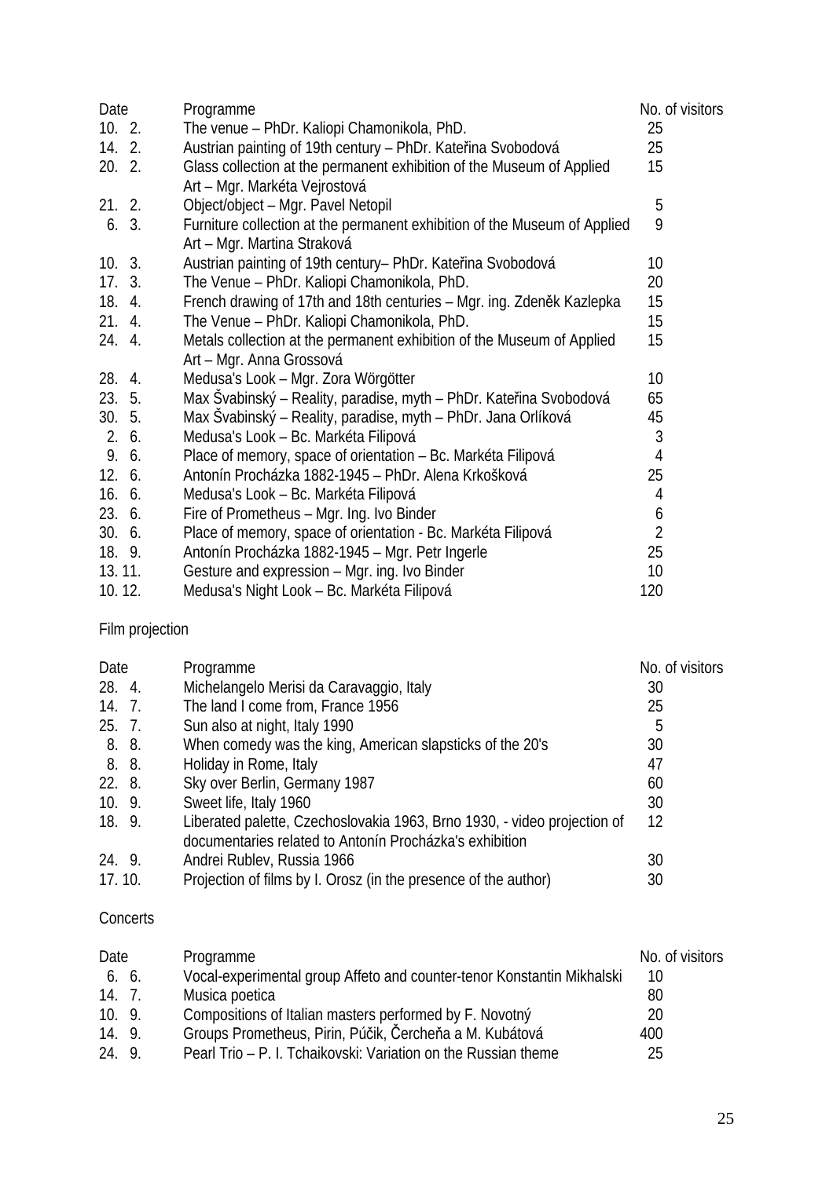| Date | Programme | No. of visitors |
|---|---|---|
| 10. 2. | The venue – PhDr. Kaliopi Chamonikola, PhD. | 25 |
| 14. 2. | Austrian painting of 19th century – PhDr. Kateřina Svobodová | 25 |
| 20. 2. | Glass collection at the permanent exhibition of the Museum of Applied Art – Mgr. Markéta Vejrostová | 15 |
| 21. 2. | Object/object – Mgr. Pavel Netopil | 5 |
| 6. 3. | Furniture collection at the permanent exhibition of the Museum of Applied Art – Mgr. Martina Straková | 9 |
| 10. 3. | Austrian painting of 19th century– PhDr. Kateřina Svobodová | 10 |
| 17. 3. | The Venue – PhDr. Kaliopi Chamonikola, PhD. | 20 |
| 18. 4. | French drawing of 17th and 18th centuries – Mgr. ing. Zdeněk Kazlepka | 15 |
| 21. 4. | The Venue – PhDr. Kaliopi Chamonikola, PhD. | 15 |
| 24. 4. | Metals collection at the permanent exhibition of the Museum of Applied Art – Mgr. Anna Grossová | 15 |
| 28. 4. | Medusa's Look – Mgr. Zora Wörgötter | 10 |
| 23. 5. | Max Švabinský – Reality, paradise, myth – PhDr. Kateřina Svobodová | 65 |
| 30. 5. | Max Švabinský – Reality, paradise, myth – PhDr. Jana Orlíková | 45 |
| 2. 6. | Medusa's Look – Bc. Markéta Filipová | 3 |
| 9. 6. | Place of memory, space of orientation – Bc. Markéta Filipová | 4 |
| 12. 6. | Antonín Procházka 1882-1945 – PhDr. Alena Krkošková | 25 |
| 16. 6. | Medusa's Look – Bc. Markéta Filipová | 4 |
| 23. 6. | Fire of Prometheus – Mgr. Ing. Ivo Binder | 6 |
| 30. 6. | Place of memory, space of orientation - Bc. Markéta Filipová | 2 |
| 18. 9. | Antonín Procházka 1882-1945 – Mgr. Petr Ingerle | 25 |
| 13. 11. | Gesture and expression – Mgr. ing. Ivo Binder | 10 |
| 10. 12. | Medusa's Night Look – Bc. Markéta Filipová | 120 |

Film projection

| Date | Programme | No. of visitors |
|---|---|---|
| 28. 4. | Michelangelo Merisi da Caravaggio, Italy | 30 |
| 14. 7. | The land I come from, France 1956 | 25 |
| 25. 7. | Sun also at night, Italy 1990 | 5 |
| 8. 8. | When comedy was the king, American slapsticks of the 20's | 30 |
| 8. 8. | Holiday in Rome, Italy | 47 |
| 22. 8. | Sky over Berlin, Germany 1987 | 60 |
| 10. 9. | Sweet life, Italy 1960 | 30 |
| 18. 9. | Liberated palette, Czechoslovakia 1963, Brno 1930, - video projection of documentaries related to Antonín Procházka's exhibition | 12 |
| 24. 9. | Andrei Rublev, Russia 1966 | 30 |
| 17. 10. | Projection of films by I. Orosz (in the presence of the author) | 30 |

Concerts

| Date | Programme | No. of visitors |
|---|---|---|
| 6. 6. | Vocal-experimental group Affeto and counter-tenor Konstantin Mikhalski | 10 |
| 14. 7. | Musica poetica | 80 |
| 10. 9. | Compositions of Italian masters performed by F. Novotný | 20 |
| 14. 9. | Groups Prometheus, Pirin, Púčik, Čercheňa a M. Kubátová | 400 |
| 24. 9. | Pearl Trio – P. I. Tchaikovski: Variation on the Russian theme | 25 |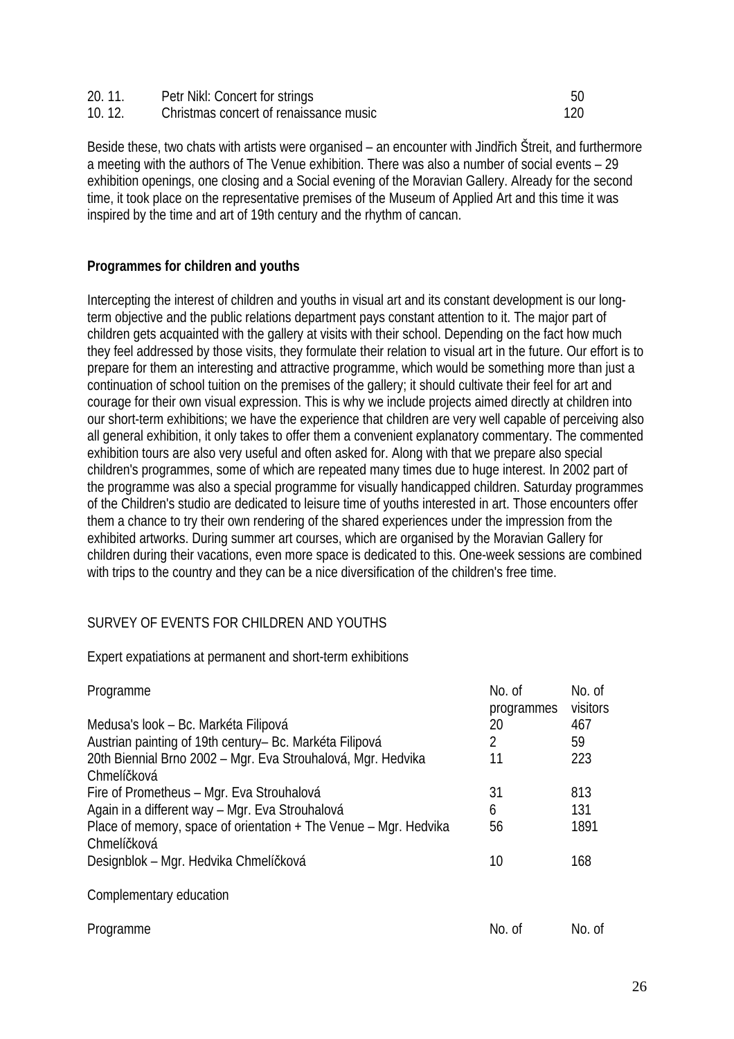| | | |
|---|---|---|
| 20. 11. | Petr Nikl: Concert for strings | 50 |
| 10. 12. | Christmas concert of renaissance music | 120 |

Beside these, two chats with artists were organised – an encounter with Jindřich Štreit, and furthermore a meeting with the authors of The Venue exhibition. There was also a number of social events – 29 exhibition openings, one closing and a Social evening of the Moravian Gallery. Already for the second time, it took place on the representative premises of the Museum of Applied Art and this time it was inspired by the time and art of 19th century and the rhythm of cancan.

**Programmes for children and youths**

Intercepting the interest of children and youths in visual art and its constant development is our long-term objective and the public relations department pays constant attention to it. The major part of children gets acquainted with the gallery at visits with their school. Depending on the fact how much they feel addressed by those visits, they formulate their relation to visual art in the future. Our effort is to prepare for them an interesting and attractive programme, which would be something more than just a continuation of school tuition on the premises of the gallery; it should cultivate their feel for art and courage for their own visual expression. This is why we include projects aimed directly at children into our short-term exhibitions; we have the experience that children are very well capable of perceiving also all general exhibition, it only takes to offer them a convenient explanatory commentary. The commented exhibition tours are also very useful and often asked for. Along with that we prepare also special children's programmes, some of which are repeated many times due to huge interest. In 2002 part of the programme was also a special programme for visually handicapped children. Saturday programmes of the Children's studio are dedicated to leisure time of youths interested in art. Those encounters offer them a chance to try their own rendering of the shared experiences under the impression from the exhibited artworks. During summer art courses, which are organised by the Moravian Gallery for children during their vacations, even more space is dedicated to this. One-week sessions are combined with trips to the country and they can be a nice diversification of the children's free time.

SURVEY OF EVENTS FOR CHILDREN AND YOUTHS

Expert expatiations at permanent and short-term exhibitions

| Programme | No. of programmes | No. of visitors |
|---|---|---|
| Medusa's look – Bc. Markéta Filipová | 20 | 467 |
| Austrian painting of 19th century– Bc. Markéta Filipová | 2 | 59 |
| 20th Biennial Brno 2002 – Mgr. Eva Strouhalová, Mgr. Hedvika Chmelíčková | 11 | 223 |
| Fire of Prometheus – Mgr. Eva Strouhalová | 31 | 813 |
| Again in a different way – Mgr. Eva Strouhalová | 6 | 131 |
| Place of memory, space of orientation + The Venue – Mgr. Hedvika Chmelíčková | 56 | 1891 |
| Designblok – Mgr. Hedvika Chmelíčková | 10 | 168 |

Complementary education

| Programme | No. of | No. of |
|---|---|---|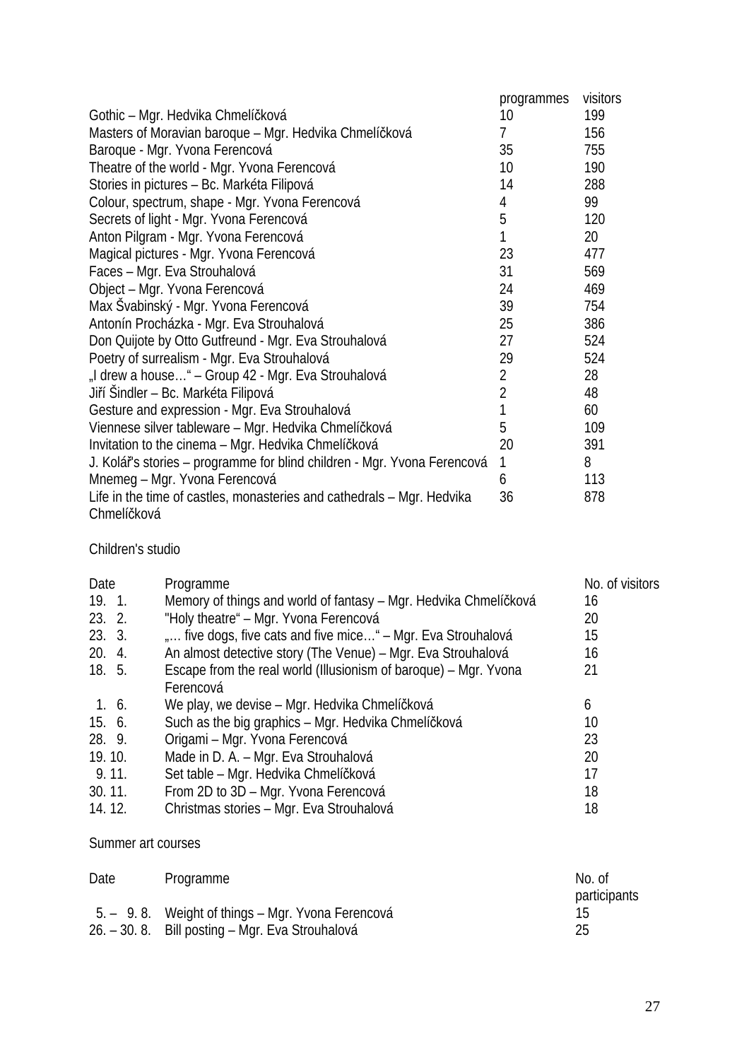| | programmes | visitors |
|---|---|---|
| Gothic – Mgr. Hedvika Chmelíčková | 10 | 199 |
| Masters of Moravian baroque – Mgr. Hedvika Chmelíčková | 7 | 156 |
| Baroque - Mgr. Yvona Ferencová | 35 | 755 |
| Theatre of the world - Mgr. Yvona Ferencová | 10 | 190 |
| Stories in pictures – Bc. Markéta Filipová | 14 | 288 |
| Colour, spectrum, shape - Mgr. Yvona Ferencová | 4 | 99 |
| Secrets of light - Mgr. Yvona Ferencová | 5 | 120 |
| Anton Pilgram - Mgr. Yvona Ferencová | 1 | 20 |
| Magical pictures - Mgr. Yvona Ferencová | 23 | 477 |
| Faces – Mgr. Eva Strouhalová | 31 | 569 |
| Object – Mgr. Yvona Ferencová | 24 | 469 |
| Max Švabinský - Mgr. Yvona Ferencová | 39 | 754 |
| Antonín Procházka - Mgr. Eva Strouhalová | 25 | 386 |
| Don Quijote by Otto Gutfreund - Mgr. Eva Strouhalová | 27 | 524 |
| Poetry of surrealism - Mgr. Eva Strouhalová | 29 | 524 |
| „I drew a house…“ – Group 42 - Mgr. Eva Strouhalová | 2 | 28 |
| Jiří Šindler – Bc. Markéta Filipová | 2 | 48 |
| Gesture and expression - Mgr. Eva Strouhalová | 1 | 60 |
| Viennese silver tableware – Mgr. Hedvika Chmelíčková | 5 | 109 |
| Invitation to the cinema – Mgr. Hedvika Chmelíčková | 20 | 391 |
| J. Kolář's stories – programme for blind children - Mgr. Yvona Ferencová | 1 | 8 |
| Mnemeg – Mgr. Yvona Ferencová | 6 | 113 |
| Life in the time of castles, monasteries and cathedrals – Mgr. Hedvika Chmelíčková | 36 | 878 |

Children's studio

| Date | Programme | No. of visitors |
|---|---|---|
| 19. 1. | Memory of things and world of fantasy – Mgr. Hedvika Chmelíčková | 16 |
| 23. 2. | "Holy theatre" – Mgr. Yvona Ferencová | 20 |
| 23. 3. | „… five dogs, five cats and five mice…“ – Mgr. Eva Strouhalová | 15 |
| 20. 4. | An almost detective story (The Venue) – Mgr. Eva Strouhalová | 16 |
| 18. 5. | Escape from the real world (Illusionism of baroque) – Mgr. Yvona Ferencová | 21 |
| 1. 6. | We play, we devise – Mgr. Hedvika Chmelíčková | 6 |
| 15. 6. | Such as the big graphics – Mgr. Hedvika Chmelíčková | 10 |
| 28. 9. | Origami – Mgr. Yvona Ferencová | 23 |
| 19. 10. | Made in D. A. – Mgr. Eva Strouhalová | 20 |
| 9. 11. | Set table – Mgr. Hedvika Chmelíčková | 17 |
| 30. 11. | From 2D to 3D – Mgr. Yvona Ferencová | 18 |
| 14. 12. | Christmas stories – Mgr. Eva Strouhalová | 18 |

Summer art courses

| Date | Programme | No. of participants |
|---|---|---|
| 5. – 9. 8. | Weight of things – Mgr. Yvona Ferencová | 15 |
| 26. – 30. 8. | Bill posting – Mgr. Eva Strouhalová | 25 |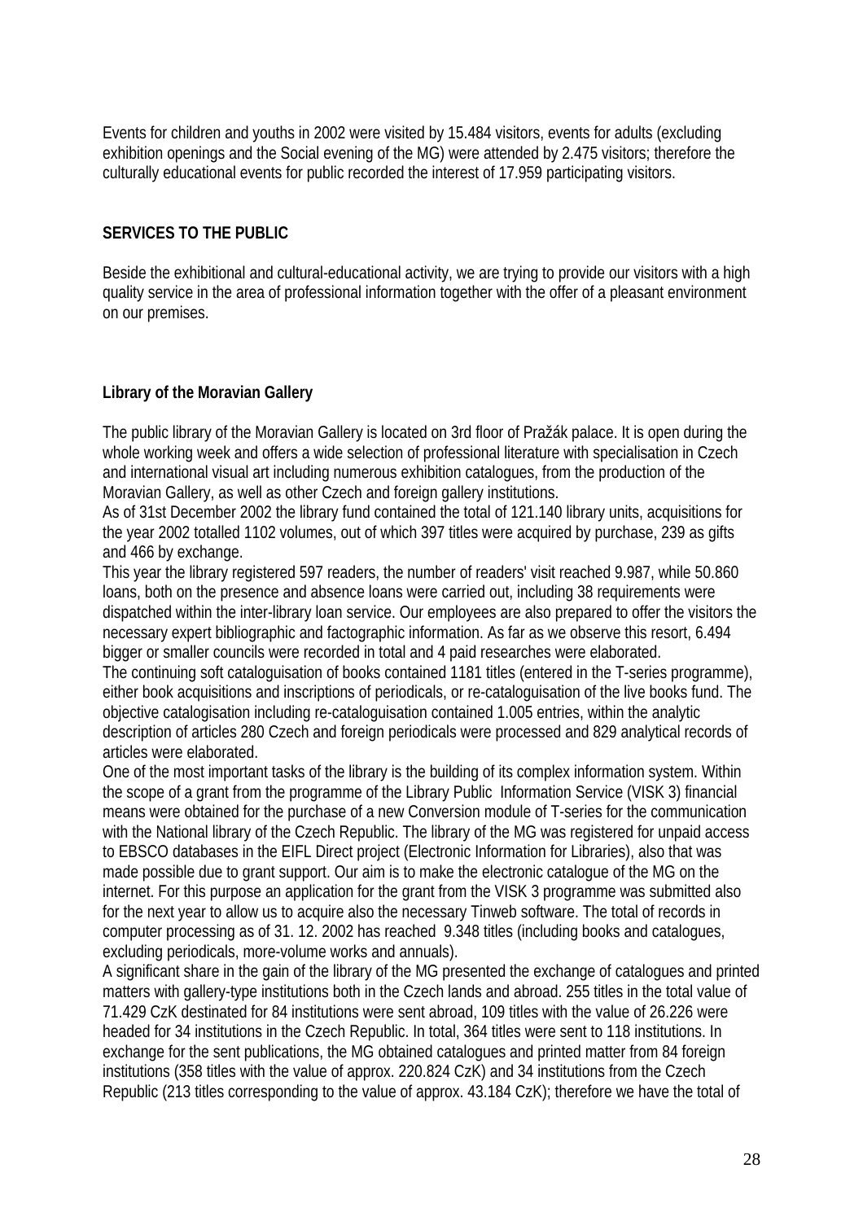Events for children and youths in 2002 were visited by 15.484 visitors, events for adults (excluding exhibition openings and the Social evening of the MG) were attended by 2.475 visitors; therefore the culturally educational events for public recorded the interest of 17.959 participating visitors.

## SERVICES TO THE PUBLIC

Beside the exhibitional and cultural-educational activity, we are trying to provide our visitors with a high quality service in the area of professional information together with the offer of a pleasant environment on our premises.

### Library of the Moravian Gallery

The public library of the Moravian Gallery is located on 3rd floor of Pražák palace. It is open during the whole working week and offers a wide selection of professional literature with specialisation in Czech and international visual art including numerous exhibition catalogues, from the production of the Moravian Gallery, as well as other Czech and foreign gallery institutions.
As of 31st December 2002 the library fund contained the total of 121.140 library units, acquisitions for the year 2002 totalled 1102 volumes, out of which 397 titles were acquired by purchase, 239 as gifts and 466 by exchange.
This year the library registered 597 readers, the number of readers' visit reached 9.987, while 50.860 loans, both on the presence and absence loans were carried out, including 38 requirements were dispatched within the inter-library loan service. Our employees are also prepared to offer the visitors the necessary expert bibliographic and factographic information. As far as we observe this resort, 6.494 bigger or smaller councils were recorded in total and 4 paid researches were elaborated.
The continuing soft cataloguisation of books contained 1181 titles (entered in the T-series programme), either book acquisitions and inscriptions of periodicals, or re-cataloguisation of the live books fund. The objective catalogisation including re-cataloguisation contained 1.005 entries, within the analytic description of articles 280 Czech and foreign periodicals were processed and 829 analytical records of articles were elaborated.
One of the most important tasks of the library is the building of its complex information system. Within the scope of a grant from the programme of the Library Public Information Service (VISK 3) financial means were obtained for the purchase of a new Conversion module of T-series for the communication with the National library of the Czech Republic. The library of the MG was registered for unpaid access to EBSCO databases in the EIFL Direct project (Electronic Information for Libraries), also that was made possible due to grant support. Our aim is to make the electronic catalogue of the MG on the internet. For this purpose an application for the grant from the VISK 3 programme was submitted also for the next year to allow us to acquire also the necessary Tinweb software. The total of records in computer processing as of 31. 12. 2002 has reached 9.348 titles (including books and catalogues, excluding periodicals, more-volume works and annuals).
A significant share in the gain of the library of the MG presented the exchange of catalogues and printed matters with gallery-type institutions both in the Czech lands and abroad. 255 titles in the total value of 71.429 CzK destinated for 84 institutions were sent abroad, 109 titles with the value of 26.226 were headed for 34 institutions in the Czech Republic. In total, 364 titles were sent to 118 institutions. In exchange for the sent publications, the MG obtained catalogues and printed matter from 84 foreign institutions (358 titles with the value of approx. 220.824 CzK) and 34 institutions from the Czech Republic (213 titles corresponding to the value of approx. 43.184 CzK); therefore we have the total of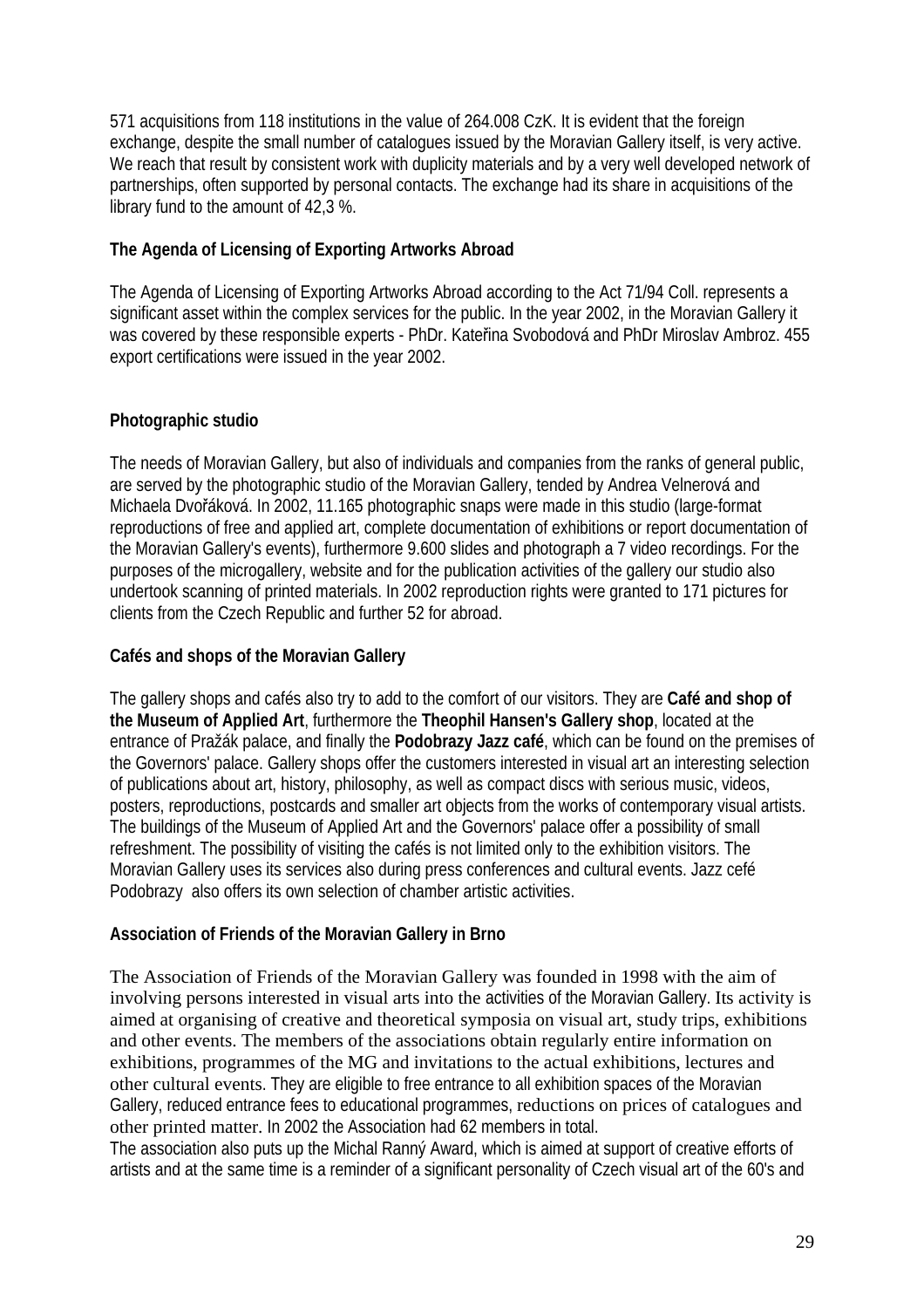571 acquisitions from 118 institutions in the value of 264.008 CzK. It is evident that the foreign exchange, despite the small number of catalogues issued by the Moravian Gallery itself, is very active. We reach that result by consistent work with duplicity materials and by a very well developed network of partnerships, often supported by personal contacts. The exchange had its share in acquisitions of the library fund to the amount of 42,3 %.

**The Agenda of Licensing of Exporting Artworks Abroad**

The Agenda of Licensing of Exporting Artworks Abroad according to the Act 71/94 Coll. represents a significant asset within the complex services for the public. In the year 2002, in the Moravian Gallery it was covered by these responsible experts - PhDr. Kateřina Svobodová and PhDr Miroslav Ambroz. 455 export certifications were issued in the year 2002.

**Photographic studio**

The needs of Moravian Gallery, but also of individuals and companies from the ranks of general public, are served by the photographic studio of the Moravian Gallery, tended by Andrea Velnerová and Michaela Dvořáková. In 2002, 11.165 photographic snaps were made in this studio (large-format reproductions of free and applied art, complete documentation of exhibitions or report documentation of the Moravian Gallery's events), furthermore 9.600 slides and photograph a 7 video recordings. For the purposes of the microgallery, website and for the publication activities of the gallery our studio also undertook scanning of printed materials. In 2002 reproduction rights were granted to 171 pictures for clients from the Czech Republic and further 52 for abroad.

**Cafés and shops of the Moravian Gallery**

The gallery shops and cafés also try to add to the comfort of our visitors. They are **Café and shop of the Museum of Applied Art**, furthermore the **Theophil Hansen's Gallery shop**, located at the entrance of Pražák palace, and finally the **Podobrazy Jazz café**, which can be found on the premises of the Governors' palace. Gallery shops offer the customers interested in visual art an interesting selection of publications about art, history, philosophy, as well as compact discs with serious music, videos, posters, reproductions, postcards and smaller art objects from the works of contemporary visual artists. The buildings of the Museum of Applied Art and the Governors' palace offer a possibility of small refreshment. The possibility of visiting the cafés is not limited only to the exhibition visitors. The Moravian Gallery uses its services also during press conferences and cultural events. Jazz cefé Podobrazy also offers its own selection of chamber artistic activities.

**Association of Friends of the Moravian Gallery in Brno**

The Association of Friends of the Moravian Gallery was founded in 1998 with the aim of involving persons interested in visual arts into the activities of the Moravian Gallery. Its activity is aimed at organising of creative and theoretical symposia on visual art, study trips, exhibitions and other events. The members of the associations obtain regularly entire information on exhibitions, programmes of the MG and invitations to the actual exhibitions, lectures and other cultural events. They are eligible to free entrance to all exhibition spaces of the Moravian Gallery, reduced entrance fees to educational programmes, reductions on prices of catalogues and other printed matter. In 2002 the Association had 62 members in total.
The association also puts up the Michal Ranný Award, which is aimed at support of creative efforts of artists and at the same time is a reminder of a significant personality of Czech visual art of the 60's and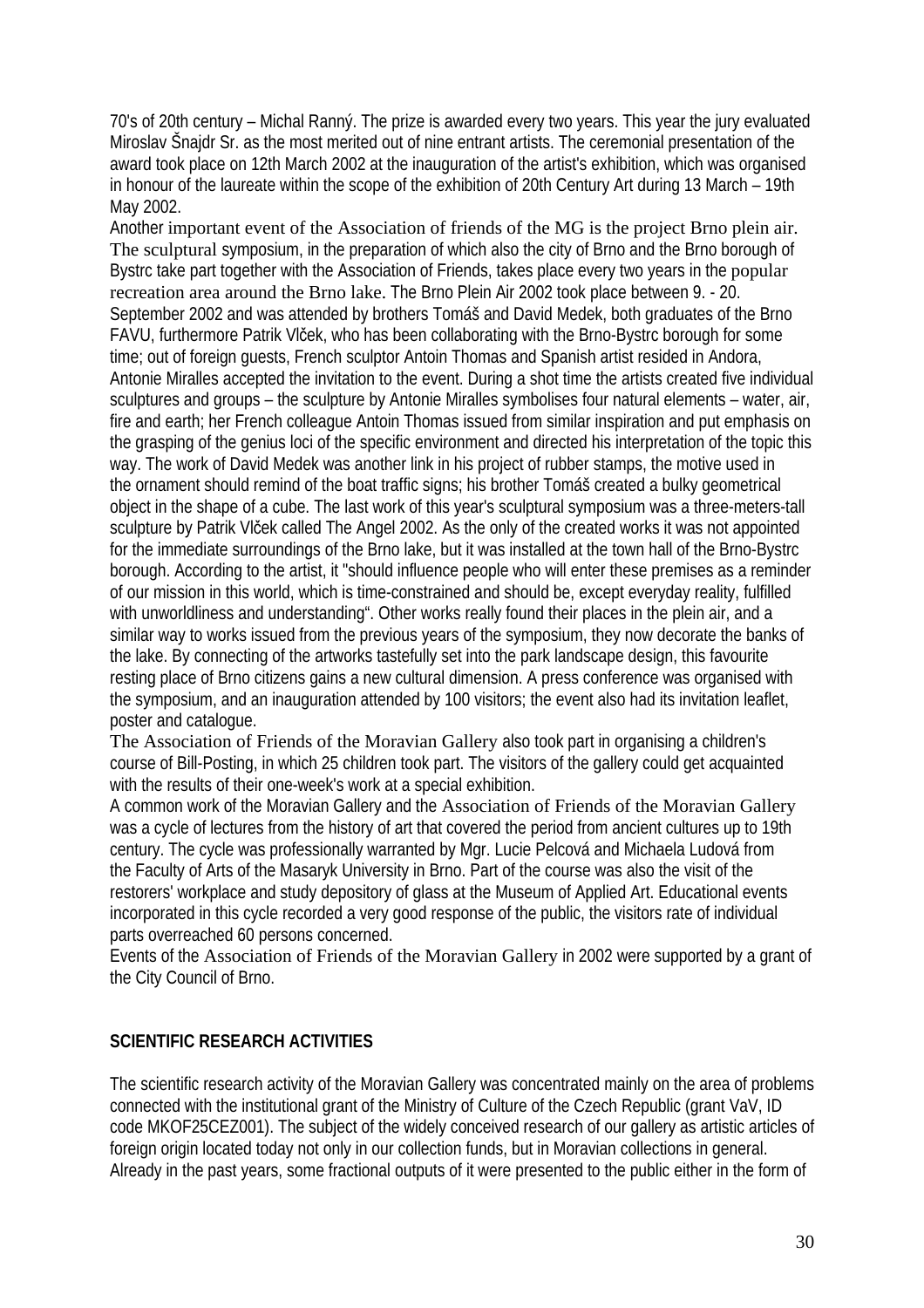70's of 20th century – Michal Ranný. The prize is awarded every two years. This year the jury evaluated Miroslav Šnajdr Sr. as the most merited out of nine entrant artists. The ceremonial presentation of the award took place on 12th March 2002 at the inauguration of the artist's exhibition, which was organised in honour of the laureate within the scope of the exhibition of 20th Century Art during 13 March – 19th May 2002.

Another important event of the Association of friends of the MG is the project Brno plein air. The sculptural symposium, in the preparation of which also the city of Brno and the Brno borough of Bystrc take part together with the Association of Friends, takes place every two years in the popular recreation area around the Brno lake. The Brno Plein Air 2002 took place between 9. - 20. September 2002 and was attended by brothers Tomáš and David Medek, both graduates of the Brno FAVU, furthermore Patrik Vlček, who has been collaborating with the Brno-Bystrc borough for some time; out of foreign guests, French sculptor Antoin Thomas and Spanish artist resided in Andora, Antonie Miralles accepted the invitation to the event. During a shot time the artists created five individual sculptures and groups – the sculpture by Antonie Miralles symbolises four natural elements – water, air, fire and earth; her French colleague Antoin Thomas issued from similar inspiration and put emphasis on the grasping of the genius loci of the specific environment and directed his interpretation of the topic this way. The work of David Medek was another link in his project of rubber stamps, the motive used in the ornament should remind of the boat traffic signs; his brother Tomáš created a bulky geometrical object in the shape of a cube. The last work of this year's sculptural symposium was a three-meters-tall sculpture by Patrik Vlček called The Angel 2002. As the only of the created works it was not appointed for the immediate surroundings of the Brno lake, but it was installed at the town hall of the Brno-Bystrc borough. According to the artist, it "should influence people who will enter these premises as a reminder of our mission in this world, which is time-constrained and should be, except everyday reality, fulfilled with unworldliness and understanding". Other works really found their places in the plein air, and a similar way to works issued from the previous years of the symposium, they now decorate the banks of the lake. By connecting of the artworks tastefully set into the park landscape design, this favourite resting place of Brno citizens gains a new cultural dimension. A press conference was organised with the symposium, and an inauguration attended by 100 visitors; the event also had its invitation leaflet, poster and catalogue.

The Association of Friends of the Moravian Gallery also took part in organising a children's course of Bill-Posting, in which 25 children took part. The visitors of the gallery could get acquainted with the results of their one-week's work at a special exhibition.

A common work of the Moravian Gallery and the Association of Friends of the Moravian Gallery was a cycle of lectures from the history of art that covered the period from ancient cultures up to 19th century. The cycle was professionally warranted by Mgr. Lucie Pelcová and Michaela Ludová from the Faculty of Arts of the Masaryk University in Brno. Part of the course was also the visit of the restorers' workplace and study depository of glass at the Museum of Applied Art. Educational events incorporated in this cycle recorded a very good response of the public, the visitors rate of individual parts overreached 60 persons concerned.

Events of the Association of Friends of the Moravian Gallery in 2002 were supported by a grant of the City Council of Brno.

## SCIENTIFIC RESEARCH ACTIVITIES

The scientific research activity of the Moravian Gallery was concentrated mainly on the area of problems connected with the institutional grant of the Ministry of Culture of the Czech Republic (grant VaV, ID code MKOF25CEZ001). The subject of the widely conceived research of our gallery as artistic articles of foreign origin located today not only in our collection funds, but in Moravian collections in general. Already in the past years, some fractional outputs of it were presented to the public either in the form of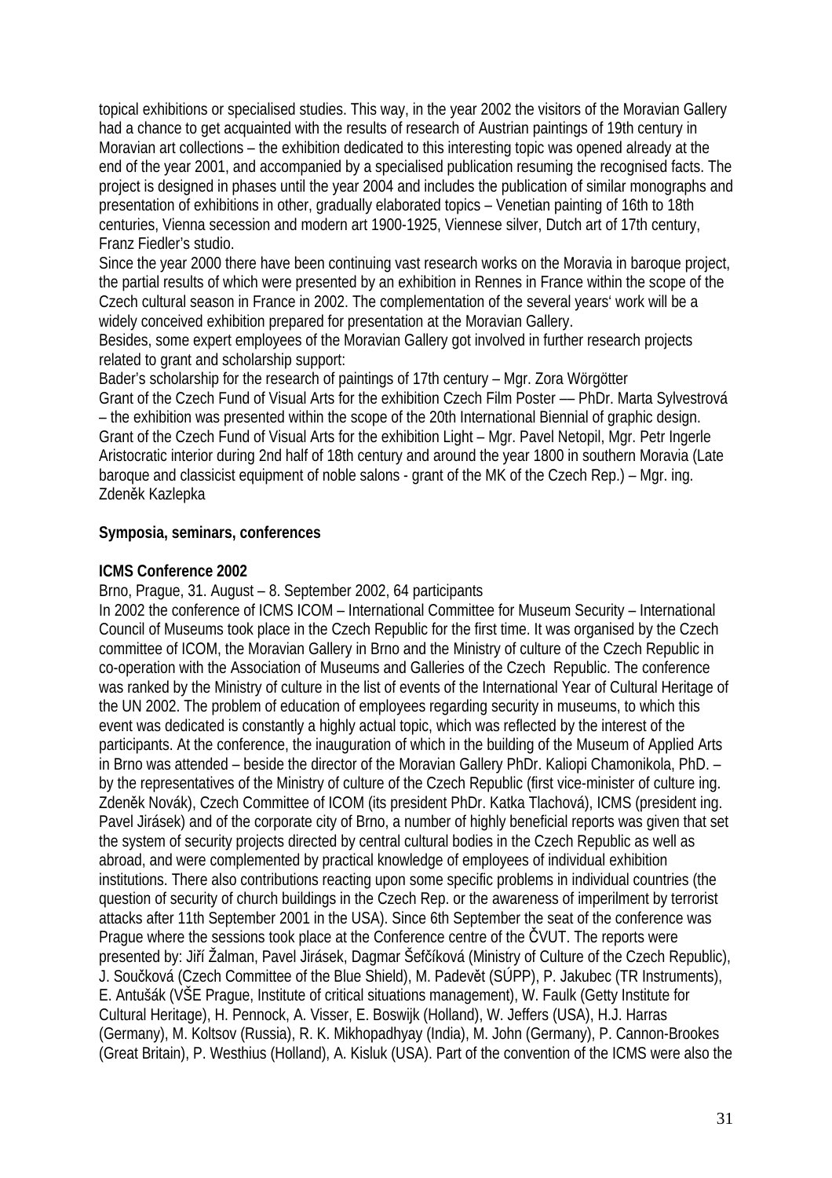topical exhibitions or specialised studies. This way, in the year 2002 the visitors of the Moravian Gallery had a chance to get acquainted with the results of research of Austrian paintings of 19th century in Moravian art collections – the exhibition dedicated to this interesting topic was opened already at the end of the year 2001, and accompanied by a specialised publication resuming the recognised facts. The project is designed in phases until the year 2004 and includes the publication of similar monographs and presentation of exhibitions in other, gradually elaborated topics – Venetian painting of 16th to 18th centuries, Vienna secession and modern art 1900-1925, Viennese silver, Dutch art of 17th century, Franz Fiedler's studio.

Since the year 2000 there have been continuing vast research works on the Moravia in baroque project, the partial results of which were presented by an exhibition in Rennes in France within the scope of the Czech cultural season in France in 2002. The complementation of the several years' work will be a widely conceived exhibition prepared for presentation at the Moravian Gallery.

Besides, some expert employees of the Moravian Gallery got involved in further research projects related to grant and scholarship support:

Bader's scholarship for the research of paintings of 17th century – Mgr. Zora Wörgötter

Grant of the Czech Fund of Visual Arts for the exhibition Czech Film Poster –– PhDr. Marta Sylvestrová – the exhibition was presented within the scope of the 20th International Biennial of graphic design.

Grant of the Czech Fund of Visual Arts for the exhibition Light – Mgr. Pavel Netopil, Mgr. Petr Ingerle

Aristocratic interior during 2nd half of 18th century and around the year 1800 in southern Moravia (Late baroque and classicist equipment of noble salons - grant of the MK of the Czech Rep.) – Mgr. ing. Zdeněk Kazlepka

**Symposia, seminars, conferences**

**ICMS Conference 2002**

Brno, Prague, 31. August – 8. September 2002, 64 participants

In 2002 the conference of ICMS ICOM – International Committee for Museum Security – International Council of Museums took place in the Czech Republic for the first time. It was organised by the Czech committee of ICOM, the Moravian Gallery in Brno and the Ministry of culture of the Czech Republic in co-operation with the Association of Museums and Galleries of the Czech Republic. The conference was ranked by the Ministry of culture in the list of events of the International Year of Cultural Heritage of the UN 2002. The problem of education of employees regarding security in museums, to which this event was dedicated is constantly a highly actual topic, which was reflected by the interest of the participants. At the conference, the inauguration of which in the building of the Museum of Applied Arts in Brno was attended – beside the director of the Moravian Gallery PhDr. Kaliopi Chamonikola, PhD. – by the representatives of the Ministry of culture of the Czech Republic (first vice-minister of culture ing. Zdeněk Novák), Czech Committee of ICOM (its president PhDr. Katka Tlachová), ICMS (president ing. Pavel Jirásek) and of the corporate city of Brno, a number of highly beneficial reports was given that set the system of security projects directed by central cultural bodies in the Czech Republic as well as abroad, and were complemented by practical knowledge of employees of individual exhibition institutions. There also contributions reacting upon some specific problems in individual countries (the question of security of church buildings in the Czech Rep. or the awareness of imperilment by terrorist attacks after 11th September 2001 in the USA). Since 6th September the seat of the conference was Prague where the sessions took place at the Conference centre of the ČVUT. The reports were presented by: Jiří Žalman, Pavel Jirásek, Dagmar Šefčíková (Ministry of Culture of the Czech Republic), J. Součková (Czech Committee of the Blue Shield), M. Padevět (SÚPP), P. Jakubec (TR Instruments), E. Antušák (VŠE Prague, Institute of critical situations management), W. Faulk (Getty Institute for Cultural Heritage), H. Pennock, A. Visser, E. Boswijk (Holland), W. Jeffers (USA), H.J. Harras (Germany), M. Koltsov (Russia), R. K. Mikhopadhyay (India), M. John (Germany), P. Cannon-Brookes (Great Britain), P. Westhius (Holland), A. Kisluk (USA). Part of the convention of the ICMS were also the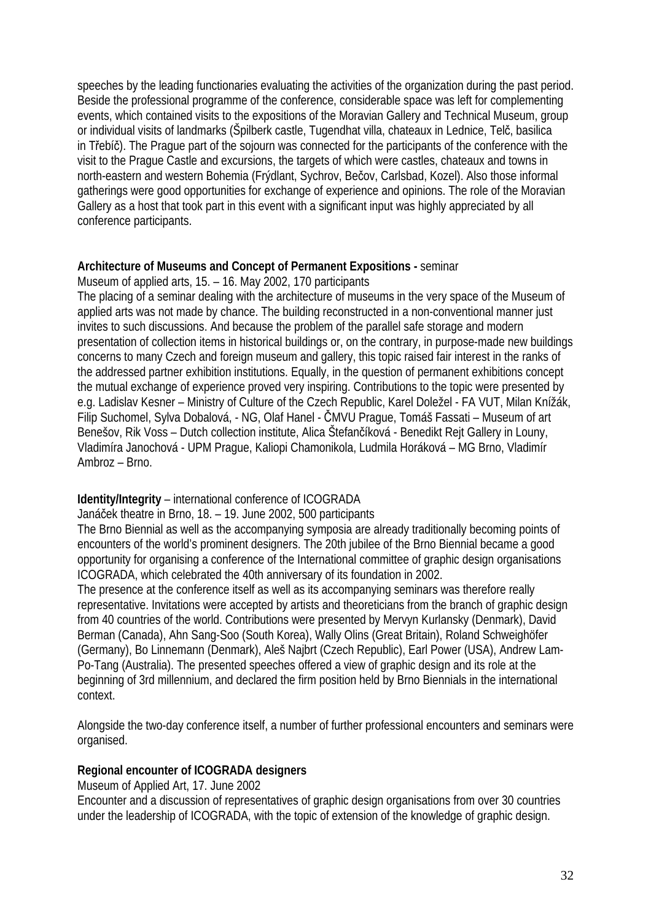speeches by the leading functionaries evaluating the activities of the organization during the past period. Beside the professional programme of the conference, considerable space was left for complementing events, which contained visits to the expositions of the Moravian Gallery and Technical Museum, group or individual visits of landmarks (Špilberk castle, Tugendhat villa, chateaux in Lednice, Telč, basilica in Třebíč). The Prague part of the sojourn was connected for the participants of the conference with the visit to the Prague Castle and excursions, the targets of which were castles, chateaux and towns in north-eastern and western Bohemia (Frýdlant, Sychrov, Bečov, Carlsbad, Kozel). Also those informal gatherings were good opportunities for exchange of experience and opinions. The role of the Moravian Gallery as a host that took part in this event with a significant input was highly appreciated by all conference participants.

**Architecture of Museums and Concept of Permanent Expositions -** seminar
Museum of applied arts, 15. – 16. May 2002, 170 participants
The placing of a seminar dealing with the architecture of museums in the very space of the Museum of applied arts was not made by chance. The building reconstructed in a non-conventional manner just invites to such discussions. And because the problem of the parallel safe storage and modern presentation of collection items in historical buildings or, on the contrary, in purpose-made new buildings concerns to many Czech and foreign museum and gallery, this topic raised fair interest in the ranks of the addressed partner exhibition institutions. Equally, in the question of permanent exhibitions concept the mutual exchange of experience proved very inspiring. Contributions to the topic were presented by e.g. Ladislav Kesner – Ministry of Culture of the Czech Republic, Karel Doležel - FA VUT, Milan Knížák, Filip Suchomel, Sylva Dobalová, - NG, Olaf Hanel - ČMVU Prague, Tomáš Fassati – Museum of art Benešov, Rik Voss – Dutch collection institute, Alica Štefančíková - Benedikt Rejt Gallery in Louny, Vladimíra Janochová - UPM Prague, Kaliopi Chamonikola, Ludmila Horáková – MG Brno, Vladimír Ambroz – Brno.

**Identity/Integrity** – international conference of ICOGRADA
Janáček theatre in Brno, 18. – 19. June 2002, 500 participants
The Brno Biennial as well as the accompanying symposia are already traditionally becoming points of encounters of the world's prominent designers. The 20th jubilee of the Brno Biennial became a good opportunity for organising a conference of the International committee of graphic design organisations ICOGRADA, which celebrated the 40th anniversary of its foundation in 2002.
The presence at the conference itself as well as its accompanying seminars was therefore really representative. Invitations were accepted by artists and theoreticians from the branch of graphic design from 40 countries of the world. Contributions were presented by Mervyn Kurlansky (Denmark), David Berman (Canada), Ahn Sang-Soo (South Korea), Wally Olins (Great Britain), Roland Schweighöfer (Germany), Bo Linnemann (Denmark), Aleš Najbrt (Czech Republic), Earl Power (USA), Andrew Lam-Po-Tang (Australia). The presented speeches offered a view of graphic design and its role at the beginning of 3rd millennium, and declared the firm position held by Brno Biennials in the international context.

Alongside the two-day conference itself, a number of further professional encounters and seminars were organised.

**Regional encounter of ICOGRADA designers**
Museum of Applied Art, 17. June 2002
Encounter and a discussion of representatives of graphic design organisations from over 30 countries under the leadership of ICOGRADA, with the topic of extension of the knowledge of graphic design.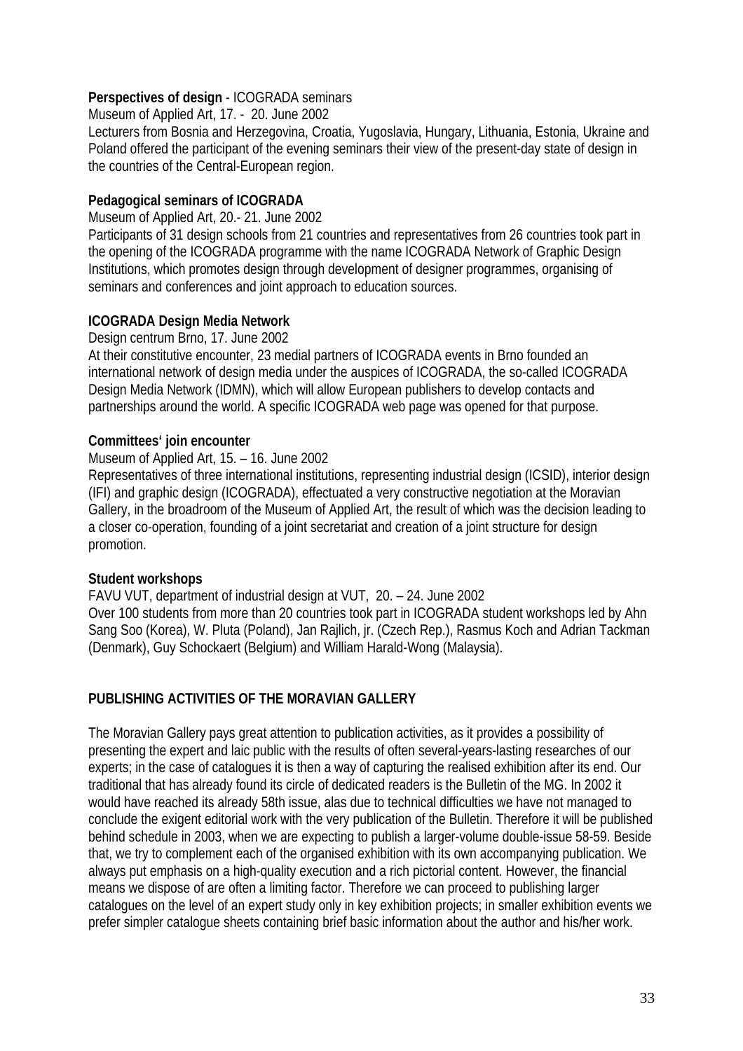**Perspectives of design** - ICOGRADA seminars

Museum of Applied Art, 17. - 20. June 2002

Lecturers from Bosnia and Herzegovina, Croatia, Yugoslavia, Hungary, Lithuania, Estonia, Ukraine and Poland offered the participant of the evening seminars their view of the present-day state of design in the countries of the Central-European region.

**Pedagogical seminars of ICOGRADA**

Museum of Applied Art, 20.- 21. June 2002

Participants of 31 design schools from 21 countries and representatives from 26 countries took part in the opening of the ICOGRADA programme with the name ICOGRADA Network of Graphic Design Institutions, which promotes design through development of designer programmes, organising of seminars and conferences and joint approach to education sources.

**ICOGRADA Design Media Network**

Design centrum Brno, 17. June 2002

At their constitutive encounter, 23 medial partners of ICOGRADA events in Brno founded an international network of design media under the auspices of ICOGRADA, the so-called ICOGRADA Design Media Network (IDMN), which will allow European publishers to develop contacts and partnerships around the world. A specific ICOGRADA web page was opened for that purpose.

**Committees' join encounter**

Museum of Applied Art, 15. – 16. June 2002

Representatives of three international institutions, representing industrial design (ICSID), interior design (IFI) and graphic design (ICOGRADA), effectuated a very constructive negotiation at the Moravian Gallery, in the broadroom of the Museum of Applied Art, the result of which was the decision leading to a closer co-operation, founding of a joint secretariat and creation of a joint structure for design promotion.

**Student workshops**

FAVU VUT, department of industrial design at VUT, 20. – 24. June 2002

Over 100 students from more than 20 countries took part in ICOGRADA student workshops led by Ahn Sang Soo (Korea), W. Pluta (Poland), Jan Rajlich, jr. (Czech Rep.), Rasmus Koch and Adrian Tackman (Denmark), Guy Schockaert (Belgium) and William Harald-Wong (Malaysia).

## PUBLISHING ACTIVITIES OF THE MORAVIAN GALLERY

The Moravian Gallery pays great attention to publication activities, as it provides a possibility of presenting the expert and laic public with the results of often several-years-lasting researches of our experts; in the case of catalogues it is then a way of capturing the realised exhibition after its end. Our traditional that has already found its circle of dedicated readers is the Bulletin of the MG. In 2002 it would have reached its already 58th issue, alas due to technical difficulties we have not managed to conclude the exigent editorial work with the very publication of the Bulletin. Therefore it will be published behind schedule in 2003, when we are expecting to publish a larger-volume double-issue 58-59. Beside that, we try to complement each of the organised exhibition with its own accompanying publication. We always put emphasis on a high-quality execution and a rich pictorial content. However, the financial means we dispose of are often a limiting factor. Therefore we can proceed to publishing larger catalogues on the level of an expert study only in key exhibition projects; in smaller exhibition events we prefer simpler catalogue sheets containing brief basic information about the author and his/her work.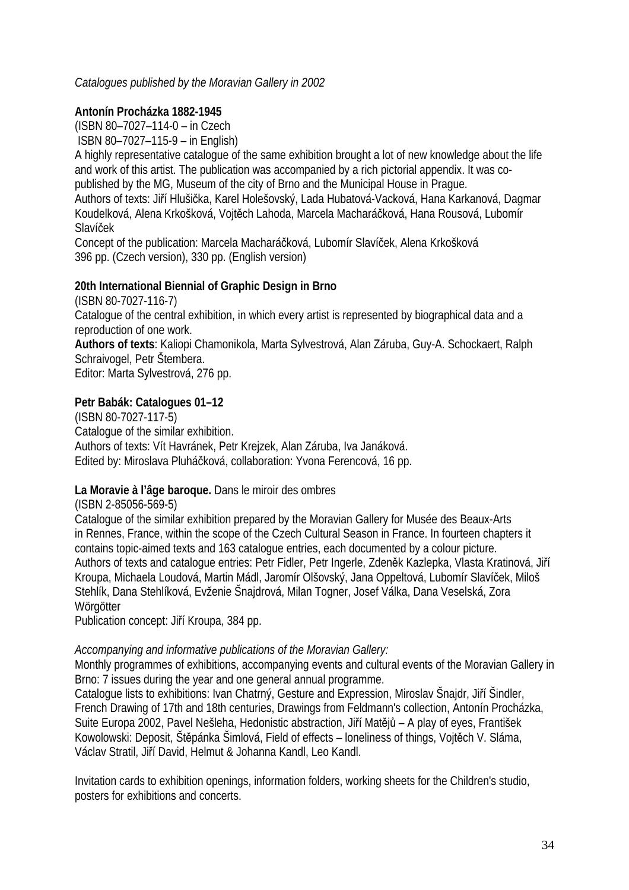*Catalogues published by the Moravian Gallery in 2002*

**Antonín Procházka 1882-1945**
(ISBN 80–7027–114-0 – in Czech
ISBN 80–7027–115-9 – in English)
A highly representative catalogue of the same exhibition brought a lot of new knowledge about the life and work of this artist. The publication was accompanied by a rich pictorial appendix. It was co-published by the MG, Museum of the city of Brno and the Municipal House in Prague.
Authors of texts: Jiří Hlušička, Karel Holešovský, Lada Hubatová-Vacková, Hana Karkanová, Dagmar Koudelková, Alena Krkošková, Vojtěch Lahoda, Marcela Macharáčková, Hana Rousová, Lubomír Slavíček
Concept of the publication: Marcela Macharáčková, Lubomír Slavíček, Alena Krkošková
396 pp. (Czech version), 330 pp. (English version)

**20th International Biennial of Graphic Design in Brno**
(ISBN 80-7027-116-7)
Catalogue of the central exhibition, in which every artist is represented by biographical data and a reproduction of one work.
**Authors of texts**: Kaliopi Chamonikola, Marta Sylvestrová, Alan Záruba, Guy-A. Schockaert, Ralph Schraivogel, Petr Štembera.
Editor: Marta Sylvestrová, 276 pp.

**Petr Babák: Catalogues 01–12**
(ISBN 80-7027-117-5)
Catalogue of the similar exhibition.
Authors of texts: Vít Havránek, Petr Krejzek, Alan Záruba, Iva Janáková.
Edited by: Miroslava Pluháčková, collaboration: Yvona Ferencová, 16 pp.

**La Moravie à l'âge baroque.** Dans le miroir des ombres
(ISBN 2-85056-569-5)
Catalogue of the similar exhibition prepared by the Moravian Gallery for Musée des Beaux-Arts in Rennes, France, within the scope of the Czech Cultural Season in France. In fourteen chapters it contains topic-aimed texts and 163 catalogue entries, each documented by a colour picture.
Authors of texts and catalogue entries: Petr Fidler, Petr Ingerle, Zdeněk Kazlepka, Vlasta Kratinová, Jiří Kroupa, Michaela Loudová, Martin Mádl, Jaromír Olšovský, Jana Oppeltová, Lubomír Slavíček, Miloš Stehlík, Dana Stehlíková, Evženie Šnajdrová, Milan Togner, Josef Válka, Dana Veselská, Zora Wörgötter
Publication concept: Jiří Kroupa, 384 pp.

*Accompanying and informative publications of the Moravian Gallery:*
Monthly programmes of exhibitions, accompanying events and cultural events of the Moravian Gallery in Brno: 7 issues during the year and one general annual programme.
Catalogue lists to exhibitions: Ivan Chatrný, Gesture and Expression, Miroslav Šnajdr, Jiří Šindler, French Drawing of 17th and 18th centuries, Drawings from Feldmann's collection, Antonín Procházka, Suite Europa 2002, Pavel Nešleha, Hedonistic abstraction, Jiří Matějů – A play of eyes, František Kowolowski: Deposit, Štěpánka Šimlová, Field of effects – loneliness of things, Vojtěch V. Sláma, Václav Stratil, Jiří David, Helmut & Johanna Kandl, Leo Kandl.

Invitation cards to exhibition openings, information folders, working sheets for the Children's studio, posters for exhibitions and concerts.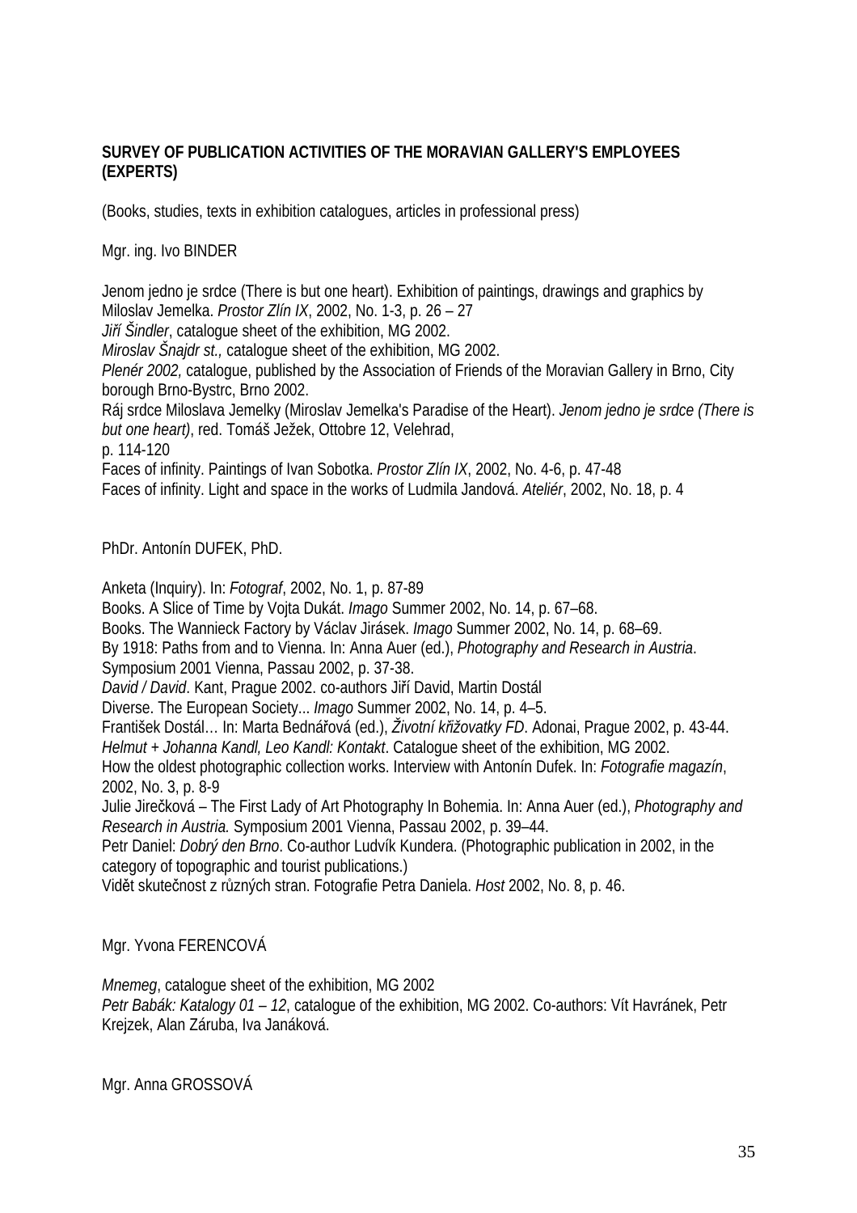**SURVEY OF PUBLICATION ACTIVITIES OF THE MORAVIAN GALLERY'S EMPLOYEES (EXPERTS)**

(Books, studies, texts in exhibition catalogues, articles in professional press)

Mgr. ing. Ivo BINDER

Jenom jedno je srdce (There is but one heart). Exhibition of paintings, drawings and graphics by Miloslav Jemelka. *Prostor Zlín IX*, 2002, No. 1-3, p. 26 – 27
*Jiří Šindler*, catalogue sheet of the exhibition, MG 2002.
*Miroslav Šnajdr st.,* catalogue sheet of the exhibition, MG 2002.
*Plenér 2002,* catalogue, published by the Association of Friends of the Moravian Gallery in Brno, City borough Brno-Bystrc, Brno 2002.
Ráj srdce Miloslava Jemelky (Miroslav Jemelka's Paradise of the Heart). *Jenom jedno je srdce (There is but one heart)*, red. Tomáš Ježek, Ottobre 12, Velehrad,
p. 114-120
Faces of infinity. Paintings of Ivan Sobotka. *Prostor Zlín IX*, 2002, No. 4-6, p. 47-48
Faces of infinity. Light and space in the works of Ludmila Jandová. *Ateliér*, 2002, No. 18, p. 4

PhDr. Antonín DUFEK, PhD.

Anketa (Inquiry). In: *Fotograf*, 2002, No. 1, p. 87-89
Books. A Slice of Time by Vojta Dukát. *Imago* Summer 2002, No. 14, p. 67–68.
Books. The Wannieck Factory by Václav Jirásek. *Imago* Summer 2002, No. 14, p. 68–69.
By 1918: Paths from and to Vienna. In: Anna Auer (ed.), *Photography and Research in Austria*. Symposium 2001 Vienna, Passau 2002, p. 37-38.
*David / David*. Kant, Prague 2002. co-authors Jiří David, Martin Dostál
Diverse. The European Society... *Imago* Summer 2002, No. 14, p. 4–5.
František Dostál… In: Marta Bednářová (ed.), *Životní křižovatky FD*. Adonai, Prague 2002, p. 43-44.
*Helmut + Johanna Kandl, Leo Kandl: Kontakt*. Catalogue sheet of the exhibition, MG 2002.
How the oldest photographic collection works. Interview with Antonín Dufek. In: *Fotografie magazín*, 2002, No. 3, p. 8-9
Julie Jirečková – The First Lady of Art Photography In Bohemia. In: Anna Auer (ed.), *Photography and Research in Austria.* Symposium 2001 Vienna, Passau 2002, p. 39–44.
Petr Daniel: *Dobrý den Brno*. Co-author Ludvík Kundera. (Photographic publication in 2002, in the category of topographic and tourist publications.)
Vidět skutečnost z různých stran. Fotografie Petra Daniela. *Host* 2002, No. 8, p. 46.

Mgr. Yvona FERENCOVÁ

*Mnemeg*, catalogue sheet of the exhibition, MG 2002
*Petr Babák: Katalogy 01 – 12*, catalogue of the exhibition, MG 2002. Co-authors: Vít Havránek, Petr Krejzek, Alan Záruba, Iva Janáková.

Mgr. Anna GROSSOVÁ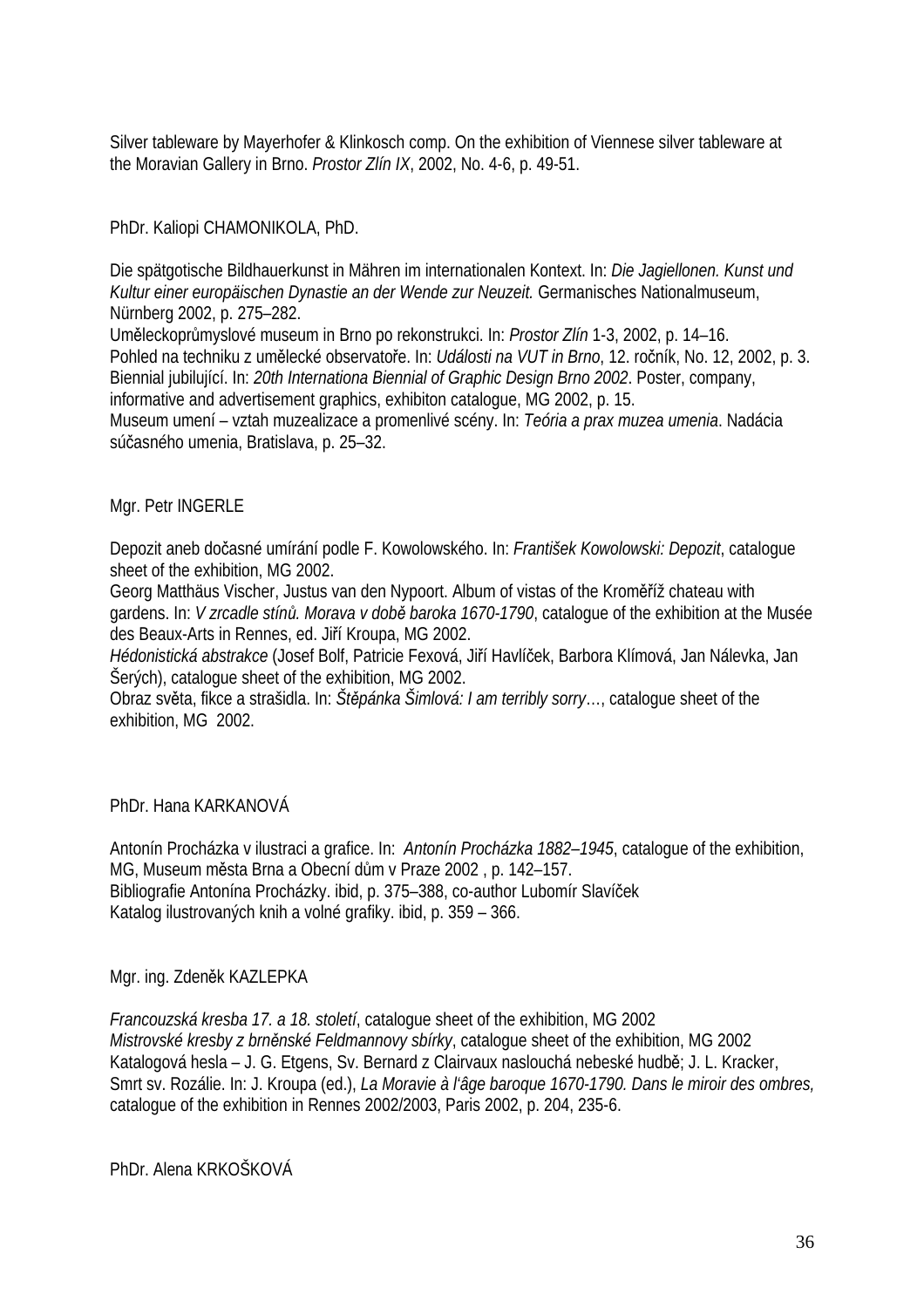Silver tableware by Mayerhofer & Klinkosch comp. On the exhibition of Viennese silver tableware at the Moravian Gallery in Brno. *Prostor Zlín IX*, 2002, No. 4-6, p. 49-51.

PhDr. Kaliopi CHAMONIKOLA, PhD.

Die spätgotische Bildhauerkunst in Mähren im internationalen Kontext. In: *Die Jagiellonen. Kunst und Kultur einer europäischen Dynastie an der Wende zur Neuzeit.* Germanisches Nationalmuseum, Nürnberg 2002, p. 275–282.
Uměleckoprůmyslové museum in Brno po rekonstrukci. In: *Prostor Zlín* 1-3, 2002, p. 14–16.
Pohled na techniku z umělecké observatoře. In: *Události na VUT in Brno*, 12. ročník, No. 12, 2002, p. 3.
Biennial jubilující. In: *20th Internationa Biennial of Graphic Design Brno 2002*. Poster, company, informative and advertisement graphics, exhibiton catalogue, MG 2002, p. 15.
Museum umení – vztah muzealizace a promenlivé scény. In: *Teória a prax muzea umenia*. Nadácia súčasného umenia, Bratislava, p. 25–32.

Mgr. Petr INGERLE

Depozit aneb dočasné umírání podle F. Kowolowského. In: *František Kowolowski: Depozit*, catalogue sheet of the exhibition, MG 2002.
Georg Matthäus Vischer, Justus van den Nypoort. Album of vistas of the Kroměříž chateau with gardens. In: *V zrcadle stínů. Morava v době baroka 1670-1790*, catalogue of the exhibition at the Musée des Beaux-Arts in Rennes, ed. Jiří Kroupa, MG 2002.
*Hédonistická abstrakce* (Josef Bolf, Patricie Fexová, Jiří Havlíček, Barbora Klímová, Jan Nálevka, Jan Šerých), catalogue sheet of the exhibition, MG 2002.
Obraz světa, fikce a strašidla. In: *Štěpánka Šimlová: I am terribly sorry*…, catalogue sheet of the exhibition, MG 2002.

PhDr. Hana KARKANOVÁ

Antonín Procházka v ilustraci a grafice. In: *Antonín Procházka 1882–1945*, catalogue of the exhibition, MG, Museum města Brna a Obecní dům v Praze 2002 , p. 142–157.
Bibliografie Antonína Procházky. ibid, p. 375–388, co-author Lubomír Slavíček
Katalog ilustrovaných knih a volné grafiky. ibid, p. 359 – 366.

Mgr. ing. Zdeněk KAZLEPKA

*Francouzská kresba 17. a 18. století*, catalogue sheet of the exhibition, MG 2002
*Mistrovské kresby z brněnské Feldmannovy sbírky*, catalogue sheet of the exhibition, MG 2002
Katalogová hesla – J. G. Etgens, Sv. Bernard z Clairvaux naslouchá nebeské hudbě; J. L. Kracker, Smrt sv. Rozálie. In: J. Kroupa (ed.), *La Moravie à l'âge baroque 1670-1790. Dans le miroir des ombres,* catalogue of the exhibition in Rennes 2002/2003, Paris 2002, p. 204, 235-6.

PhDr. Alena KRKOŠKOVÁ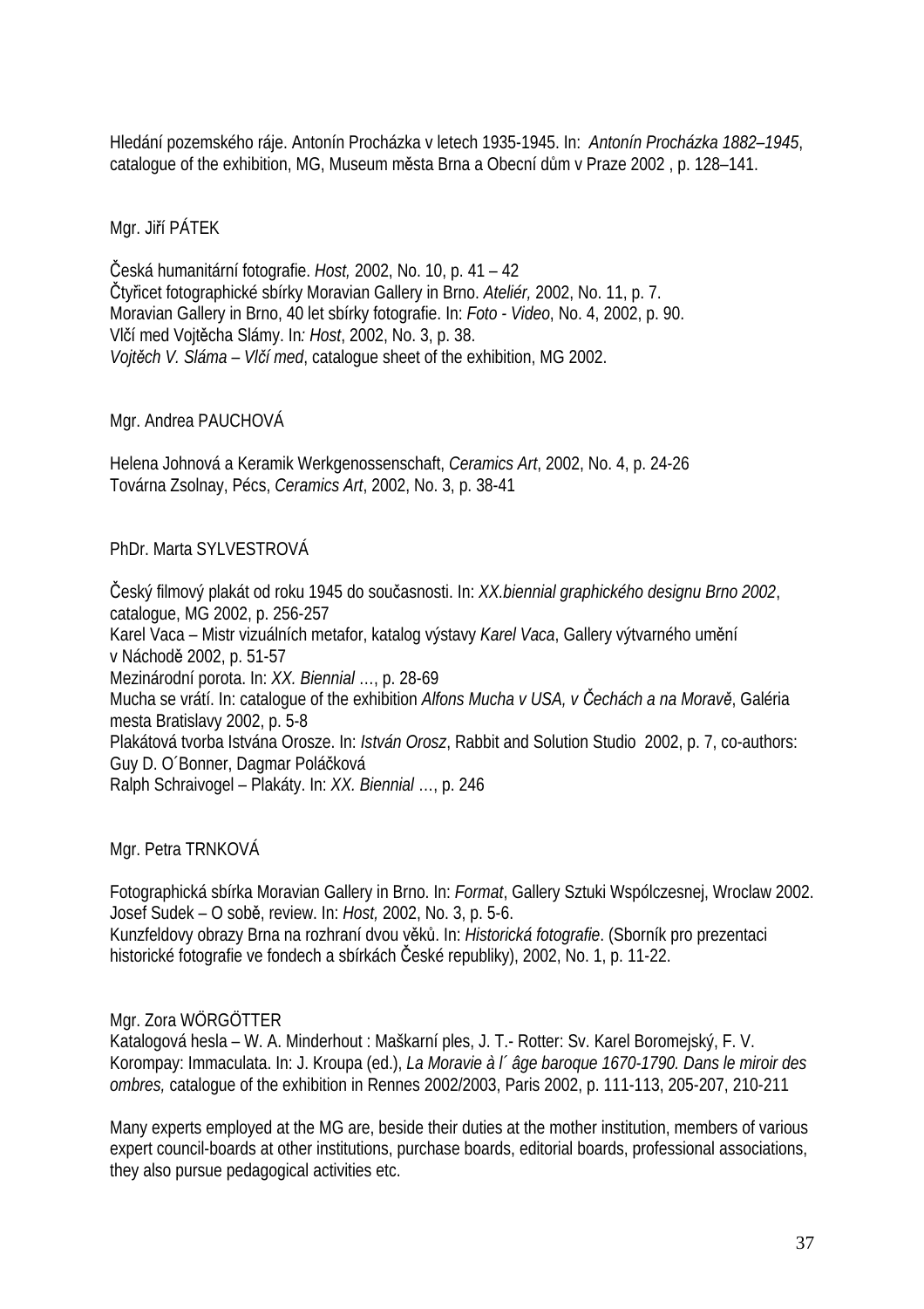Hledání pozemského ráje. Antonín Procházka v letech 1935-1945. In: *Antonín Procházka 1882–1945*, catalogue of the exhibition, MG, Museum města Brna a Obecní dům v Praze 2002 , p. 128–141.

Mgr. Jiří PÁTEK

Česká humanitární fotografie. *Host,* 2002, No. 10, p. 41 – 42
Čtyřicet fotographické sbírky Moravian Gallery in Brno. *Ateliér,* 2002, No. 11, p. 7.
Moravian Gallery in Brno, 40 let sbírky fotografie. In: *Foto - Video*, No. 4, 2002, p. 90.
Vlčí med Vojtěcha Slámy. In*: Host*, 2002, No. 3, p. 38.
*Vojtěch V. Sláma – Vlčí med*, catalogue sheet of the exhibition, MG 2002.

Mgr. Andrea PAUCHOVÁ

Helena Johnová a Keramik Werkgenossenschaft, *Ceramics Art*, 2002, No. 4, p. 24-26
Továrna Zsolnay, Pécs, *Ceramics Art*, 2002, No. 3, p. 38-41

PhDr. Marta SYLVESTROVÁ

Český filmový plakát od roku 1945 do současnosti. In: *XX.biennial graphického designu Brno 2002*, catalogue, MG 2002, p. 256-257
Karel Vaca – Mistr vizuálních metafor, katalog výstavy *Karel Vaca*, Gallery výtvarného umění v Náchodě 2002, p. 51-57
Mezinárodní porota. In: *XX. Biennial* …, p. 28-69
Mucha se vrátí. In: catalogue of the exhibition *Alfons Mucha v USA, v Čechách a na Moravě*, Galéria mesta Bratislavy 2002, p. 5-8
Plakátová tvorba Istvána Orosze. In: *István Orosz*, Rabbit and Solution Studio 2002, p. 7, co-authors: Guy D. O´Bonner, Dagmar Poláčková
Ralph Schraivogel – Plakáty. In: *XX. Biennial* …, p. 246

Mgr. Petra TRNKOVÁ

Fotographická sbírka Moravian Gallery in Brno. In: *Format*, Gallery Sztuki Wspólczesnej, Wroclaw 2002.
Josef Sudek – O sobě, review. In: *Host,* 2002, No. 3, p. 5-6.
Kunzfeldovy obrazy Brna na rozhraní dvou věků. In: *Historická fotografie*. (Sborník pro prezentaci historické fotografie ve fondech a sbírkách České republiky), 2002, No. 1, p. 11-22.

Mgr. Zora WÖRGÖTTER
Katalogová hesla – W. A. Minderhout : Maškarní ples, J. T.- Rotter: Sv. Karel Boromejský, F. V. Korompay: Immaculata. In: J. Kroupa (ed.), *La Moravie à l´ âge baroque 1670-1790. Dans le miroir des ombres,* catalogue of the exhibition in Rennes 2002/2003, Paris 2002, p. 111-113, 205-207, 210-211

Many experts employed at the MG are, beside their duties at the mother institution, members of various expert council-boards at other institutions, purchase boards, editorial boards, professional associations, they also pursue pedagogical activities etc.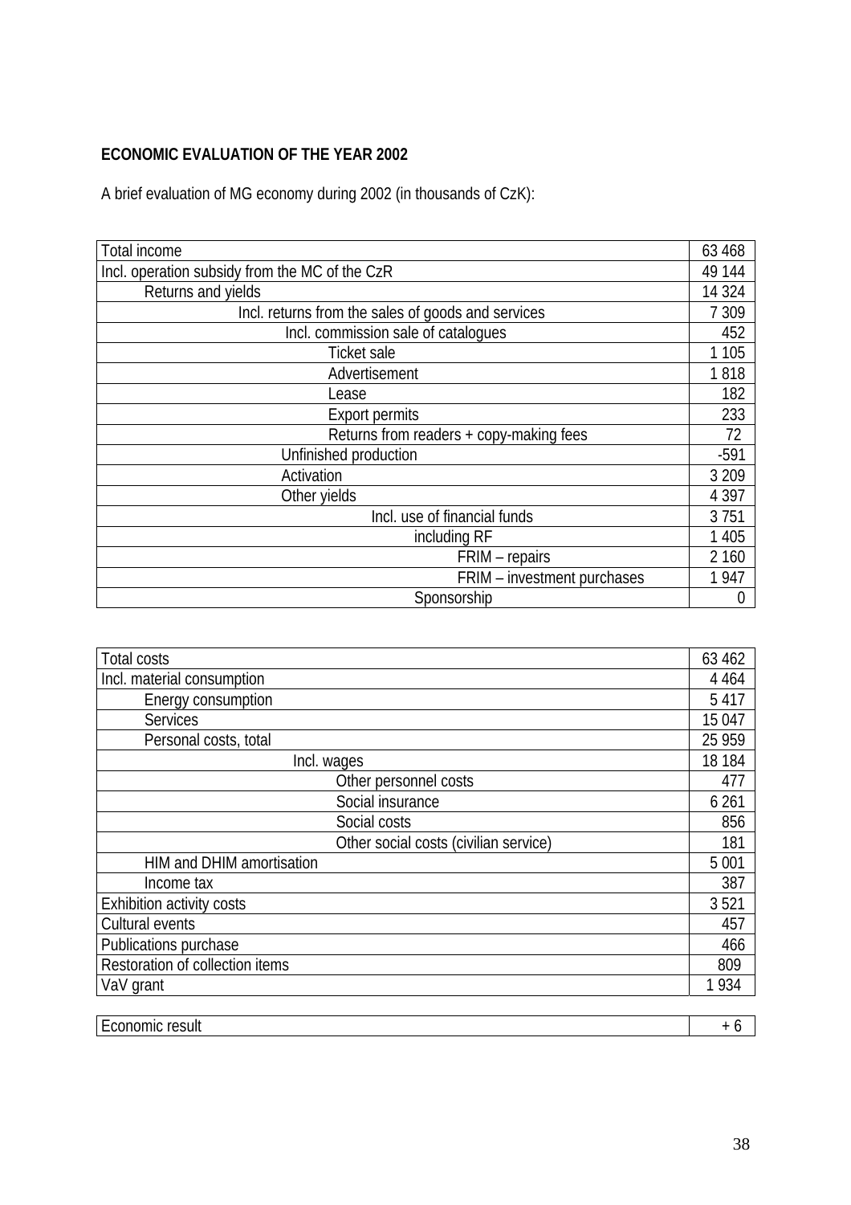**ECONOMIC EVALUATION OF THE YEAR 2002**

A brief evaluation of MG economy during 2002 (in thousands of CzK):

| | |
|---|---|
| Total income | 63 468 |
| Incl. operation subsidy from the MC of the CzR | 49 144 |
| Returns and yields | 14 324 |
| Incl. returns from the sales of goods and services | 7 309 |
| Incl. commission sale of catalogues | 452 |
| Ticket sale | 1 105 |
| Advertisement | 1 818 |
| Lease | 182 |
| Export permits | 233 |
| Returns from readers + copy-making fees | 72 |
| Unfinished production | -591 |
| Activation | 3 209 |
| Other yields | 4 397 |
| Incl. use of financial funds | 3 751 |
| including RF | 1 405 |
| FRIM – repairs | 2 160 |
| FRIM – investment purchases | 1 947 |
| Sponsorship | 0 |

| | |
|---|---|
| Total costs | 63 462 |
| Incl. material consumption | 4 464 |
| Energy consumption | 5 417 |
| Services | 15 047 |
| Personal costs, total | 25 959 |
| Incl. wages | 18 184 |
| Other personnel costs | 477 |
| Social insurance | 6 261 |
| Social costs | 856 |
| Other social costs (civilian service) | 181 |
| HIM and DHIM amortisation | 5 001 |
| Income tax | 387 |
| Exhibition activity costs | 3 521 |
| Cultural events | 457 |
| Publications purchase | 466 |
| Restoration of collection items | 809 |
| VaV grant | 1 934 |

| | |
|---|---|
| Economic result | + 6 |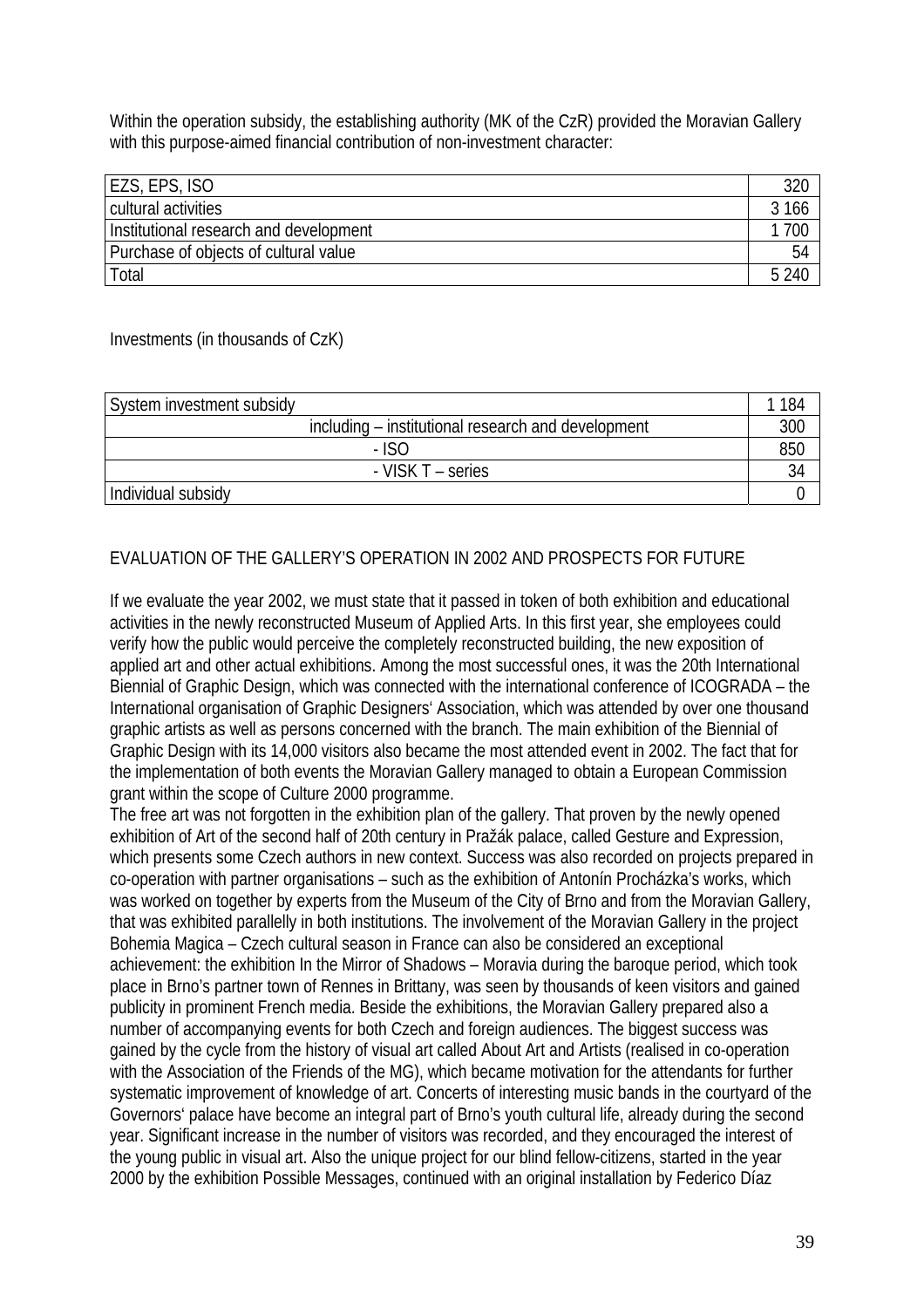Within the operation subsidy, the establishing authority (MK of the CzR) provided the Moravian Gallery with this purpose-aimed financial contribution of non-investment character:

| | |
|---|---|
| EZS, EPS, ISO | 320 |
| cultural activities | 3 166 |
| Institutional research and development | 1 700 |
| Purchase of objects of cultural value | 54 |
| Total | 5 240 |

Investments (in thousands of CzK)

| | |
|---|---|
| System investment subsidy | 1 184 |
| including – institutional research and development | 300 |
| - ISO | 850 |
| - VISK T – series | 34 |
| Individual subsidy | 0 |

## EVALUATION OF THE GALLERY'S OPERATION IN 2002 AND PROSPECTS FOR FUTURE

If we evaluate the year 2002, we must state that it passed in token of both exhibition and educational activities in the newly reconstructed Museum of Applied Arts. In this first year, she employees could verify how the public would perceive the completely reconstructed building, the new exposition of applied art and other actual exhibitions. Among the most successful ones, it was the 20th International Biennial of Graphic Design, which was connected with the international conference of ICOGRADA – the International organisation of Graphic Designers' Association, which was attended by over one thousand graphic artists as well as persons concerned with the branch. The main exhibition of the Biennial of Graphic Design with its 14,000 visitors also became the most attended event in 2002. The fact that for the implementation of both events the Moravian Gallery managed to obtain a European Commission grant within the scope of Culture 2000 programme.
The free art was not forgotten in the exhibition plan of the gallery. That proven by the newly opened exhibition of Art of the second half of 20th century in Pražák palace, called Gesture and Expression, which presents some Czech authors in new context. Success was also recorded on projects prepared in co-operation with partner organisations – such as the exhibition of Antonín Procházka's works, which was worked on together by experts from the Museum of the City of Brno and from the Moravian Gallery, that was exhibited parallelly in both institutions. The involvement of the Moravian Gallery in the project Bohemia Magica – Czech cultural season in France can also be considered an exceptional achievement: the exhibition In the Mirror of Shadows – Moravia during the baroque period, which took place in Brno's partner town of Rennes in Brittany, was seen by thousands of keen visitors and gained publicity in prominent French media. Beside the exhibitions, the Moravian Gallery prepared also a number of accompanying events for both Czech and foreign audiences. The biggest success was gained by the cycle from the history of visual art called About Art and Artists (realised in co-operation with the Association of the Friends of the MG), which became motivation for the attendants for further systematic improvement of knowledge of art. Concerts of interesting music bands in the courtyard of the Governors' palace have become an integral part of Brno's youth cultural life, already during the second year. Significant increase in the number of visitors was recorded, and they encouraged the interest of the young public in visual art. Also the unique project for our blind fellow-citizens, started in the year 2000 by the exhibition Possible Messages, continued with an original installation by Federico Díaz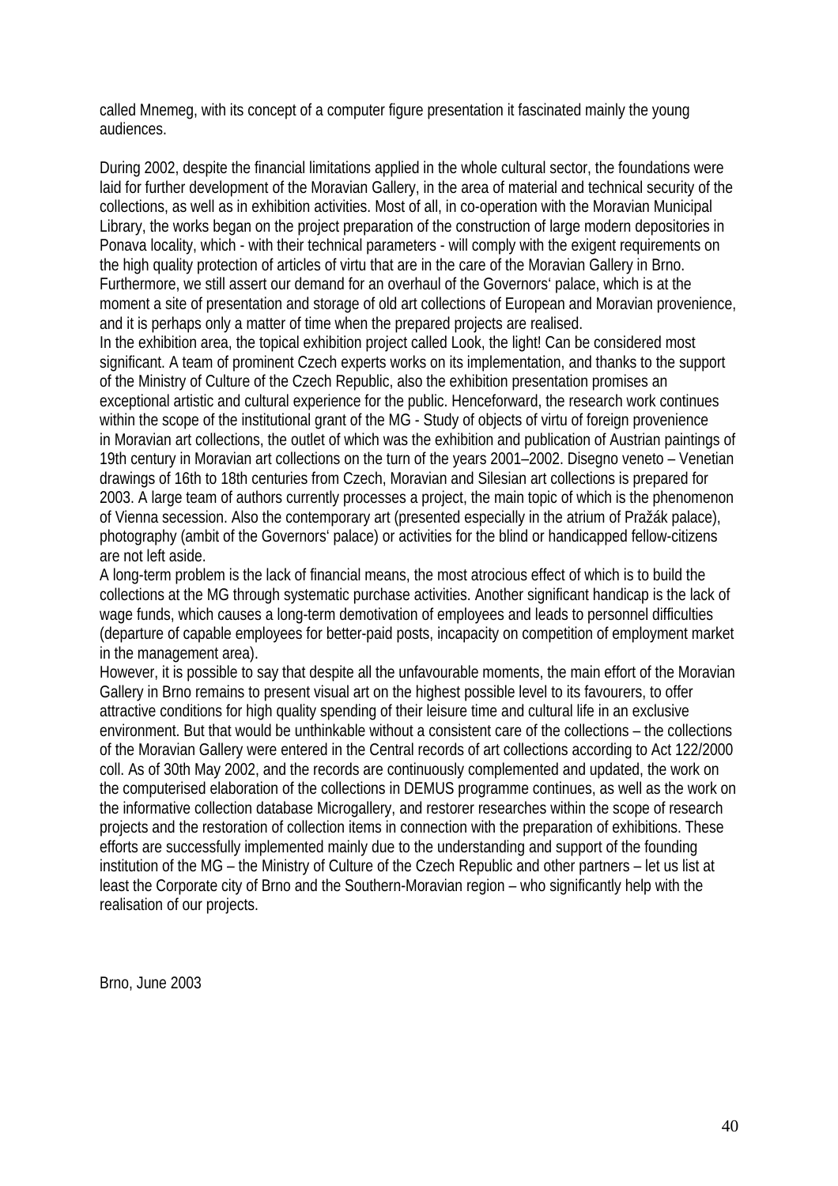called Mnemeg, with its concept of a computer figure presentation it fascinated mainly the young audiences.

During 2002, despite the financial limitations applied in the whole cultural sector, the foundations were laid for further development of the Moravian Gallery, in the area of material and technical security of the collections, as well as in exhibition activities. Most of all, in co-operation with the Moravian Municipal Library, the works began on the project preparation of the construction of large modern depositories in Ponava locality, which - with their technical parameters - will comply with the exigent requirements on the high quality protection of articles of virtu that are in the care of the Moravian Gallery in Brno. Furthermore, we still assert our demand for an overhaul of the Governors' palace, which is at the moment a site of presentation and storage of old art collections of European and Moravian provenience, and it is perhaps only a matter of time when the prepared projects are realised.
In the exhibition area, the topical exhibition project called Look, the light! Can be considered most significant. A team of prominent Czech experts works on its implementation, and thanks to the support of the Ministry of Culture of the Czech Republic, also the exhibition presentation promises an exceptional artistic and cultural experience for the public. Henceforward, the research work continues within the scope of the institutional grant of the MG - Study of objects of virtu of foreign provenience in Moravian art collections, the outlet of which was the exhibition and publication of Austrian paintings of 19th century in Moravian art collections on the turn of the years 2001–2002. Disegno veneto – Venetian drawings of 16th to 18th centuries from Czech, Moravian and Silesian art collections is prepared for 2003. A large team of authors currently processes a project, the main topic of which is the phenomenon of Vienna secession. Also the contemporary art (presented especially in the atrium of Pražák palace), photography (ambit of the Governors' palace) or activities for the blind or handicapped fellow-citizens are not left aside.
A long-term problem is the lack of financial means, the most atrocious effect of which is to build the collections at the MG through systematic purchase activities. Another significant handicap is the lack of wage funds, which causes a long-term demotivation of employees and leads to personnel difficulties (departure of capable employees for better-paid posts, incapacity on competition of employment market in the management area).
However, it is possible to say that despite all the unfavourable moments, the main effort of the Moravian Gallery in Brno remains to present visual art on the highest possible level to its favourers, to offer attractive conditions for high quality spending of their leisure time and cultural life in an exclusive environment. But that would be unthinkable without a consistent care of the collections – the collections of the Moravian Gallery were entered in the Central records of art collections according to Act 122/2000 coll. As of 30th May 2002, and the records are continuously complemented and updated, the work on the computerised elaboration of the collections in DEMUS programme continues, as well as the work on the informative collection database Micrograllery, and restorer researches within the scope of research projects and the restoration of collection items in connection with the preparation of exhibitions. These efforts are successfully implemented mainly due to the understanding and support of the founding institution of the MG – the Ministry of Culture of the Czech Republic and other partners – let us list at least the Corporate city of Brno and the Southern-Moravian region – who significantly help with the realisation of our projects.

Brno, June 2003